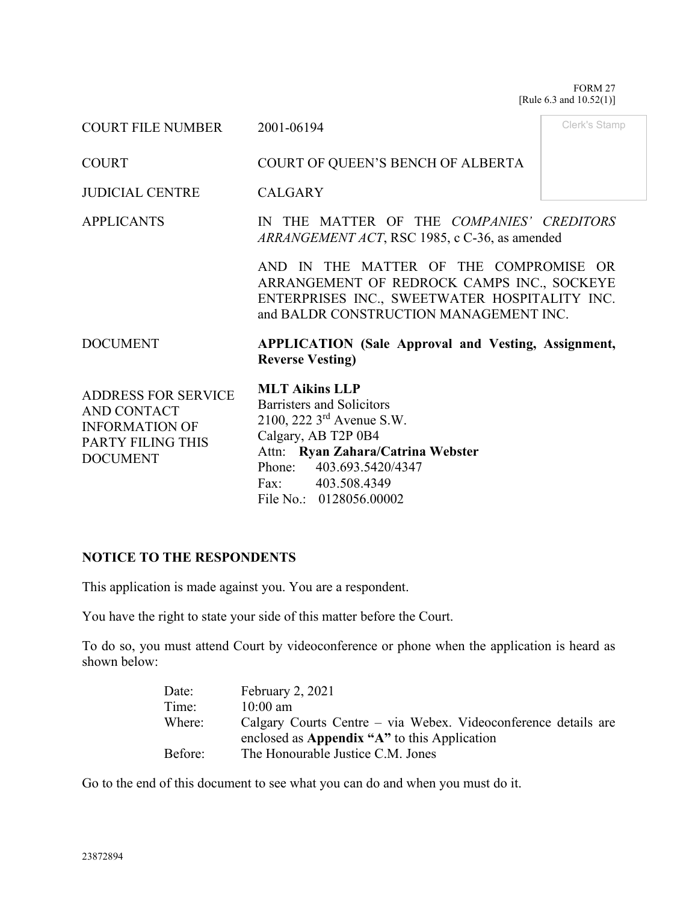FORM 27
[Rule 6.3 and 10.52(1)]

Clerk's Stamp

| | |
|---|---|
| COURT FILE NUMBER | 2001-06194 |
| COURT | COURT OF QUEEN'S BENCH OF ALBERTA |
| JUDICIAL CENTRE | CALGARY |
| APPLICANTS | IN THE MATTER OF THE *COMPANIES' CREDITORS ARRANGEMENT ACT*, RSC 1985, c C-36, as amended<br><br>AND IN THE MATTER OF THE COMPROMISE OR ARRANGEMENT OF REDROCK CAMPS INC., SOCKEYE ENTERPRISES INC., SWEETWATER HOSPITALITY INC. and BALDR CONSTRUCTION MANAGEMENT INC. |
| DOCUMENT | **APPLICATION (Sale Approval and Vesting, Assignment, Reverse Vesting)** |
| ADDRESS FOR SERVICE AND CONTACT INFORMATION OF PARTY FILING THIS DOCUMENT | **MLT Aikins LLP**<br>Barristers and Solicitors<br>2100, 222 3rd Avenue S.W.<br>Calgary, AB T2P 0B4<br>Attn: **Ryan Zahara/Catrina Webster**<br>Phone: 403.693.5420/4347<br>Fax: 403.508.4349<br>File No.: 0128056.00002 |

## NOTICE TO THE RESPONDENTS

This application is made against you. You are a respondent.

You have the right to state your side of this matter before the Court.

To do so, you must attend Court by videoconference or phone when the application is heard as shown below:

| | |
|---|---|
| Date: | February 2, 2021 |
| Time: | 10:00 am |
| Where: | Calgary Courts Centre – via Webex. Videoconference details are enclosed as **Appendix "A"** to this Application |
| Before: | The Honourable Justice C.M. Jones |

Go to the end of this document to see what you can do and when you must do it.

23872894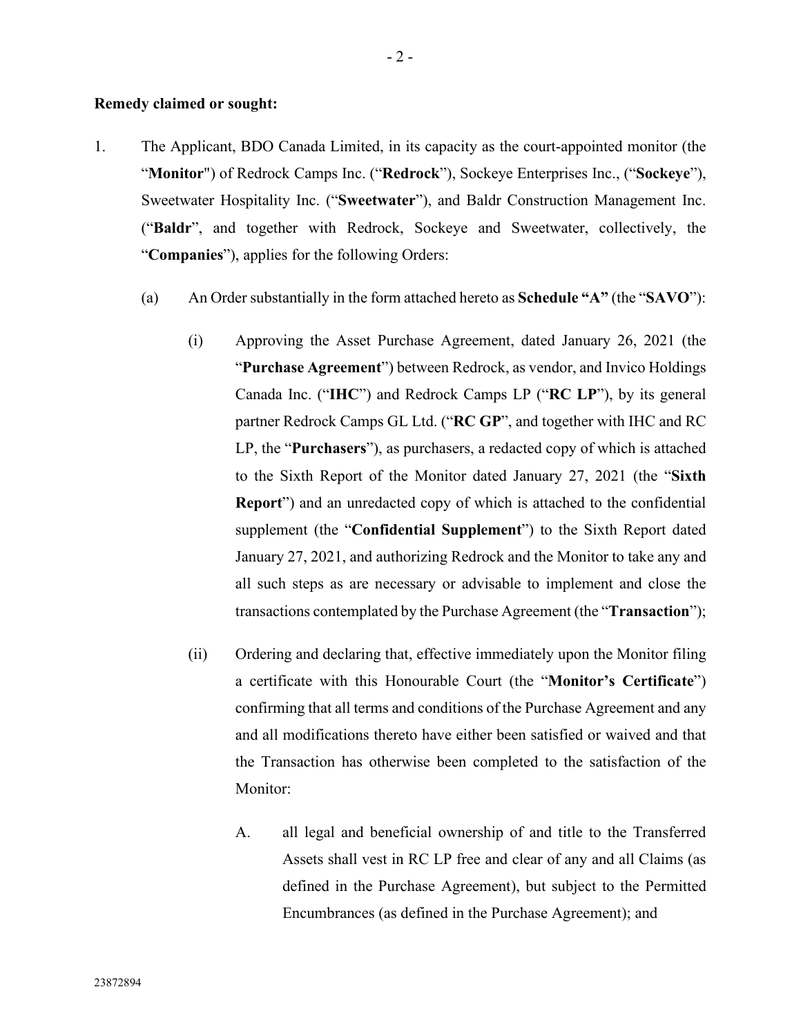**Remedy claimed or sought:**

1. The Applicant, BDO Canada Limited, in its capacity as the court-appointed monitor (the "**Monitor**") of Redrock Camps Inc. ("**Redrock**"), Sockeye Enterprises Inc., ("**Sockeye**"), Sweetwater Hospitality Inc. ("**Sweetwater**"), and Baldr Construction Management Inc. ("**Baldr**", and together with Redrock, Sockeye and Sweetwater, collectively, the "**Companies**"), applies for the following Orders:

   (a) An Order substantially in the form attached hereto as **Schedule "A"** (the "**SAVO**"):

      (i) Approving the Asset Purchase Agreement, dated January 26, 2021 (the "**Purchase Agreement**") between Redrock, as vendor, and Invico Holdings Canada Inc. ("**IHC**") and Redrock Camps LP ("**RC LP**"), by its general partner Redrock Camps GL Ltd. ("**RC GP**", and together with IHC and RC LP, the "**Purchasers**"), as purchasers, a redacted copy of which is attached to the Sixth Report of the Monitor dated January 27, 2021 (the "**Sixth Report**") and an unredacted copy of which is attached to the confidential supplement (the "**Confidential Supplement**") to the Sixth Report dated January 27, 2021, and authorizing Redrock and the Monitor to take any and all such steps as are necessary or advisable to implement and close the transactions contemplated by the Purchase Agreement (the "**Transaction**");

      (ii) Ordering and declaring that, effective immediately upon the Monitor filing a certificate with this Honourable Court (the "**Monitor's Certificate**") confirming that all terms and conditions of the Purchase Agreement and any and all modifications thereto have either been satisfied or waived and that the Transaction has otherwise been completed to the satisfaction of the Monitor:

         A. all legal and beneficial ownership of and title to the Transferred Assets shall vest in RC LP free and clear of any and all Claims (as defined in the Purchase Agreement), but subject to the Permitted Encumbrances (as defined in the Purchase Agreement); and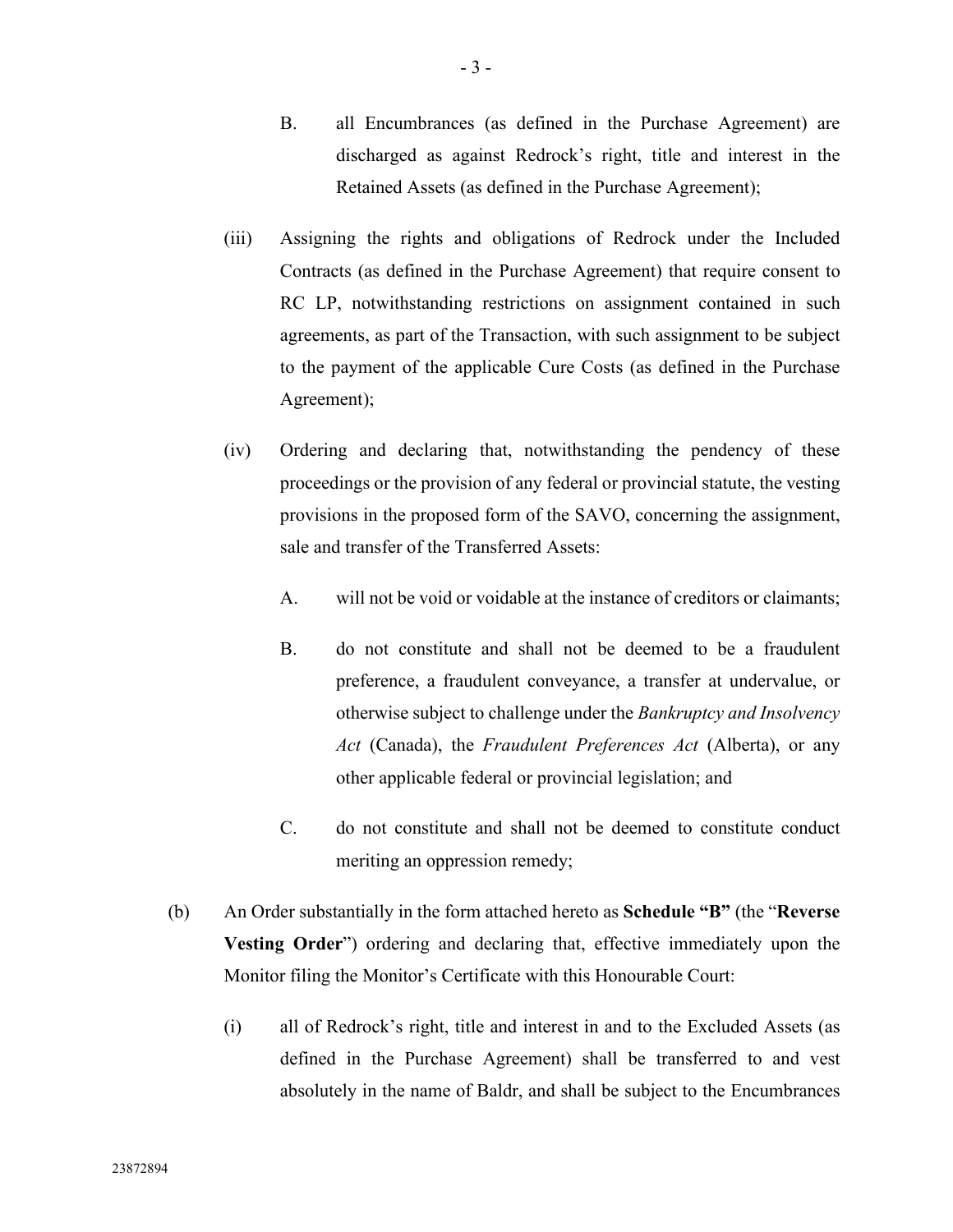B. all Encumbrances (as defined in the Purchase Agreement) are discharged as against Redrock's right, title and interest in the Retained Assets (as defined in the Purchase Agreement);

(iii) Assigning the rights and obligations of Redrock under the Included Contracts (as defined in the Purchase Agreement) that require consent to RC LP, notwithstanding restrictions on assignment contained in such agreements, as part of the Transaction, with such assignment to be subject to the payment of the applicable Cure Costs (as defined in the Purchase Agreement);

(iv) Ordering and declaring that, notwithstanding the pendency of these proceedings or the provision of any federal or provincial statute, the vesting provisions in the proposed form of the SAVO, concerning the assignment, sale and transfer of the Transferred Assets:

A. will not be void or voidable at the instance of creditors or claimants;

B. do not constitute and shall not be deemed to be a fraudulent preference, a fraudulent conveyance, a transfer at undervalue, or otherwise subject to challenge under the *Bankruptcy and Insolvency Act* (Canada), the *Fraudulent Preferences Act* (Alberta), or any other applicable federal or provincial legislation; and

C. do not constitute and shall not be deemed to constitute conduct meriting an oppression remedy;

(b) An Order substantially in the form attached hereto as **Schedule "B"** (the "**Reverse Vesting Order**") ordering and declaring that, effective immediately upon the Monitor filing the Monitor's Certificate with this Honourable Court:

(i) all of Redrock's right, title and interest in and to the Excluded Assets (as defined in the Purchase Agreement) shall be transferred to and vest absolutely in the name of Baldr, and shall be subject to the Encumbrances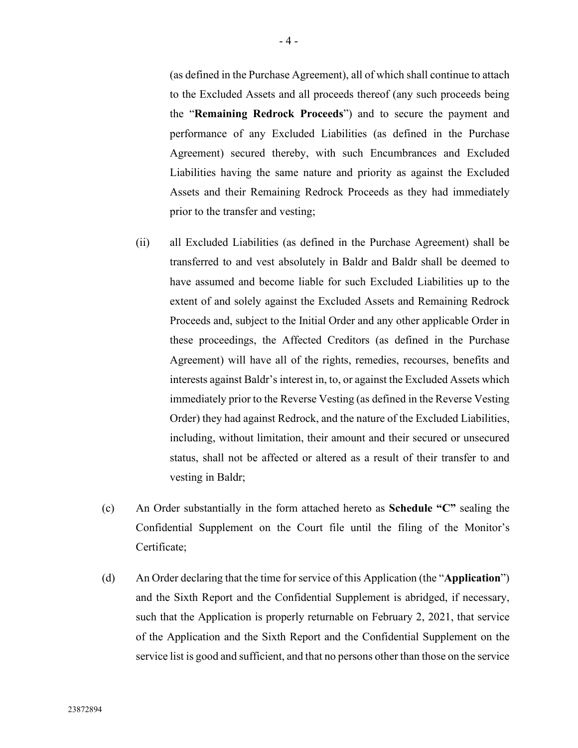(as defined in the Purchase Agreement), all of which shall continue to attach to the Excluded Assets and all proceeds thereof (any such proceeds being the "**Remaining Redrock Proceeds**") and to secure the payment and performance of any Excluded Liabilities (as defined in the Purchase Agreement) secured thereby, with such Encumbrances and Excluded Liabilities having the same nature and priority as against the Excluded Assets and their Remaining Redrock Proceeds as they had immediately prior to the transfer and vesting;

(ii) all Excluded Liabilities (as defined in the Purchase Agreement) shall be transferred to and vest absolutely in Baldr and Baldr shall be deemed to have assumed and become liable for such Excluded Liabilities up to the extent of and solely against the Excluded Assets and Remaining Redrock Proceeds and, subject to the Initial Order and any other applicable Order in these proceedings, the Affected Creditors (as defined in the Purchase Agreement) will have all of the rights, remedies, recourses, benefits and interests against Baldr's interest in, to, or against the Excluded Assets which immediately prior to the Reverse Vesting (as defined in the Reverse Vesting Order) they had against Redrock, and the nature of the Excluded Liabilities, including, without limitation, their amount and their secured or unsecured status, shall not be affected or altered as a result of their transfer to and vesting in Baldr;

(c) An Order substantially in the form attached hereto as **Schedule "C"** sealing the Confidential Supplement on the Court file until the filing of the Monitor's Certificate;

(d) An Order declaring that the time for service of this Application (the "**Application**") and the Sixth Report and the Confidential Supplement is abridged, if necessary, such that the Application is properly returnable on February 2, 2021, that service of the Application and the Sixth Report and the Confidential Supplement on the service list is good and sufficient, and that no persons other than those on the service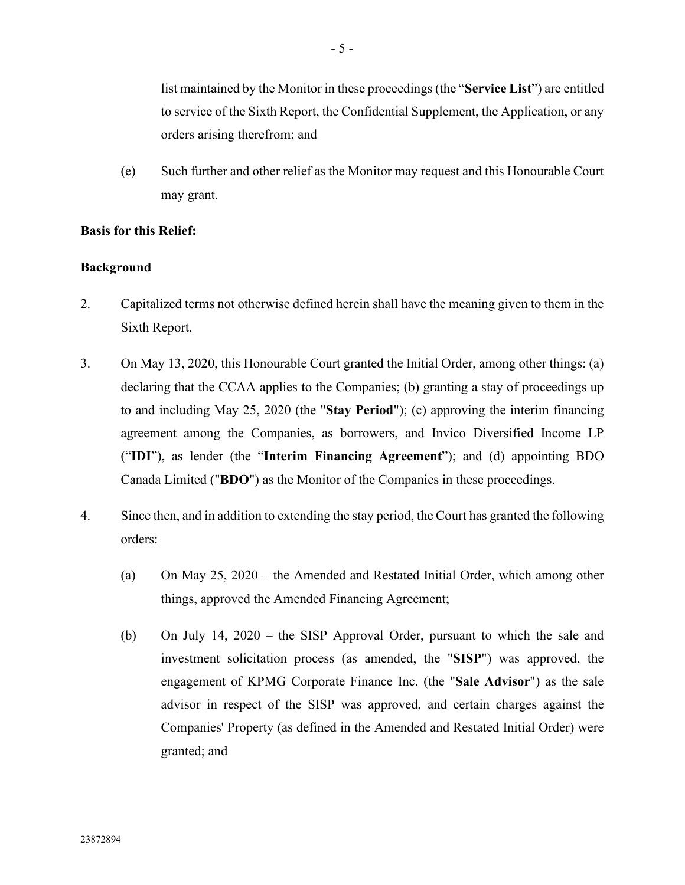list maintained by the Monitor in these proceedings (the "**Service List**") are entitled to service of the Sixth Report, the Confidential Supplement, the Application, or any orders arising therefrom; and

(e) Such further and other relief as the Monitor may request and this Honourable Court may grant.

**Basis for this Relief:**

**Background**

2. Capitalized terms not otherwise defined herein shall have the meaning given to them in the Sixth Report.

3. On May 13, 2020, this Honourable Court granted the Initial Order, among other things: (a) declaring that the CCAA applies to the Companies; (b) granting a stay of proceedings up to and including May 25, 2020 (the "**Stay Period**"); (c) approving the interim financing agreement among the Companies, as borrowers, and Invico Diversified Income LP ("**IDI**"), as lender (the "**Interim Financing Agreement**"); and (d) appointing BDO Canada Limited ("**BDO**") as the Monitor of the Companies in these proceedings.

4. Since then, and in addition to extending the stay period, the Court has granted the following orders:

   (a) On May 25, 2020 – the Amended and Restated Initial Order, which among other things, approved the Amended Financing Agreement;

   (b) On July 14, 2020 – the SISP Approval Order, pursuant to which the sale and investment solicitation process (as amended, the "**SISP**") was approved, the engagement of KPMG Corporate Finance Inc. (the "**Sale Advisor**") as the sale advisor in respect of the SISP was approved, and certain charges against the Companies' Property (as defined in the Amended and Restated Initial Order) were granted; and

23872894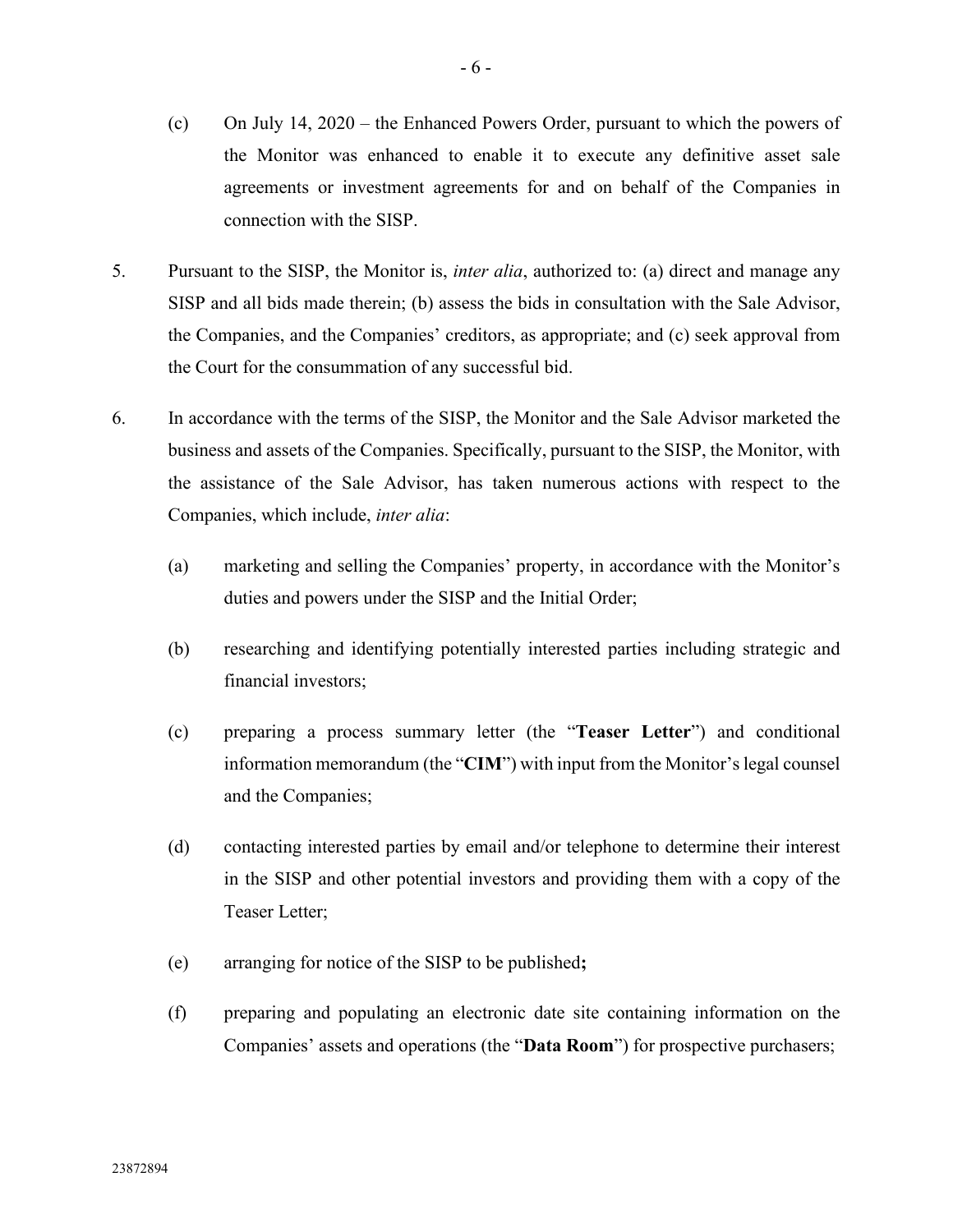(c) On July 14, 2020 – the Enhanced Powers Order, pursuant to which the powers of the Monitor was enhanced to enable it to execute any definitive asset sale agreements or investment agreements for and on behalf of the Companies in connection with the SISP.

5. Pursuant to the SISP, the Monitor is, *inter alia*, authorized to: (a) direct and manage any SISP and all bids made therein; (b) assess the bids in consultation with the Sale Advisor, the Companies, and the Companies' creditors, as appropriate; and (c) seek approval from the Court for the consummation of any successful bid.

6. In accordance with the terms of the SISP, the Monitor and the Sale Advisor marketed the business and assets of the Companies. Specifically, pursuant to the SISP, the Monitor, with the assistance of the Sale Advisor, has taken numerous actions with respect to the Companies, which include, *inter alia*:

   (a) marketing and selling the Companies' property, in accordance with the Monitor's duties and powers under the SISP and the Initial Order;

   (b) researching and identifying potentially interested parties including strategic and financial investors;

   (c) preparing a process summary letter (the "**Teaser Letter**") and conditional information memorandum (the "**CIM**") with input from the Monitor's legal counsel and the Companies;

   (d) contacting interested parties by email and/or telephone to determine their interest in the SISP and other potential investors and providing them with a copy of the Teaser Letter;

   (e) arranging for notice of the SISP to be published**;**

   (f) preparing and populating an electronic date site containing information on the Companies' assets and operations (the "**Data Room**") for prospective purchasers;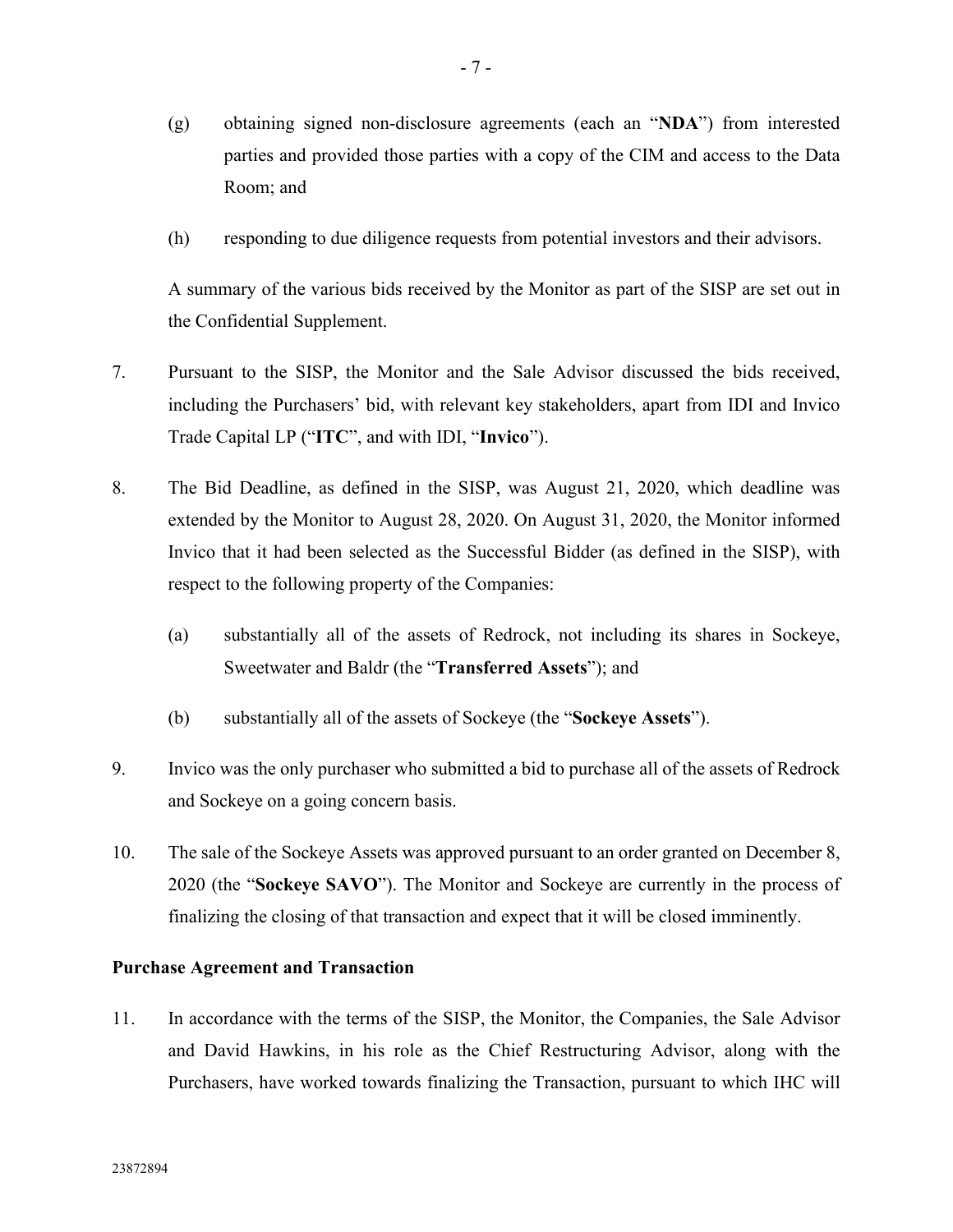(g) obtaining signed non-disclosure agreements (each an "**NDA**") from interested parties and provided those parties with a copy of the CIM and access to the Data Room; and

(h) responding to due diligence requests from potential investors and their advisors.

A summary of the various bids received by the Monitor as part of the SISP are set out in the Confidential Supplement.

7. Pursuant to the SISP, the Monitor and the Sale Advisor discussed the bids received, including the Purchasers' bid, with relevant key stakeholders, apart from IDI and Invico Trade Capital LP ("**ITC**", and with IDI, "**Invico**").

8. The Bid Deadline, as defined in the SISP, was August 21, 2020, which deadline was extended by the Monitor to August 28, 2020. On August 31, 2020, the Monitor informed Invico that it had been selected as the Successful Bidder (as defined in the SISP), with respect to the following property of the Companies:

   (a) substantially all of the assets of Redrock, not including its shares in Sockeye, Sweetwater and Baldr (the "**Transferred Assets**"); and

   (b) substantially all of the assets of Sockeye (the "**Sockeye Assets**").

9. Invico was the only purchaser who submitted a bid to purchase all of the assets of Redrock and Sockeye on a going concern basis.

10. The sale of the Sockeye Assets was approved pursuant to an order granted on December 8, 2020 (the "**Sockeye SAVO**"). The Monitor and Sockeye are currently in the process of finalizing the closing of that transaction and expect that it will be closed imminently.

**Purchase Agreement and Transaction**

11. In accordance with the terms of the SISP, the Monitor, the Companies, the Sale Advisor and David Hawkins, in his role as the Chief Restructuring Advisor, along with the Purchasers, have worked towards finalizing the Transaction, pursuant to which IHC will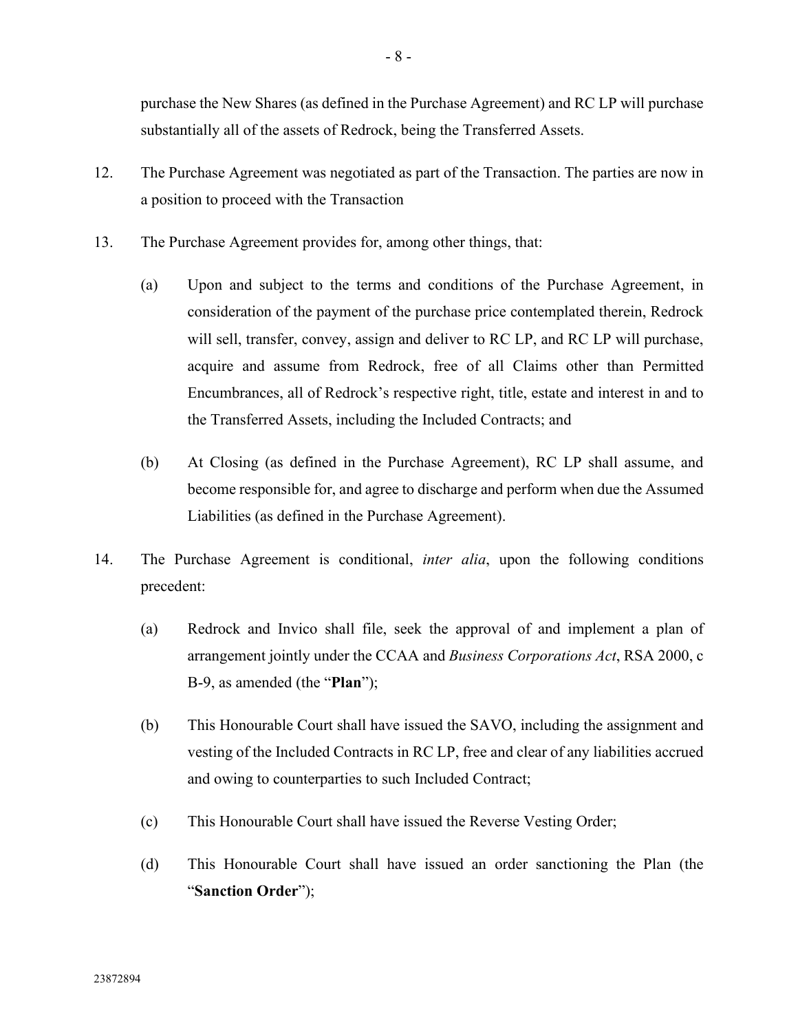purchase the New Shares (as defined in the Purchase Agreement) and RC LP will purchase substantially all of the assets of Redrock, being the Transferred Assets.

12. The Purchase Agreement was negotiated as part of the Transaction. The parties are now in a position to proceed with the Transaction

13. The Purchase Agreement provides for, among other things, that:

    (a) Upon and subject to the terms and conditions of the Purchase Agreement, in consideration of the payment of the purchase price contemplated therein, Redrock will sell, transfer, convey, assign and deliver to RC LP, and RC LP will purchase, acquire and assume from Redrock, free of all Claims other than Permitted Encumbrances, all of Redrock's respective right, title, estate and interest in and to the Transferred Assets, including the Included Contracts; and

    (b) At Closing (as defined in the Purchase Agreement), RC LP shall assume, and become responsible for, and agree to discharge and perform when due the Assumed Liabilities (as defined in the Purchase Agreement).

14. The Purchase Agreement is conditional, *inter alia*, upon the following conditions precedent:

    (a) Redrock and Invico shall file, seek the approval of and implement a plan of arrangement jointly under the CCAA and *Business Corporations Act*, RSA 2000, c B-9, as amended (the "**Plan**");

    (b) This Honourable Court shall have issued the SAVO, including the assignment and vesting of the Included Contracts in RC LP, free and clear of any liabilities accrued and owing to counterparties to such Included Contract;

    (c) This Honourable Court shall have issued the Reverse Vesting Order;

    (d) This Honourable Court shall have issued an order sanctioning the Plan (the "**Sanction Order**");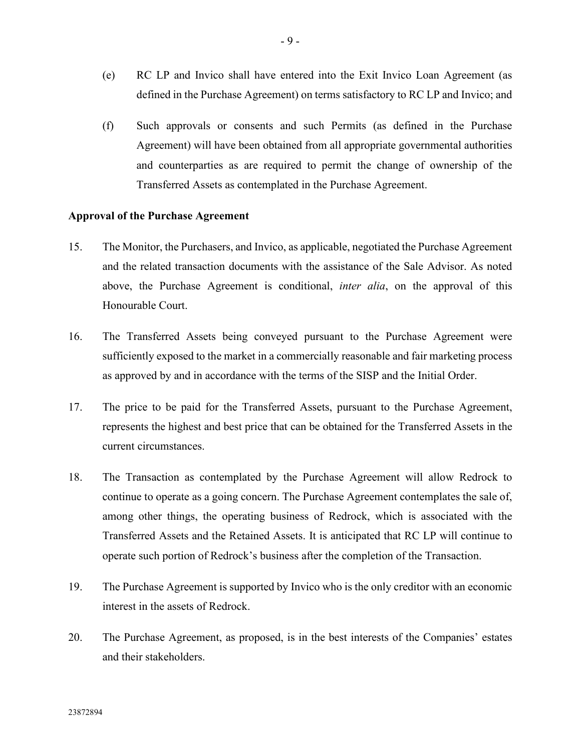(e) RC LP and Invico shall have entered into the Exit Invico Loan Agreement (as defined in the Purchase Agreement) on terms satisfactory to RC LP and Invico; and

(f) Such approvals or consents and such Permits (as defined in the Purchase Agreement) will have been obtained from all appropriate governmental authorities and counterparties as are required to permit the change of ownership of the Transferred Assets as contemplated in the Purchase Agreement.

**Approval of the Purchase Agreement**

15. The Monitor, the Purchasers, and Invico, as applicable, negotiated the Purchase Agreement and the related transaction documents with the assistance of the Sale Advisor. As noted above, the Purchase Agreement is conditional, *inter alia*, on the approval of this Honourable Court.

16. The Transferred Assets being conveyed pursuant to the Purchase Agreement were sufficiently exposed to the market in a commercially reasonable and fair marketing process as approved by and in accordance with the terms of the SISP and the Initial Order.

17. The price to be paid for the Transferred Assets, pursuant to the Purchase Agreement, represents the highest and best price that can be obtained for the Transferred Assets in the current circumstances.

18. The Transaction as contemplated by the Purchase Agreement will allow Redrock to continue to operate as a going concern. The Purchase Agreement contemplates the sale of, among other things, the operating business of Redrock, which is associated with the Transferred Assets and the Retained Assets. It is anticipated that RC LP will continue to operate such portion of Redrock's business after the completion of the Transaction.

19. The Purchase Agreement is supported by Invico who is the only creditor with an economic interest in the assets of Redrock.

20. The Purchase Agreement, as proposed, is in the best interests of the Companies' estates and their stakeholders.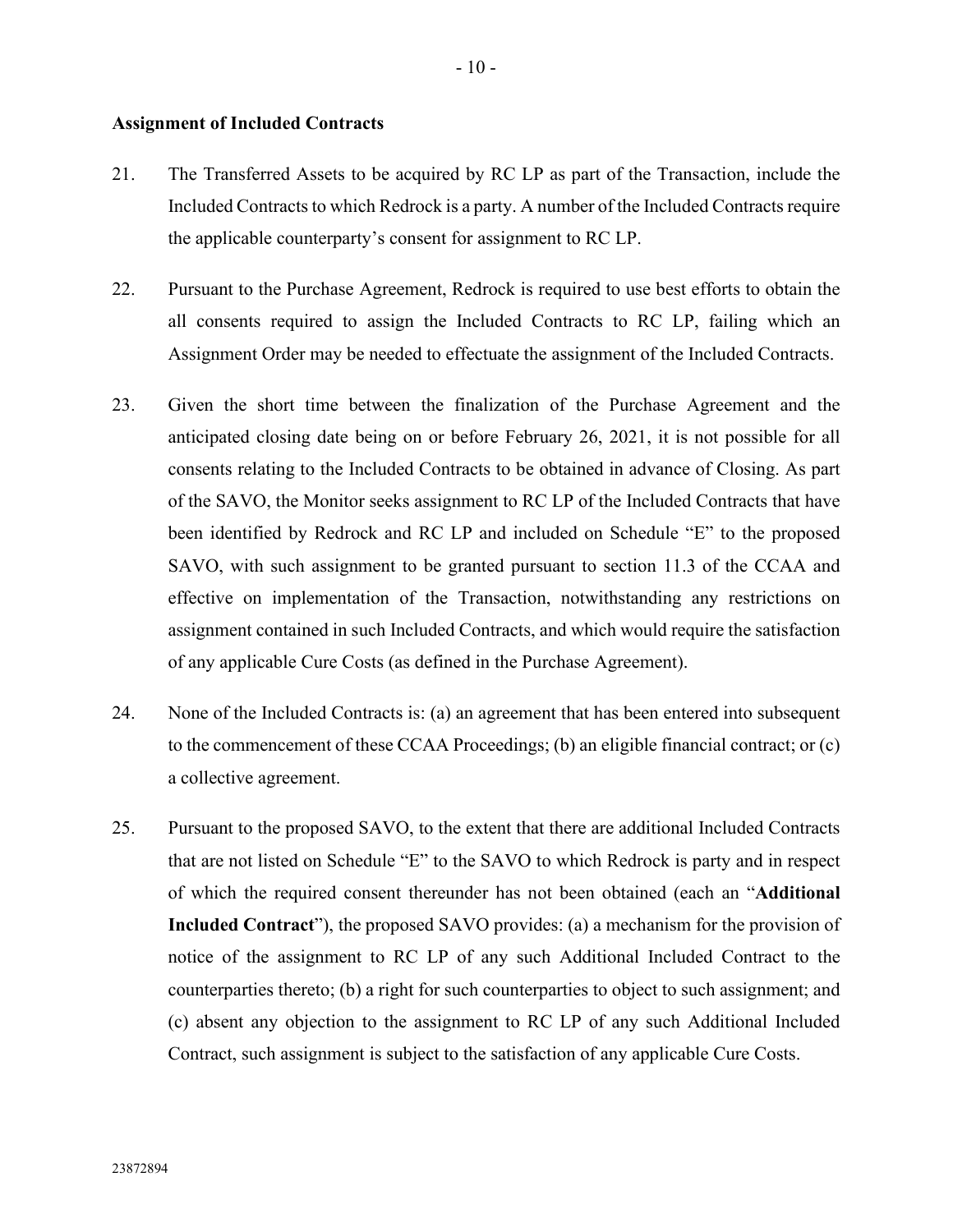**Assignment of Included Contracts**

21. The Transferred Assets to be acquired by RC LP as part of the Transaction, include the Included Contracts to which Redrock is a party. A number of the Included Contracts require the applicable counterparty's consent for assignment to RC LP.

22. Pursuant to the Purchase Agreement, Redrock is required to use best efforts to obtain the all consents required to assign the Included Contracts to RC LP, failing which an Assignment Order may be needed to effectuate the assignment of the Included Contracts.

23. Given the short time between the finalization of the Purchase Agreement and the anticipated closing date being on or before February 26, 2021, it is not possible for all consents relating to the Included Contracts to be obtained in advance of Closing. As part of the SAVO, the Monitor seeks assignment to RC LP of the Included Contracts that have been identified by Redrock and RC LP and included on Schedule "E" to the proposed SAVO, with such assignment to be granted pursuant to section 11.3 of the CCAA and effective on implementation of the Transaction, notwithstanding any restrictions on assignment contained in such Included Contracts, and which would require the satisfaction of any applicable Cure Costs (as defined in the Purchase Agreement).

24. None of the Included Contracts is: (a) an agreement that has been entered into subsequent to the commencement of these CCAA Proceedings; (b) an eligible financial contract; or (c) a collective agreement.

25. Pursuant to the proposed SAVO, to the extent that there are additional Included Contracts that are not listed on Schedule "E" to the SAVO to which Redrock is party and in respect of which the required consent thereunder has not been obtained (each an "**Additional Included Contract**"), the proposed SAVO provides: (a) a mechanism for the provision of notice of the assignment to RC LP of any such Additional Included Contract to the counterparties thereto; (b) a right for such counterparties to object to such assignment; and (c) absent any objection to the assignment to RC LP of any such Additional Included Contract, such assignment is subject to the satisfaction of any applicable Cure Costs.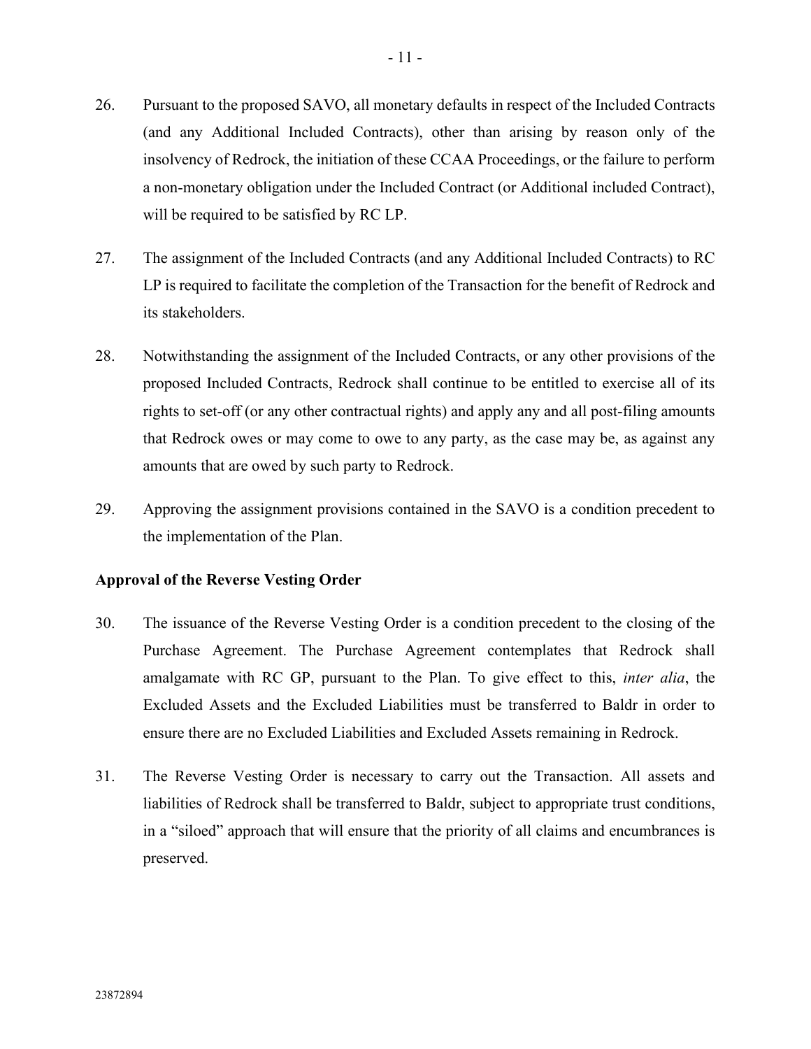26. Pursuant to the proposed SAVO, all monetary defaults in respect of the Included Contracts (and any Additional Included Contracts), other than arising by reason only of the insolvency of Redrock, the initiation of these CCAA Proceedings, or the failure to perform a non-monetary obligation under the Included Contract (or Additional included Contract), will be required to be satisfied by RC LP.

27. The assignment of the Included Contracts (and any Additional Included Contracts) to RC LP is required to facilitate the completion of the Transaction for the benefit of Redrock and its stakeholders.

28. Notwithstanding the assignment of the Included Contracts, or any other provisions of the proposed Included Contracts, Redrock shall continue to be entitled to exercise all of its rights to set-off (or any other contractual rights) and apply any and all post-filing amounts that Redrock owes or may come to owe to any party, as the case may be, as against any amounts that are owed by such party to Redrock.

29. Approving the assignment provisions contained in the SAVO is a condition precedent to the implementation of the Plan.

**Approval of the Reverse Vesting Order**

30. The issuance of the Reverse Vesting Order is a condition precedent to the closing of the Purchase Agreement. The Purchase Agreement contemplates that Redrock shall amalgamate with RC GP, pursuant to the Plan. To give effect to this, *inter alia*, the Excluded Assets and the Excluded Liabilities must be transferred to Baldr in order to ensure there are no Excluded Liabilities and Excluded Assets remaining in Redrock.

31. The Reverse Vesting Order is necessary to carry out the Transaction. All assets and liabilities of Redrock shall be transferred to Baldr, subject to appropriate trust conditions, in a "siloed" approach that will ensure that the priority of all claims and encumbrances is preserved.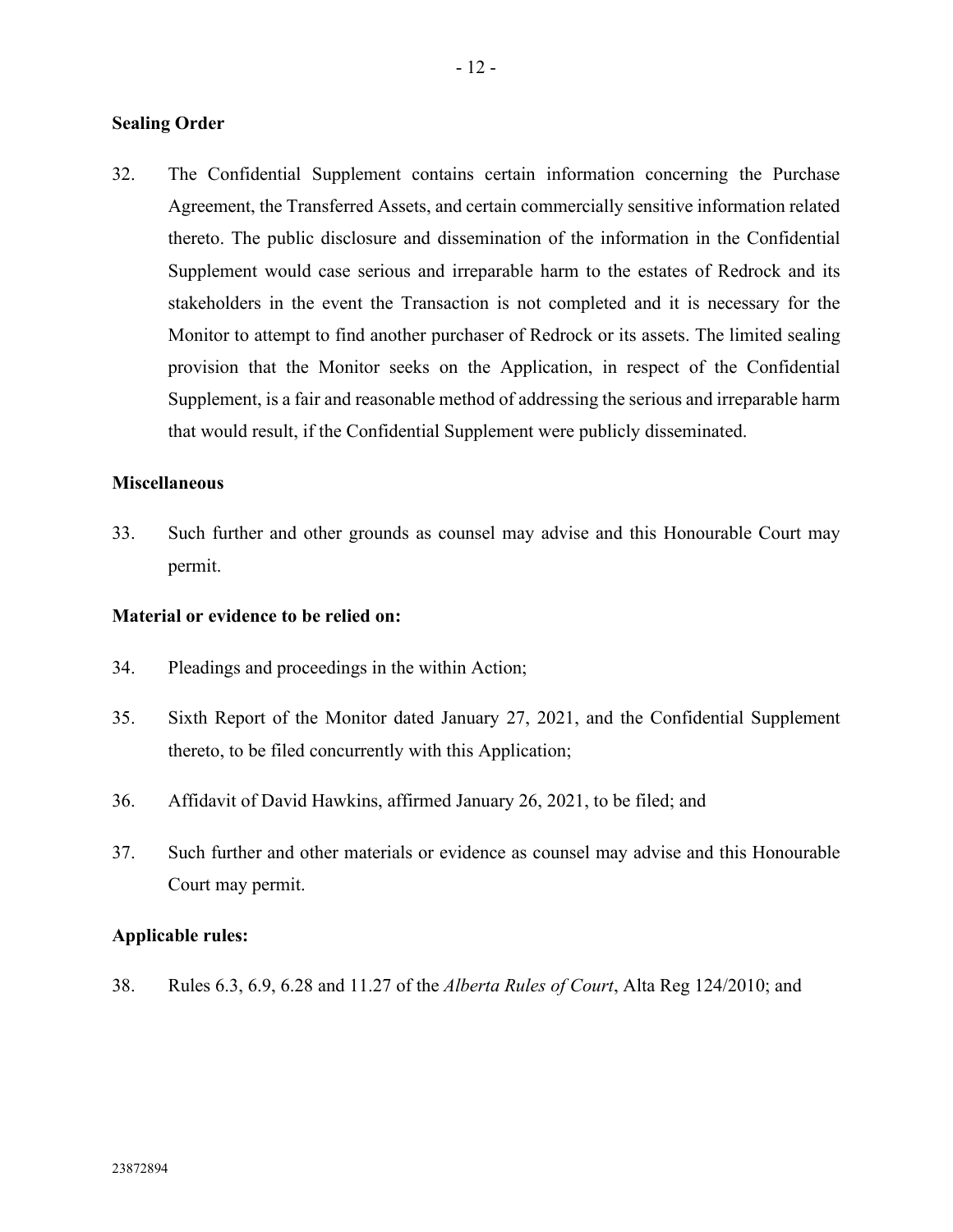**Sealing Order**

32. The Confidential Supplement contains certain information concerning the Purchase Agreement, the Transferred Assets, and certain commercially sensitive information related thereto. The public disclosure and dissemination of the information in the Confidential Supplement would case serious and irreparable harm to the estates of Redrock and its stakeholders in the event the Transaction is not completed and it is necessary for the Monitor to attempt to find another purchaser of Redrock or its assets. The limited sealing provision that the Monitor seeks on the Application, in respect of the Confidential Supplement, is a fair and reasonable method of addressing the serious and irreparable harm that would result, if the Confidential Supplement were publicly disseminated.

**Miscellaneous**

33. Such further and other grounds as counsel may advise and this Honourable Court may permit.

**Material or evidence to be relied on:**

34. Pleadings and proceedings in the within Action;

35. Sixth Report of the Monitor dated January 27, 2021, and the Confidential Supplement thereto, to be filed concurrently with this Application;

36. Affidavit of David Hawkins, affirmed January 26, 2021, to be filed; and

37. Such further and other materials or evidence as counsel may advise and this Honourable Court may permit.

**Applicable rules:**

38. Rules 6.3, 6.9, 6.28 and 11.27 of the *Alberta Rules of Court*, Alta Reg 124/2010; and

23872894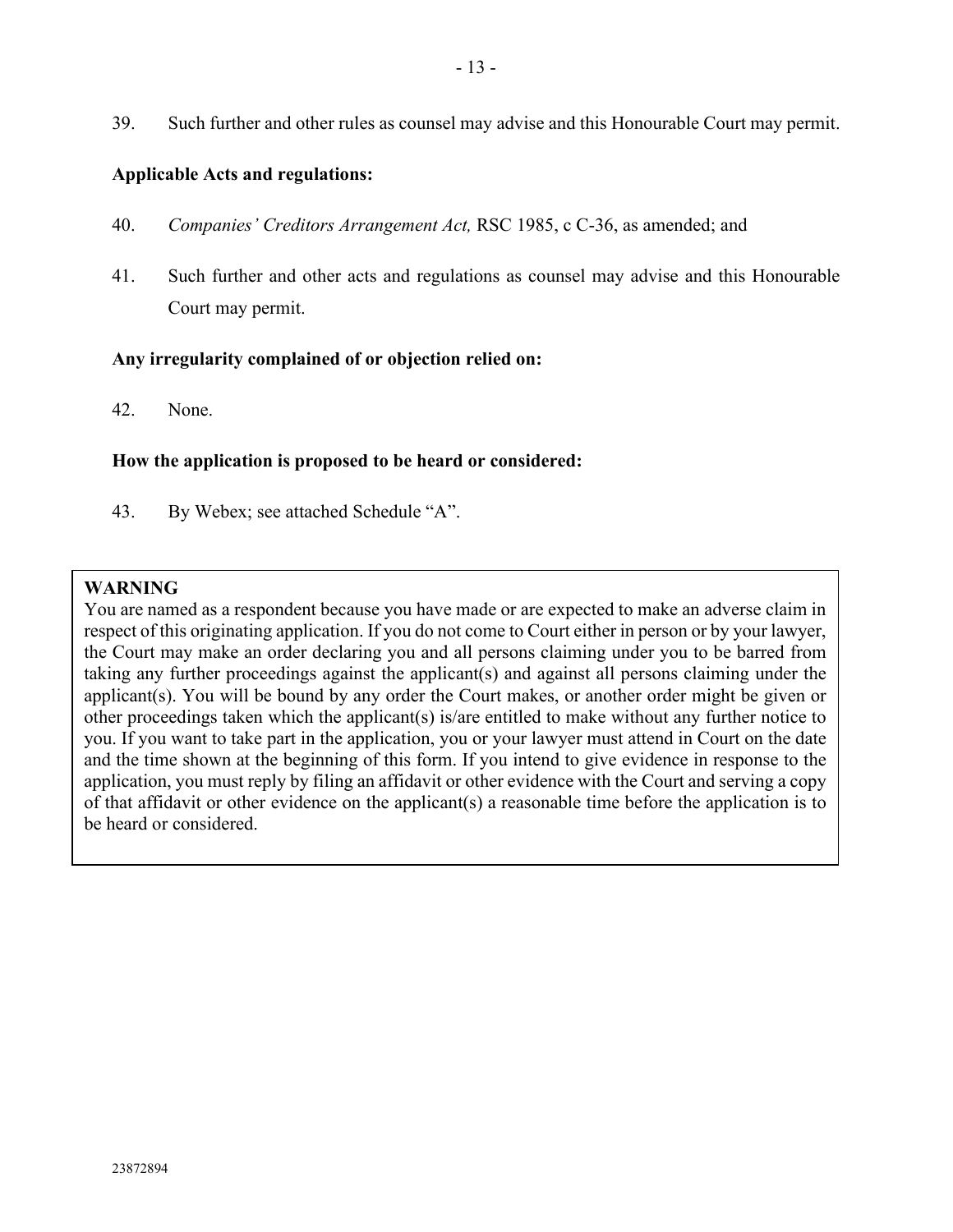39. Such further and other rules as counsel may advise and this Honourable Court may permit.

**Applicable Acts and regulations:**

40. *Companies' Creditors Arrangement Act,* RSC 1985, c C-36, as amended; and

41. Such further and other acts and regulations as counsel may advise and this Honourable Court may permit.

**Any irregularity complained of or objection relied on:**

42. None.

**How the application is proposed to be heard or considered:**

43. By Webex; see attached Schedule "A".

> **WARNING**
> You are named as a respondent because you have made or are expected to make an adverse claim in respect of this originating application. If you do not come to Court either in person or by your lawyer, the Court may make an order declaring you and all persons claiming under you to be barred from taking any further proceedings against the applicant(s) and against all persons claiming under the applicant(s). You will be bound by any order the Court makes, or another order might be given or other proceedings taken which the applicant(s) is/are entitled to make without any further notice to you. If you want to take part in the application, you or your lawyer must attend in Court on the date and the time shown at the beginning of this form. If you intend to give evidence in response to the application, you must reply by filing an affidavit or other evidence with the Court and serving a copy of that affidavit or other evidence on the applicant(s) a reasonable time before the application is to be heard or considered.

23872894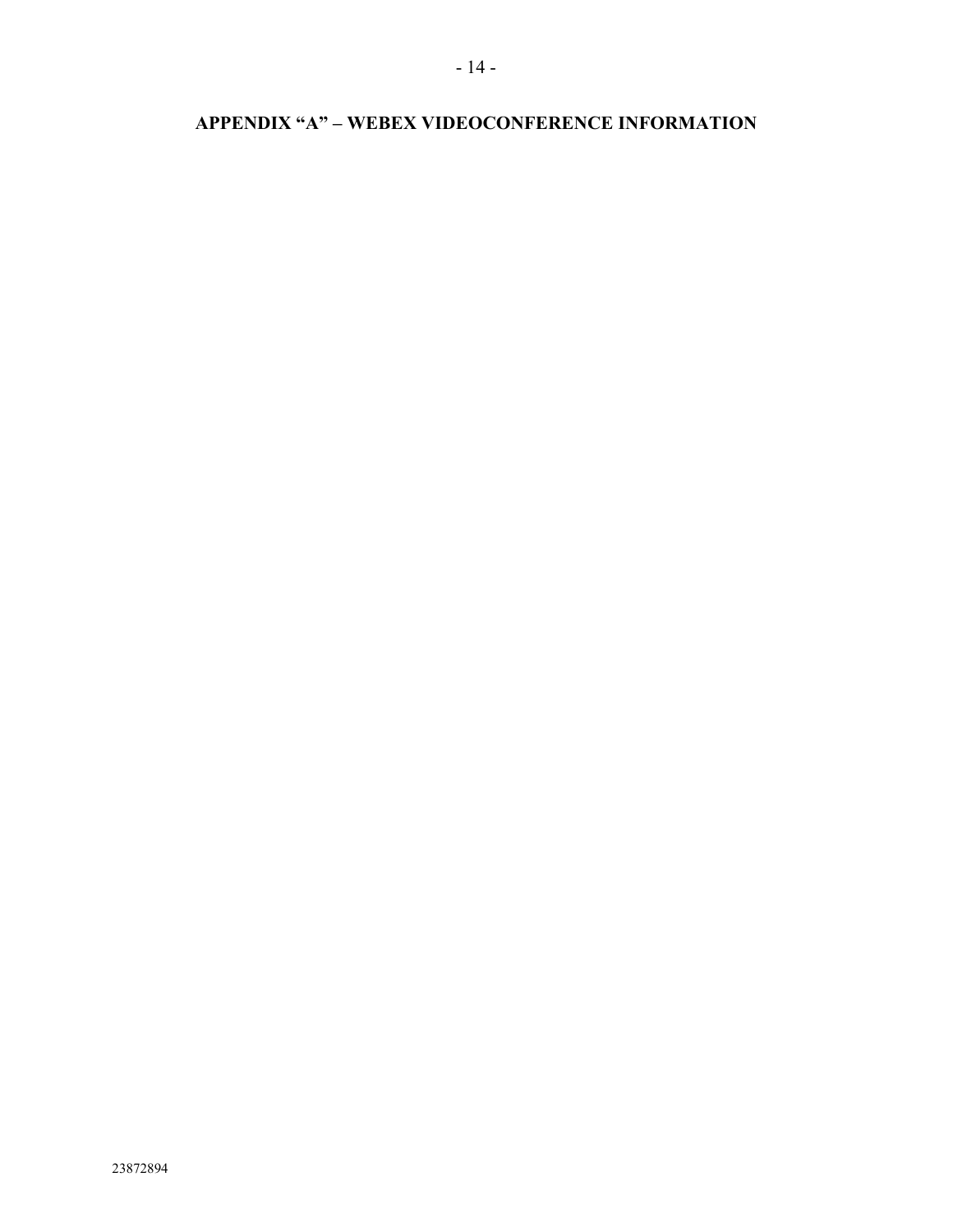## APPENDIX "A" – WEBEX VIDEOCONFERENCE INFORMATION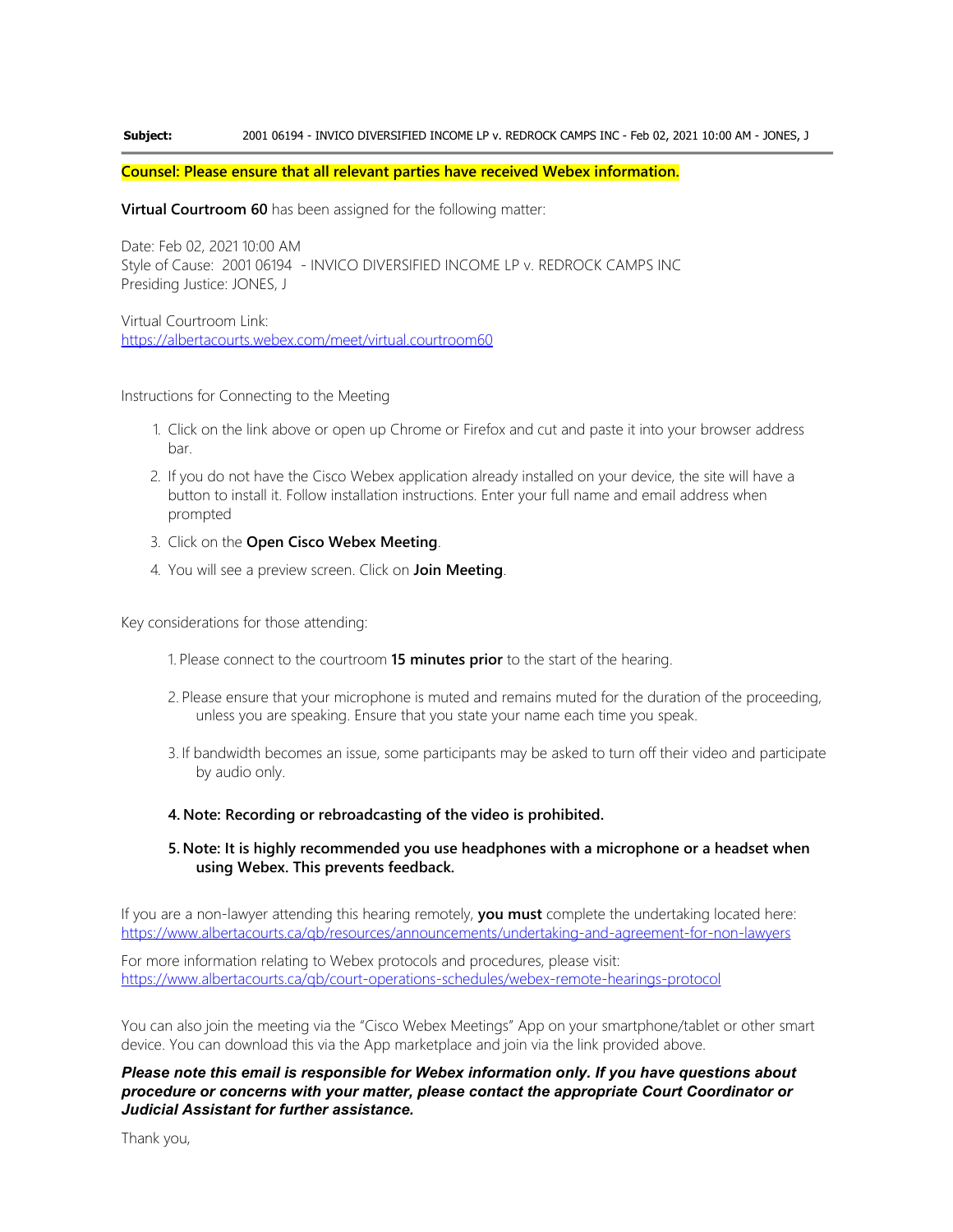**Subject:** 2001 06194 - INVICO DIVERSIFIED INCOME LP v. REDROCK CAMPS INC - Feb 02, 2021 10:00 AM - JONES, J

---

**Counsel: Please ensure that all relevant parties have received Webex information.**

**Virtual Courtroom 60** has been assigned for the following matter:

Date: Feb 02, 2021 10:00 AM
Style of Cause: 2001 06194 - INVICO DIVERSIFIED INCOME LP v. REDROCK CAMPS INC
Presiding Justice: JONES, J

Virtual Courtroom Link:
https://albertacourts.webex.com/meet/virtual.courtroom60

Instructions for Connecting to the Meeting

1. Click on the link above or open up Chrome or Firefox and cut and paste it into your browser address bar.
2. If you do not have the Cisco Webex application already installed on your device, the site will have a button to install it. Follow installation instructions. Enter your full name and email address when prompted
3. Click on the **Open Cisco Webex Meeting**.
4. You will see a preview screen. Click on **Join Meeting**.

Key considerations for those attending:

1. Please connect to the courtroom **15 minutes prior** to the start of the hearing.
2. Please ensure that your microphone is muted and remains muted for the duration of the proceeding, unless you are speaking. Ensure that you state your name each time you speak.
3. If bandwidth becomes an issue, some participants may be asked to turn off their video and participate by audio only.
4. **Note: Recording or rebroadcasting of the video is prohibited.**
5. **Note: It is highly recommended you use headphones with a microphone or a headset when using Webex. This prevents feedback.**

If you are a non-lawyer attending this hearing remotely, **you must** complete the undertaking located here:
https://www.albertacourts.ca/qb/resources/announcements/undertaking-and-agreement-for-non-lawyers

For more information relating to Webex protocols and procedures, please visit:
https://www.albertacourts.ca/qb/court-operations-schedules/webex-remote-hearings-protocol

You can also join the meeting via the "Cisco Webex Meetings" App on your smartphone/tablet or other smart device. You can download this via the App marketplace and join via the link provided above.

***Please note this email is responsible for Webex information only. If you have questions about procedure or concerns with your matter, please contact the appropriate Court Coordinator or Judicial Assistant for further assistance.***

Thank you,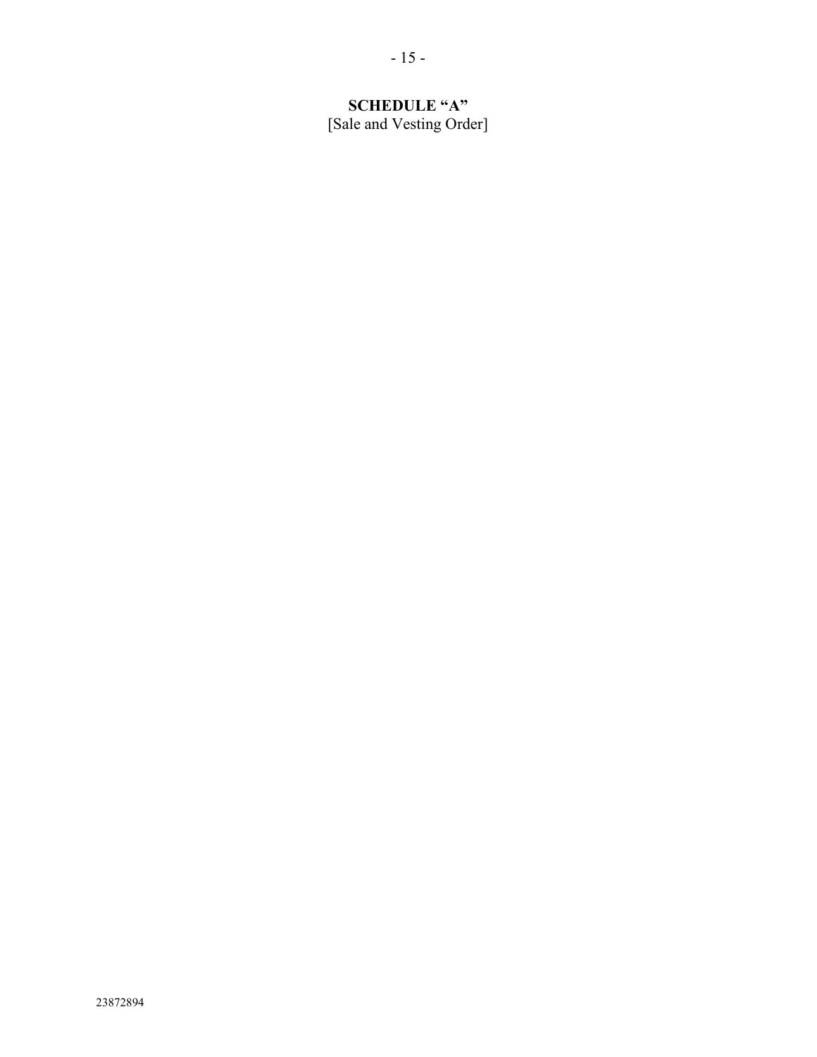**SCHEDULE "A"**
[Sale and Vesting Order]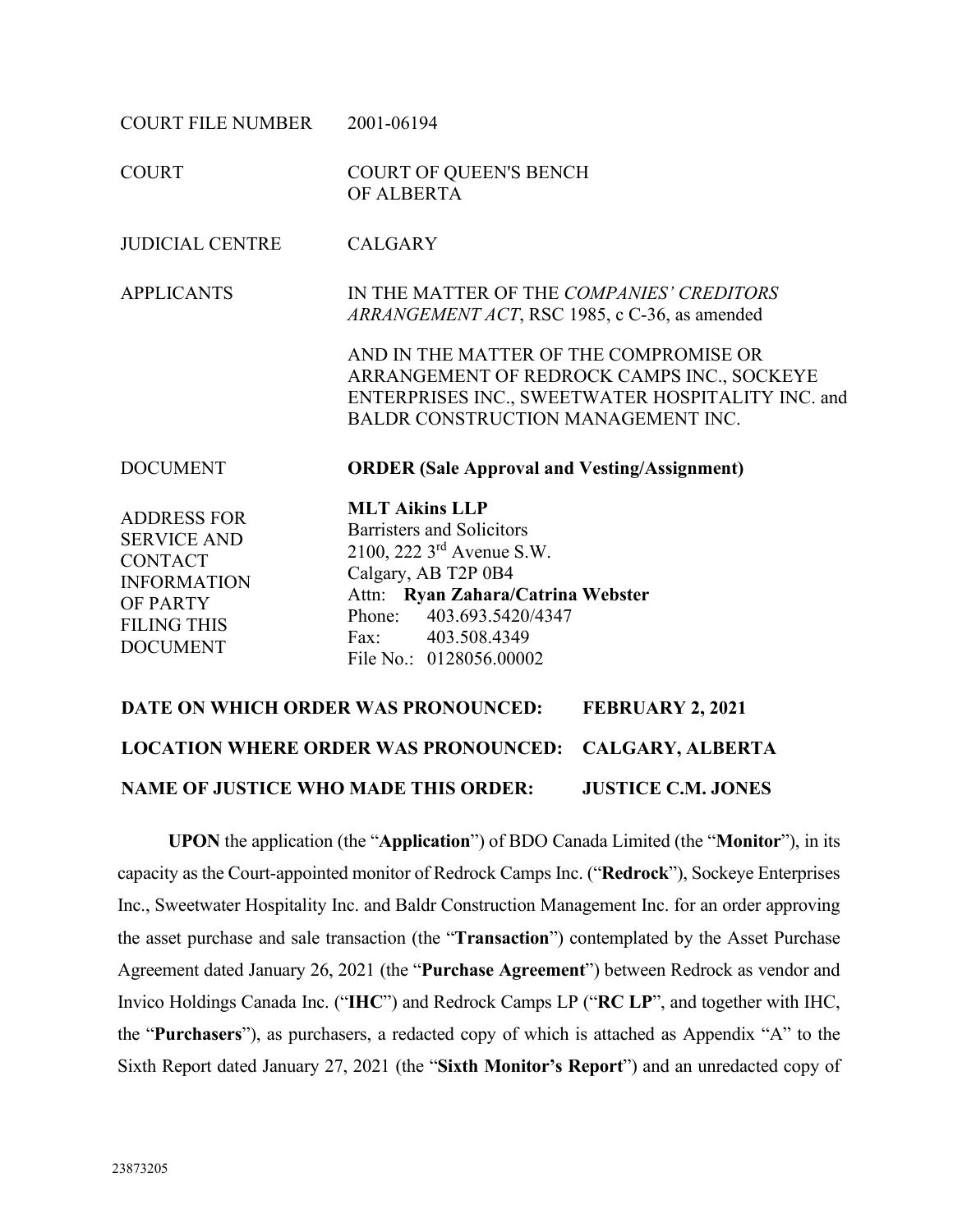| | |
|---|---|
| COURT FILE NUMBER | 2001-06194 |
| COURT | COURT OF QUEEN'S BENCH OF ALBERTA |
| JUDICIAL CENTRE | CALGARY |
| APPLICANTS | IN THE MATTER OF THE *COMPANIES' CREDITORS ARRANGEMENT ACT*, RSC 1985, c C-36, as amended<br><br>AND IN THE MATTER OF THE COMPROMISE OR ARRANGEMENT OF REDROCK CAMPS INC., SOCKEYE ENTERPRISES INC., SWEETWATER HOSPITALITY INC. and BALDR CONSTRUCTION MANAGEMENT INC. |
| DOCUMENT | **ORDER (Sale Approval and Vesting/Assignment)** |
| ADDRESS FOR SERVICE AND CONTACT INFORMATION OF PARTY FILING THIS DOCUMENT | **MLT Aikins LLP**<br>Barristers and Solicitors<br>2100, 222 3rd Avenue S.W.<br>Calgary, AB T2P 0B4<br>Attn: **Ryan Zahara/Catrina Webster**<br>Phone: 403.693.5420/4347<br>Fax: 403.508.4349<br>File No.: 0128056.00002 |

**DATE ON WHICH ORDER WAS PRONOUNCED: FEBRUARY 2, 2021**

**LOCATION WHERE ORDER WAS PRONOUNCED: CALGARY, ALBERTA**

**NAME OF JUSTICE WHO MADE THIS ORDER: JUSTICE C.M. JONES**

**UPON** the application (the "**Application**") of BDO Canada Limited (the "**Monitor**"), in its capacity as the Court-appointed monitor of Redrock Camps Inc. ("**Redrock**"), Sockeye Enterprises Inc., Sweetwater Hospitality Inc. and Baldr Construction Management Inc. for an order approving the asset purchase and sale transaction (the "**Transaction**") contemplated by the Asset Purchase Agreement dated January 26, 2021 (the "**Purchase Agreement**") between Redrock as vendor and Invico Holdings Canada Inc. ("**IHC**") and Redrock Camps LP ("**RC LP**", and together with IHC, the "**Purchasers**"), as purchasers, a redacted copy of which is attached as Appendix "A" to the Sixth Report dated January 27, 2021 (the "**Sixth Monitor's Report**") and an unredacted copy of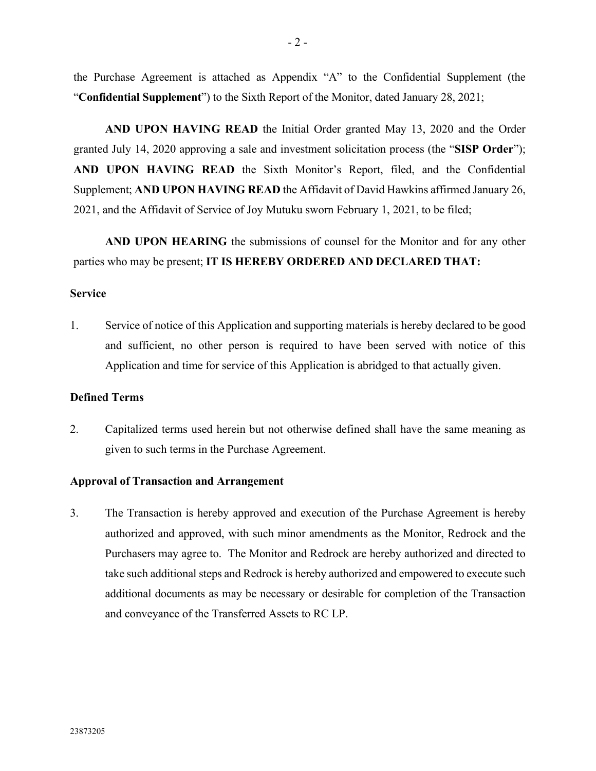the Purchase Agreement is attached as Appendix "A" to the Confidential Supplement (the "**Confidential Supplement**") to the Sixth Report of the Monitor, dated January 28, 2021;

**AND UPON HAVING READ** the Initial Order granted May 13, 2020 and the Order granted July 14, 2020 approving a sale and investment solicitation process (the "**SISP Order**"); **AND UPON HAVING READ** the Sixth Monitor's Report, filed, and the Confidential Supplement; **AND UPON HAVING READ** the Affidavit of David Hawkins affirmed January 26, 2021, and the Affidavit of Service of Joy Mutuku sworn February 1, 2021, to be filed;

**AND UPON HEARING** the submissions of counsel for the Monitor and for any other parties who may be present; **IT IS HEREBY ORDERED AND DECLARED THAT:**

**Service**

1. Service of notice of this Application and supporting materials is hereby declared to be good and sufficient, no other person is required to have been served with notice of this Application and time for service of this Application is abridged to that actually given.

**Defined Terms**

2. Capitalized terms used herein but not otherwise defined shall have the same meaning as given to such terms in the Purchase Agreement.

**Approval of Transaction and Arrangement**

3. The Transaction is hereby approved and execution of the Purchase Agreement is hereby authorized and approved, with such minor amendments as the Monitor, Redrock and the Purchasers may agree to. The Monitor and Redrock are hereby authorized and directed to take such additional steps and Redrock is hereby authorized and empowered to execute such additional documents as may be necessary or desirable for completion of the Transaction and conveyance of the Transferred Assets to RC LP.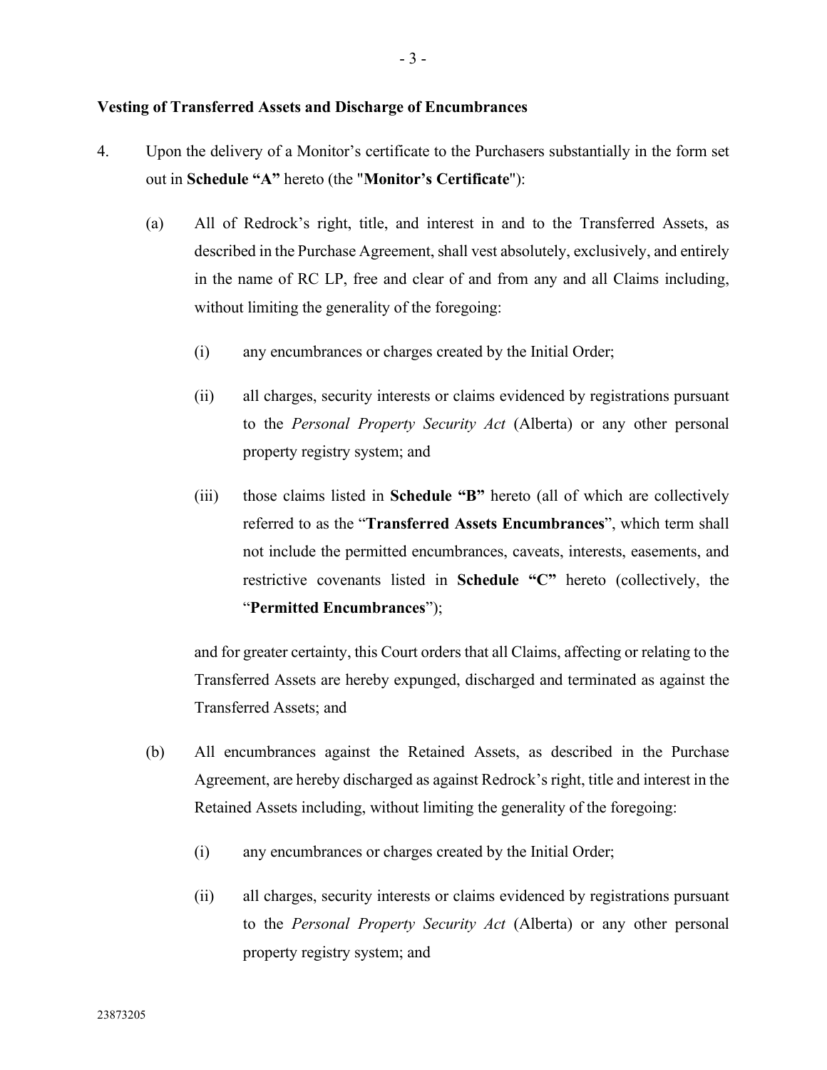**Vesting of Transferred Assets and Discharge of Encumbrances**

4. Upon the delivery of a Monitor's certificate to the Purchasers substantially in the form set out in **Schedule "A"** hereto (the "**Monitor's Certificate**"):

   (a) All of Redrock's right, title, and interest in and to the Transferred Assets, as described in the Purchase Agreement, shall vest absolutely, exclusively, and entirely in the name of RC LP, free and clear of and from any and all Claims including, without limiting the generality of the foregoing:

      (i) any encumbrances or charges created by the Initial Order;

      (ii) all charges, security interests or claims evidenced by registrations pursuant to the *Personal Property Security Act* (Alberta) or any other personal property registry system; and

      (iii) those claims listed in **Schedule "B"** hereto (all of which are collectively referred to as the "**Transferred Assets Encumbrances**", which term shall not include the permitted encumbrances, caveats, interests, easements, and restrictive covenants listed in **Schedule "C"** hereto (collectively, the "**Permitted Encumbrances**");

   and for greater certainty, this Court orders that all Claims, affecting or relating to the Transferred Assets are hereby expunged, discharged and terminated as against the Transferred Assets; and

   (b) All encumbrances against the Retained Assets, as described in the Purchase Agreement, are hereby discharged as against Redrock's right, title and interest in the Retained Assets including, without limiting the generality of the foregoing:

      (i) any encumbrances or charges created by the Initial Order;

      (ii) all charges, security interests or claims evidenced by registrations pursuant to the *Personal Property Security Act* (Alberta) or any other personal property registry system; and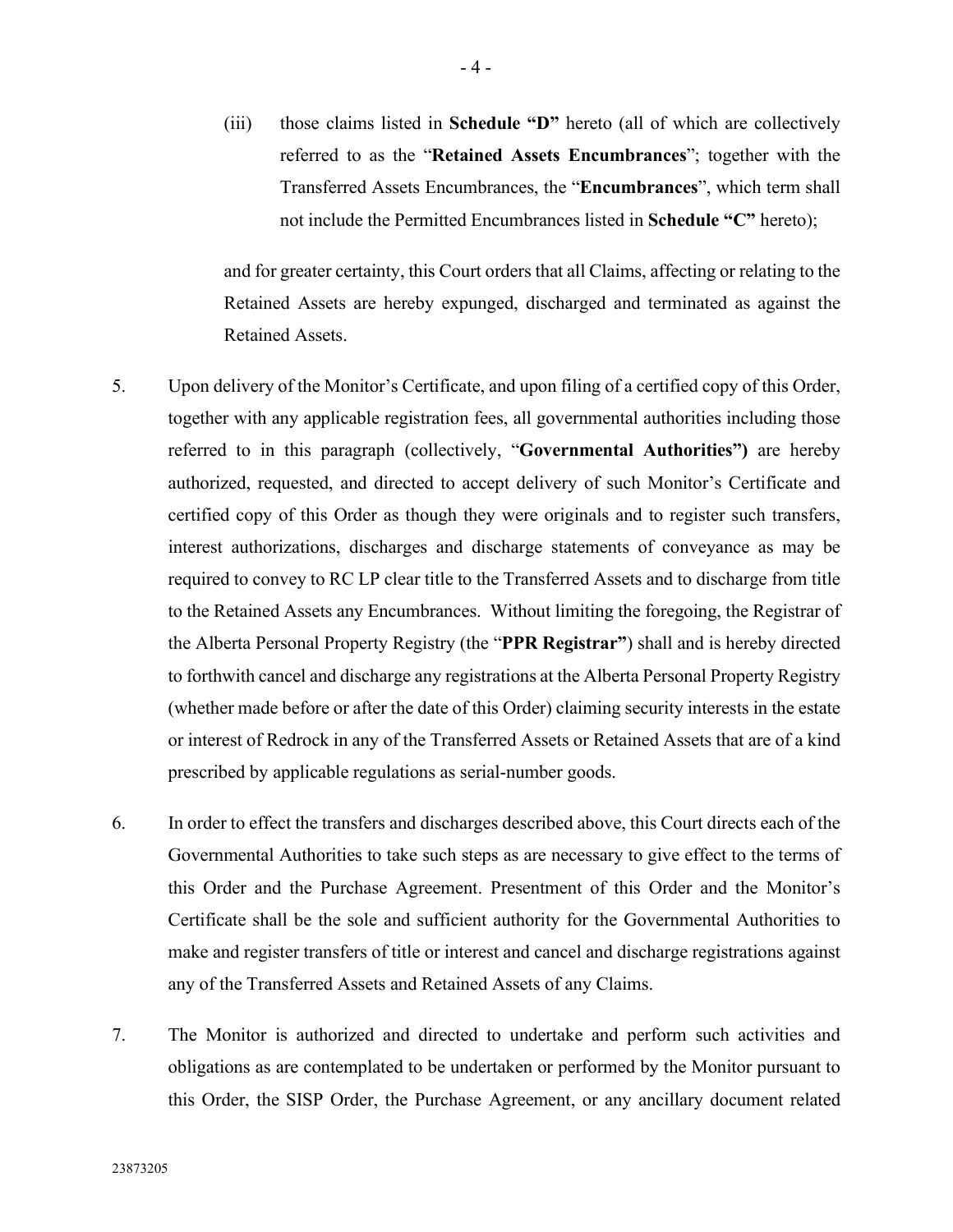(iii) those claims listed in **Schedule "D"** hereto (all of which are collectively referred to as the "**Retained Assets Encumbrances**"; together with the Transferred Assets Encumbrances, the "**Encumbrances**", which term shall not include the Permitted Encumbrances listed in **Schedule "C"** hereto);

and for greater certainty, this Court orders that all Claims, affecting or relating to the Retained Assets are hereby expunged, discharged and terminated as against the Retained Assets.

5. Upon delivery of the Monitor's Certificate, and upon filing of a certified copy of this Order, together with any applicable registration fees, all governmental authorities including those referred to in this paragraph (collectively, "**Governmental Authorities")** are hereby authorized, requested, and directed to accept delivery of such Monitor's Certificate and certified copy of this Order as though they were originals and to register such transfers, interest authorizations, discharges and discharge statements of conveyance as may be required to convey to RC LP clear title to the Transferred Assets and to discharge from title to the Retained Assets any Encumbrances. Without limiting the foregoing, the Registrar of the Alberta Personal Property Registry (the "**PPR Registrar"**) shall and is hereby directed to forthwith cancel and discharge any registrations at the Alberta Personal Property Registry (whether made before or after the date of this Order) claiming security interests in the estate or interest of Redrock in any of the Transferred Assets or Retained Assets that are of a kind prescribed by applicable regulations as serial-number goods.

6. In order to effect the transfers and discharges described above, this Court directs each of the Governmental Authorities to take such steps as are necessary to give effect to the terms of this Order and the Purchase Agreement. Presentment of this Order and the Monitor's Certificate shall be the sole and sufficient authority for the Governmental Authorities to make and register transfers of title or interest and cancel and discharge registrations against any of the Transferred Assets and Retained Assets of any Claims.

7. The Monitor is authorized and directed to undertake and perform such activities and obligations as are contemplated to be undertaken or performed by the Monitor pursuant to this Order, the SISP Order, the Purchase Agreement, or any ancillary document related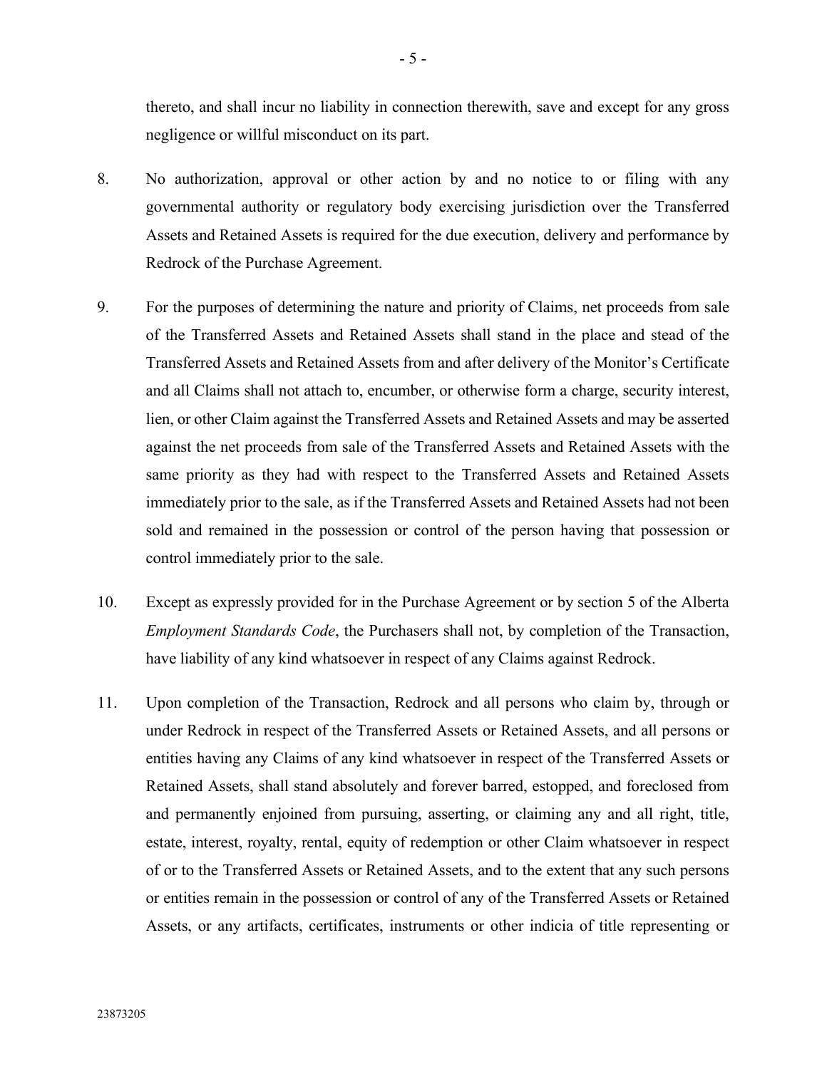thereto, and shall incur no liability in connection therewith, save and except for any gross negligence or willful misconduct on its part.

8. No authorization, approval or other action by and no notice to or filing with any governmental authority or regulatory body exercising jurisdiction over the Transferred Assets and Retained Assets is required for the due execution, delivery and performance by Redrock of the Purchase Agreement.

9. For the purposes of determining the nature and priority of Claims, net proceeds from sale of the Transferred Assets and Retained Assets shall stand in the place and stead of the Transferred Assets and Retained Assets from and after delivery of the Monitor's Certificate and all Claims shall not attach to, encumber, or otherwise form a charge, security interest, lien, or other Claim against the Transferred Assets and Retained Assets and may be asserted against the net proceeds from sale of the Transferred Assets and Retained Assets with the same priority as they had with respect to the Transferred Assets and Retained Assets immediately prior to the sale, as if the Transferred Assets and Retained Assets had not been sold and remained in the possession or control of the person having that possession or control immediately prior to the sale.

10. Except as expressly provided for in the Purchase Agreement or by section 5 of the Alberta *Employment Standards Code*, the Purchasers shall not, by completion of the Transaction, have liability of any kind whatsoever in respect of any Claims against Redrock.

11. Upon completion of the Transaction, Redrock and all persons who claim by, through or under Redrock in respect of the Transferred Assets or Retained Assets, and all persons or entities having any Claims of any kind whatsoever in respect of the Transferred Assets or Retained Assets, shall stand absolutely and forever barred, estopped, and foreclosed from and permanently enjoined from pursuing, asserting, or claiming any and all right, title, estate, interest, royalty, rental, equity of redemption or other Claim whatsoever in respect of or to the Transferred Assets or Retained Assets, and to the extent that any such persons or entities remain in the possession or control of any of the Transferred Assets or Retained Assets, or any artifacts, certificates, instruments or other indicia of title representing or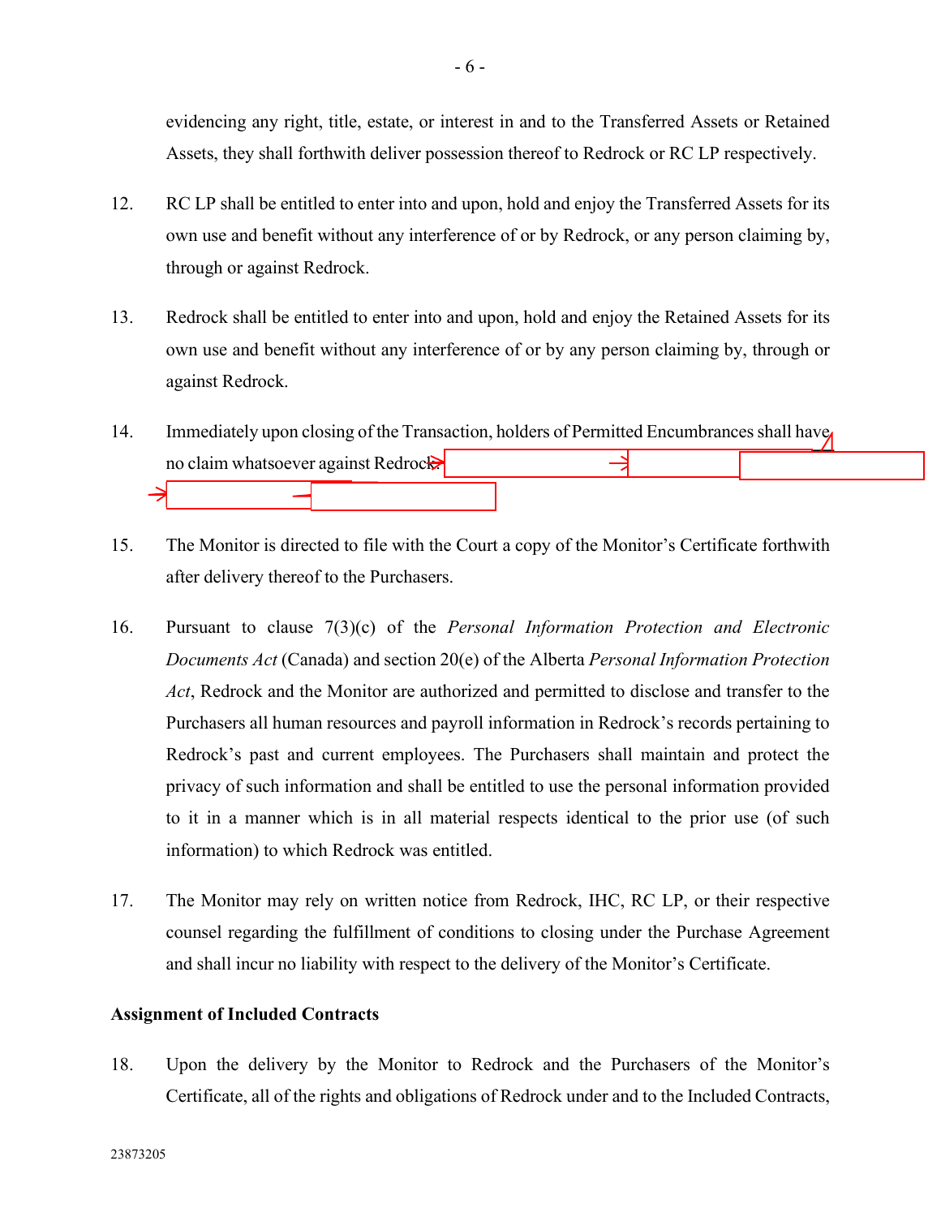evidencing any right, title, estate, or interest in and to the Transferred Assets or Retained Assets, they shall forthwith deliver possession thereof to Redrock or RC LP respectively.

12. RC LP shall be entitled to enter into and upon, hold and enjoy the Transferred Assets for its own use and benefit without any interference of or by Redrock, or any person claiming by, through or against Redrock.

13. Redrock shall be entitled to enter into and upon, hold and enjoy the Retained Assets for its own use and benefit without any interference of or by any person claiming by, through or against Redrock.

14. Immediately upon closing of the Transaction, holders of Permitted Encumbrances shall have no claim whatsoever against Redrock.

15. The Monitor is directed to file with the Court a copy of the Monitor's Certificate forthwith after delivery thereof to the Purchasers.

16. Pursuant to clause 7(3)(c) of the *Personal Information Protection and Electronic Documents Act* (Canada) and section 20(e) of the Alberta *Personal Information Protection Act*, Redrock and the Monitor are authorized and permitted to disclose and transfer to the Purchasers all human resources and payroll information in Redrock's records pertaining to Redrock's past and current employees. The Purchasers shall maintain and protect the privacy of such information and shall be entitled to use the personal information provided to it in a manner which is in all material respects identical to the prior use (of such information) to which Redrock was entitled.

17. The Monitor may rely on written notice from Redrock, IHC, RC LP, or their respective counsel regarding the fulfillment of conditions to closing under the Purchase Agreement and shall incur no liability with respect to the delivery of the Monitor's Certificate.

**Assignment of Included Contracts**

18. Upon the delivery by the Monitor to Redrock and the Purchasers of the Monitor's Certificate, all of the rights and obligations of Redrock under and to the Included Contracts,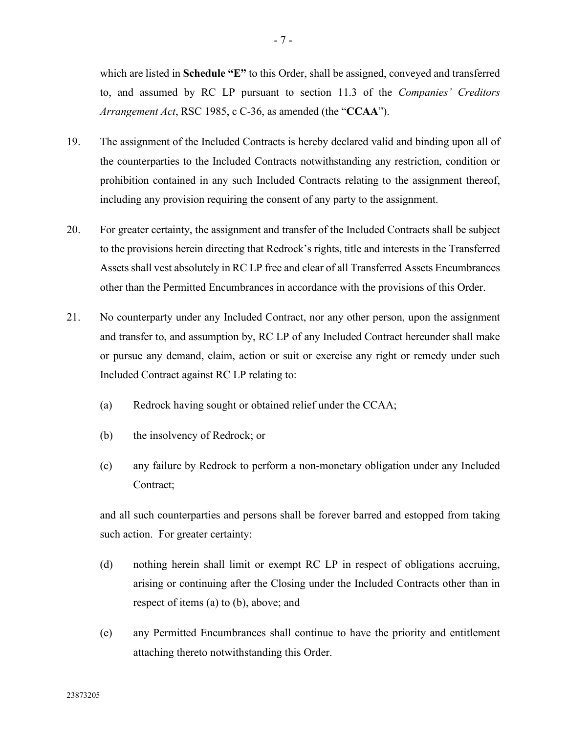which are listed in **Schedule "E"** to this Order, shall be assigned, conveyed and transferred to, and assumed by RC LP pursuant to section 11.3 of the *Companies' Creditors Arrangement Act*, RSC 1985, c C-36, as amended (the "**CCAA**").

19. The assignment of the Included Contracts is hereby declared valid and binding upon all of the counterparties to the Included Contracts notwithstanding any restriction, condition or prohibition contained in any such Included Contracts relating to the assignment thereof, including any provision requiring the consent of any party to the assignment.

20. For greater certainty, the assignment and transfer of the Included Contracts shall be subject to the provisions herein directing that Redrock's rights, title and interests in the Transferred Assets shall vest absolutely in RC LP free and clear of all Transferred Assets Encumbrances other than the Permitted Encumbrances in accordance with the provisions of this Order.

21. No counterparty under any Included Contract, nor any other person, upon the assignment and transfer to, and assumption by, RC LP of any Included Contract hereunder shall make or pursue any demand, claim, action or suit or exercise any right or remedy under such Included Contract against RC LP relating to:

    (a) Redrock having sought or obtained relief under the CCAA;

    (b) the insolvency of Redrock; or

    (c) any failure by Redrock to perform a non-monetary obligation under any Included Contract;

    and all such counterparties and persons shall be forever barred and estopped from taking such action. For greater certainty:

    (d) nothing herein shall limit or exempt RC LP in respect of obligations accruing, arising or continuing after the Closing under the Included Contracts other than in respect of items (a) to (b), above; and

    (e) any Permitted Encumbrances shall continue to have the priority and entitlement attaching thereto notwithstanding this Order.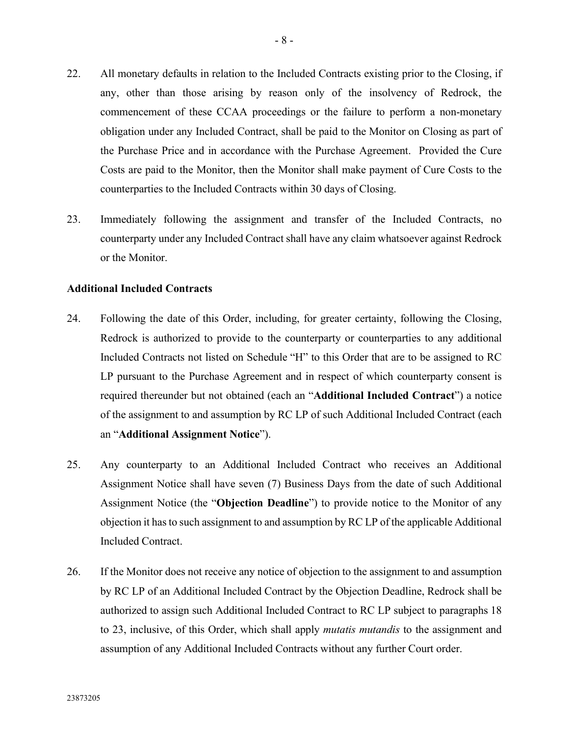22. All monetary defaults in relation to the Included Contracts existing prior to the Closing, if any, other than those arising by reason only of the insolvency of Redrock, the commencement of these CCAA proceedings or the failure to perform a non-monetary obligation under any Included Contract, shall be paid to the Monitor on Closing as part of the Purchase Price and in accordance with the Purchase Agreement. Provided the Cure Costs are paid to the Monitor, then the Monitor shall make payment of Cure Costs to the counterparties to the Included Contracts within 30 days of Closing.

23. Immediately following the assignment and transfer of the Included Contracts, no counterparty under any Included Contract shall have any claim whatsoever against Redrock or the Monitor.

**Additional Included Contracts**

24. Following the date of this Order, including, for greater certainty, following the Closing, Redrock is authorized to provide to the counterparty or counterparties to any additional Included Contracts not listed on Schedule "H" to this Order that are to be assigned to RC LP pursuant to the Purchase Agreement and in respect of which counterparty consent is required thereunder but not obtained (each an "**Additional Included Contract**") a notice of the assignment to and assumption by RC LP of such Additional Included Contract (each an "**Additional Assignment Notice**").

25. Any counterparty to an Additional Included Contract who receives an Additional Assignment Notice shall have seven (7) Business Days from the date of such Additional Assignment Notice (the "**Objection Deadline**") to provide notice to the Monitor of any objection it has to such assignment to and assumption by RC LP of the applicable Additional Included Contract.

26. If the Monitor does not receive any notice of objection to the assignment to and assumption by RC LP of an Additional Included Contract by the Objection Deadline, Redrock shall be authorized to assign such Additional Included Contract to RC LP subject to paragraphs 18 to 23, inclusive, of this Order, which shall apply *mutatis mutandis* to the assignment and assumption of any Additional Included Contracts without any further Court order.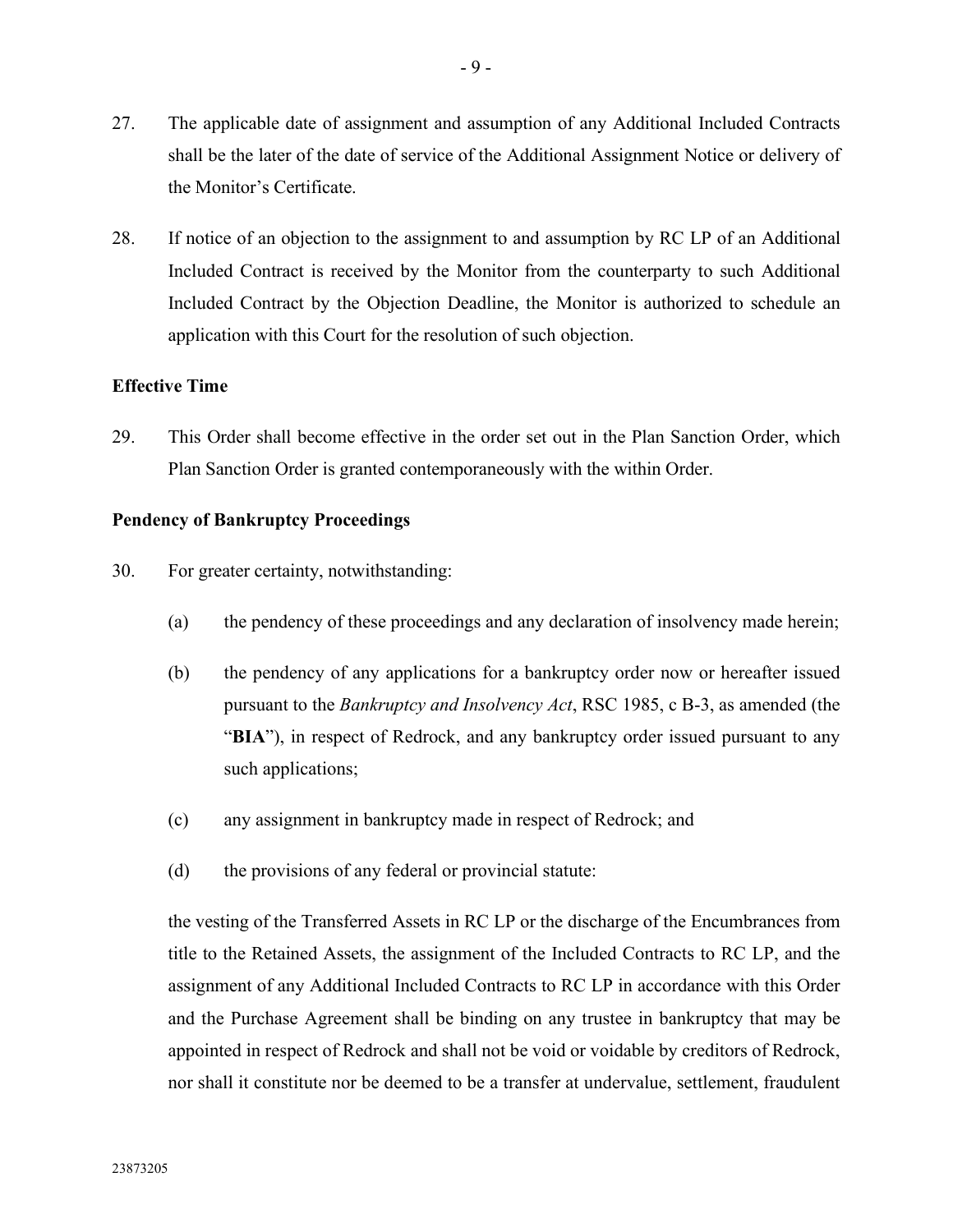27. The applicable date of assignment and assumption of any Additional Included Contracts shall be the later of the date of service of the Additional Assignment Notice or delivery of the Monitor's Certificate.

28. If notice of an objection to the assignment to and assumption by RC LP of an Additional Included Contract is received by the Monitor from the counterparty to such Additional Included Contract by the Objection Deadline, the Monitor is authorized to schedule an application with this Court for the resolution of such objection.

**Effective Time**

29. This Order shall become effective in the order set out in the Plan Sanction Order, which Plan Sanction Order is granted contemporaneously with the within Order.

**Pendency of Bankruptcy Proceedings**

30. For greater certainty, notwithstanding:

    (a) the pendency of these proceedings and any declaration of insolvency made herein;

    (b) the pendency of any applications for a bankruptcy order now or hereafter issued pursuant to the *Bankruptcy and Insolvency Act*, RSC 1985, c B-3, as amended (the "**BIA**"), in respect of Redrock, and any bankruptcy order issued pursuant to any such applications;

    (c) any assignment in bankruptcy made in respect of Redrock; and

    (d) the provisions of any federal or provincial statute:

    the vesting of the Transferred Assets in RC LP or the discharge of the Encumbrances from title to the Retained Assets, the assignment of the Included Contracts to RC LP, and the assignment of any Additional Included Contracts to RC LP in accordance with this Order and the Purchase Agreement shall be binding on any trustee in bankruptcy that may be appointed in respect of Redrock and shall not be void or voidable by creditors of Redrock, nor shall it constitute nor be deemed to be a transfer at undervalue, settlement, fraudulent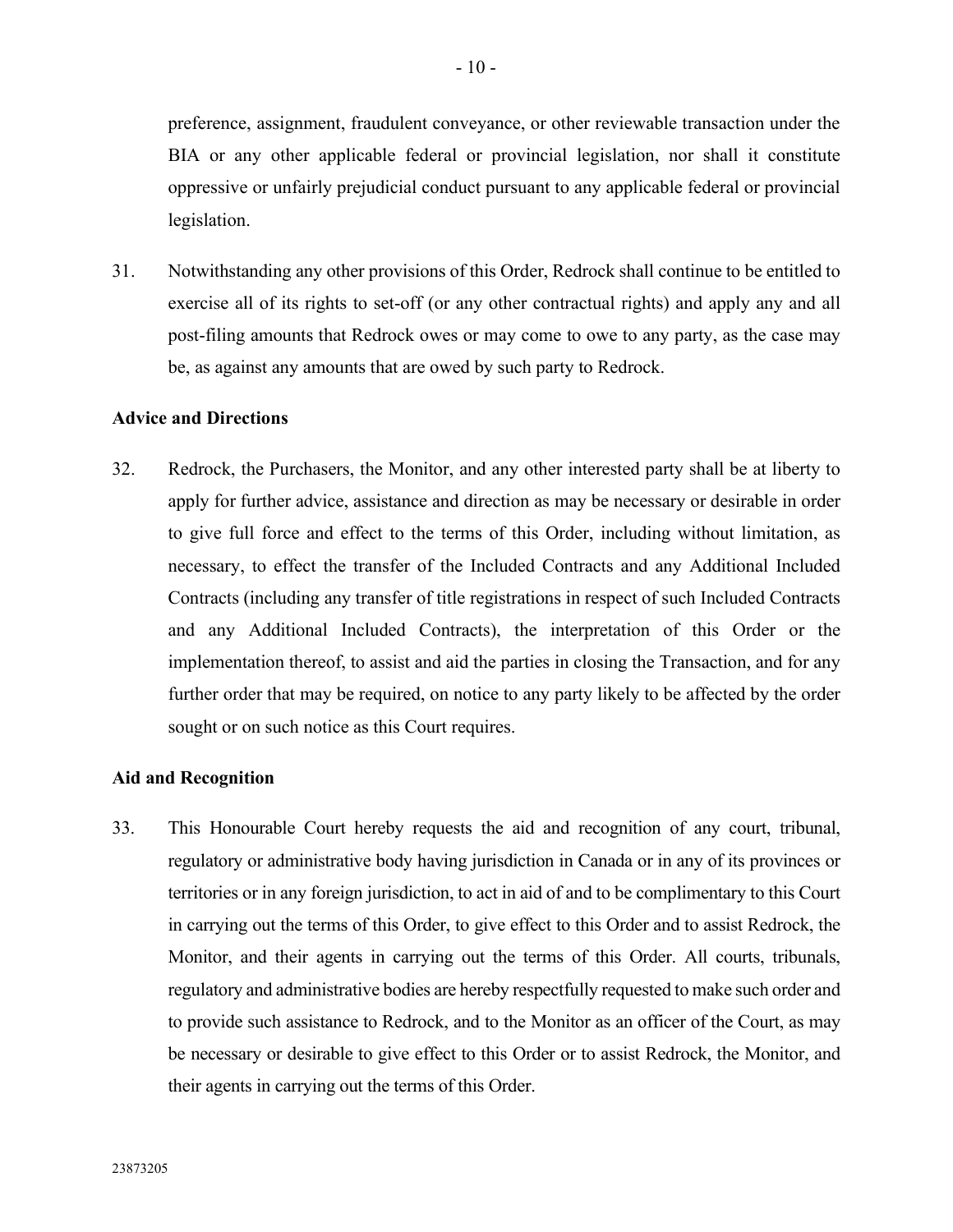preference, assignment, fraudulent conveyance, or other reviewable transaction under the BIA or any other applicable federal or provincial legislation, nor shall it constitute oppressive or unfairly prejudicial conduct pursuant to any applicable federal or provincial legislation.

31. Notwithstanding any other provisions of this Order, Redrock shall continue to be entitled to exercise all of its rights to set-off (or any other contractual rights) and apply any and all post-filing amounts that Redrock owes or may come to owe to any party, as the case may be, as against any amounts that are owed by such party to Redrock.

**Advice and Directions**

32. Redrock, the Purchasers, the Monitor, and any other interested party shall be at liberty to apply for further advice, assistance and direction as may be necessary or desirable in order to give full force and effect to the terms of this Order, including without limitation, as necessary, to effect the transfer of the Included Contracts and any Additional Included Contracts (including any transfer of title registrations in respect of such Included Contracts and any Additional Included Contracts), the interpretation of this Order or the implementation thereof, to assist and aid the parties in closing the Transaction, and for any further order that may be required, on notice to any party likely to be affected by the order sought or on such notice as this Court requires.

**Aid and Recognition**

33. This Honourable Court hereby requests the aid and recognition of any court, tribunal, regulatory or administrative body having jurisdiction in Canada or in any of its provinces or territories or in any foreign jurisdiction, to act in aid of and to be complimentary to this Court in carrying out the terms of this Order, to give effect to this Order and to assist Redrock, the Monitor, and their agents in carrying out the terms of this Order. All courts, tribunals, regulatory and administrative bodies are hereby respectfully requested to make such order and to provide such assistance to Redrock, and to the Monitor as an officer of the Court, as may be necessary or desirable to give effect to this Order or to assist Redrock, the Monitor, and their agents in carrying out the terms of this Order.

23873205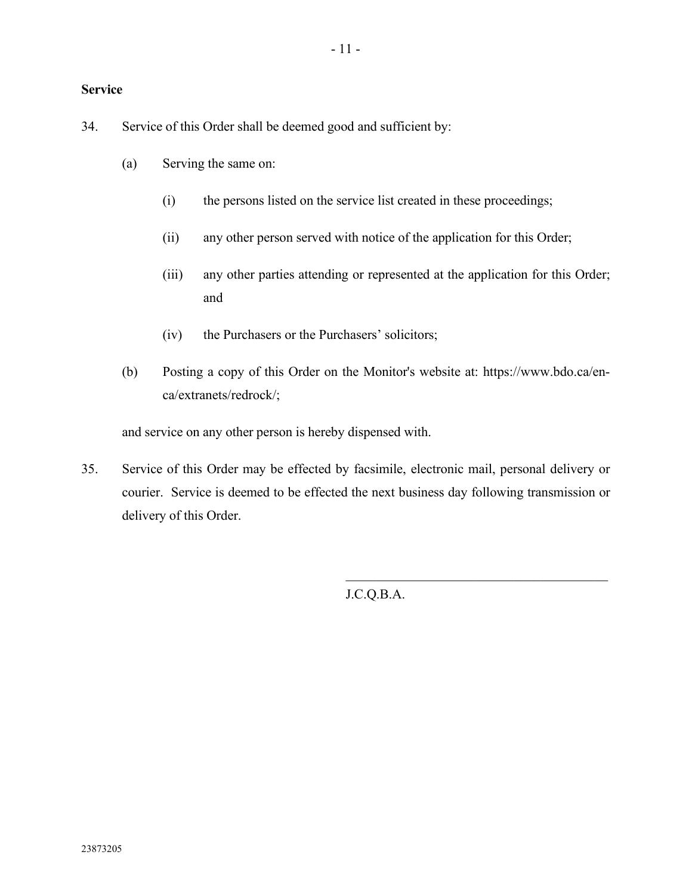**Service**

34. Service of this Order shall be deemed good and sufficient by:

   (a) Serving the same on:

      (i) the persons listed on the service list created in these proceedings;

      (ii) any other person served with notice of the application for this Order;

      (iii) any other parties attending or represented at the application for this Order; and

      (iv) the Purchasers or the Purchasers' solicitors;

   (b) Posting a copy of this Order on the Monitor's website at: https://www.bdo.ca/en-ca/extranets/redrock/;

   and service on any other person is hereby dispensed with.

35. Service of this Order may be effected by facsimile, electronic mail, personal delivery or courier. Service is deemed to be effected the next business day following transmission or delivery of this Order.

\_\_\_\_\_\_\_\_\_\_\_\_\_\_\_\_\_\_\_\_\_\_\_\_\_\_\_\_\_\_\_\_\_\_\_\_\_\_\_\_

J.C.Q.B.A.

23873205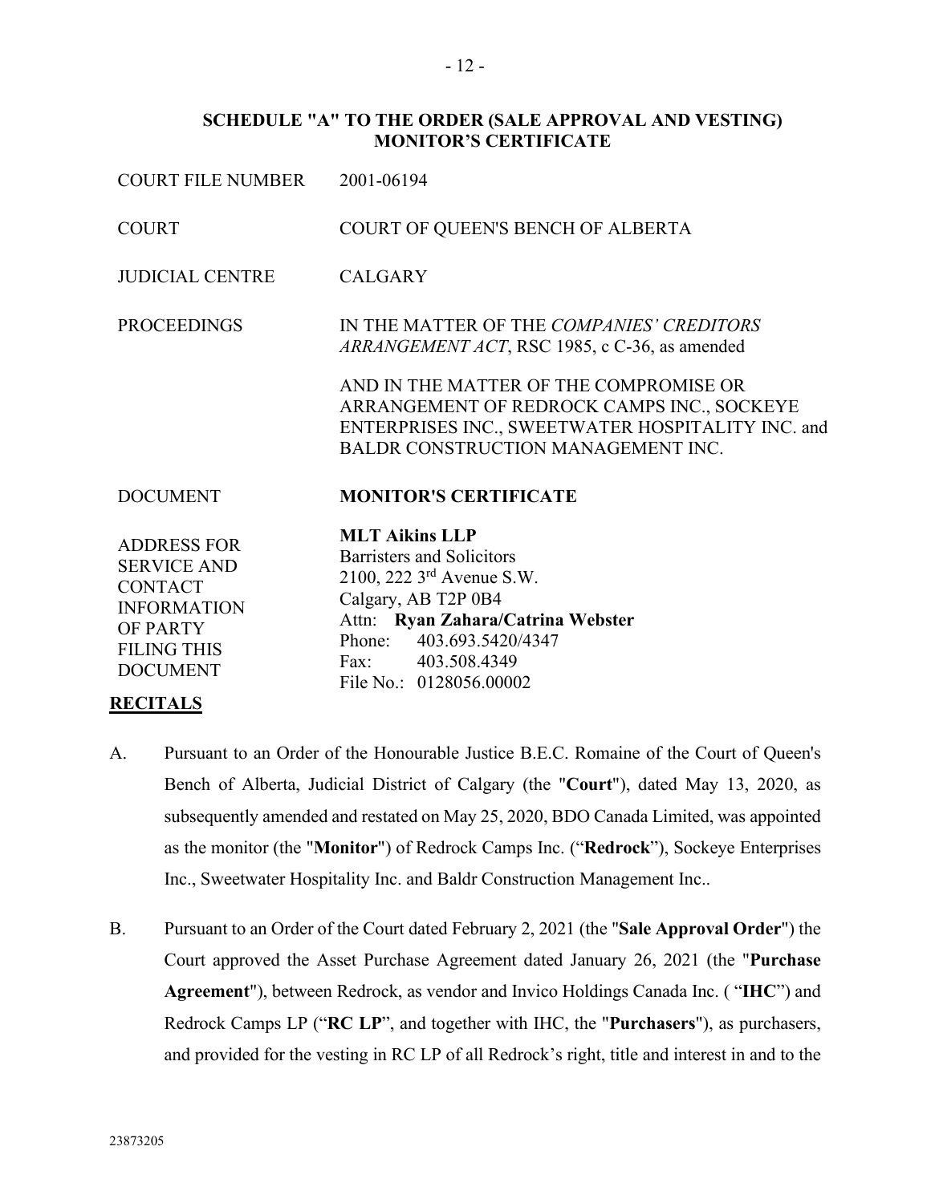**SCHEDULE "A" TO THE ORDER (SALE APPROVAL AND VESTING)**
**MONITOR'S CERTIFICATE**

| | |
|---|---|
| COURT FILE NUMBER | 2001-06194 |
| COURT | COURT OF QUEEN'S BENCH OF ALBERTA |
| JUDICIAL CENTRE | CALGARY |
| PROCEEDINGS | IN THE MATTER OF THE *COMPANIES' CREDITORS ARRANGEMENT ACT*, RSC 1985, c C-36, as amended<br><br>AND IN THE MATTER OF THE COMPROMISE OR ARRANGEMENT OF REDROCK CAMPS INC., SOCKEYE ENTERPRISES INC., SWEETWATER HOSPITALITY INC. and BALDR CONSTRUCTION MANAGEMENT INC. |
| DOCUMENT | **MONITOR'S CERTIFICATE** |
| ADDRESS FOR SERVICE AND CONTACT INFORMATION OF PARTY FILING THIS DOCUMENT | **MLT Aikins LLP**<br>Barristers and Solicitors<br>2100, 222 3rd Avenue S.W.<br>Calgary, AB T2P 0B4<br>Attn: **Ryan Zahara/Catrina Webster**<br>Phone: 403.693.5420/4347<br>Fax: 403.508.4349<br>File No.: 0128056.00002 |

**RECITALS**

A. Pursuant to an Order of the Honourable Justice B.E.C. Romaine of the Court of Queen's Bench of Alberta, Judicial District of Calgary (the "**Court**"), dated May 13, 2020, as subsequently amended and restated on May 25, 2020, BDO Canada Limited, was appointed as the monitor (the "**Monitor**") of Redrock Camps Inc. ("**Redrock**"), Sockeye Enterprises Inc., Sweetwater Hospitality Inc. and Baldr Construction Management Inc..

B. Pursuant to an Order of the Court dated February 2, 2021 (the "**Sale Approval Order**") the Court approved the Asset Purchase Agreement dated January 26, 2021 (the "**Purchase Agreement**"), between Redrock, as vendor and Invico Holdings Canada Inc. ( "**IHC**") and Redrock Camps LP ("**RC LP**", and together with IHC, the "**Purchasers**"), as purchasers, and provided for the vesting in RC LP of all Redrock's right, title and interest in and to the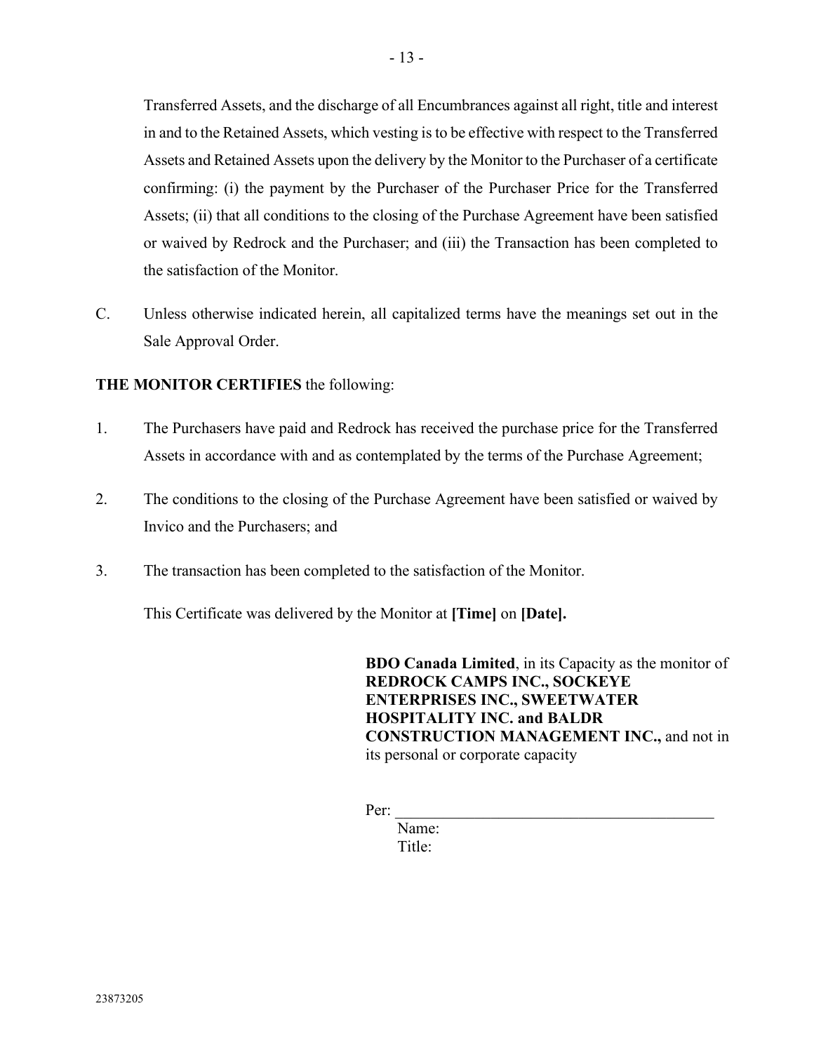Transferred Assets, and the discharge of all Encumbrances against all right, title and interest in and to the Retained Assets, which vesting is to be effective with respect to the Transferred Assets and Retained Assets upon the delivery by the Monitor to the Purchaser of a certificate confirming: (i) the payment by the Purchaser of the Purchaser Price for the Transferred Assets; (ii) that all conditions to the closing of the Purchase Agreement have been satisfied or waived by Redrock and the Purchaser; and (iii) the Transaction has been completed to the satisfaction of the Monitor.

C. Unless otherwise indicated herein, all capitalized terms have the meanings set out in the Sale Approval Order.

**THE MONITOR CERTIFIES** the following:

1. The Purchasers have paid and Redrock has received the purchase price for the Transferred Assets in accordance with and as contemplated by the terms of the Purchase Agreement;

2. The conditions to the closing of the Purchase Agreement have been satisfied or waived by Invico and the Purchasers; and

3. The transaction has been completed to the satisfaction of the Monitor.

This Certificate was delivered by the Monitor at **[Time]** on **[Date].**

**BDO Canada Limited**, in its Capacity as the monitor of **REDROCK CAMPS INC., SOCKEYE ENTERPRISES INC., SWEETWATER HOSPITALITY INC. and BALDR CONSTRUCTION MANAGEMENT INC.,** and not in its personal or corporate capacity

Per: ________________________________________

Name:

Title:

23873205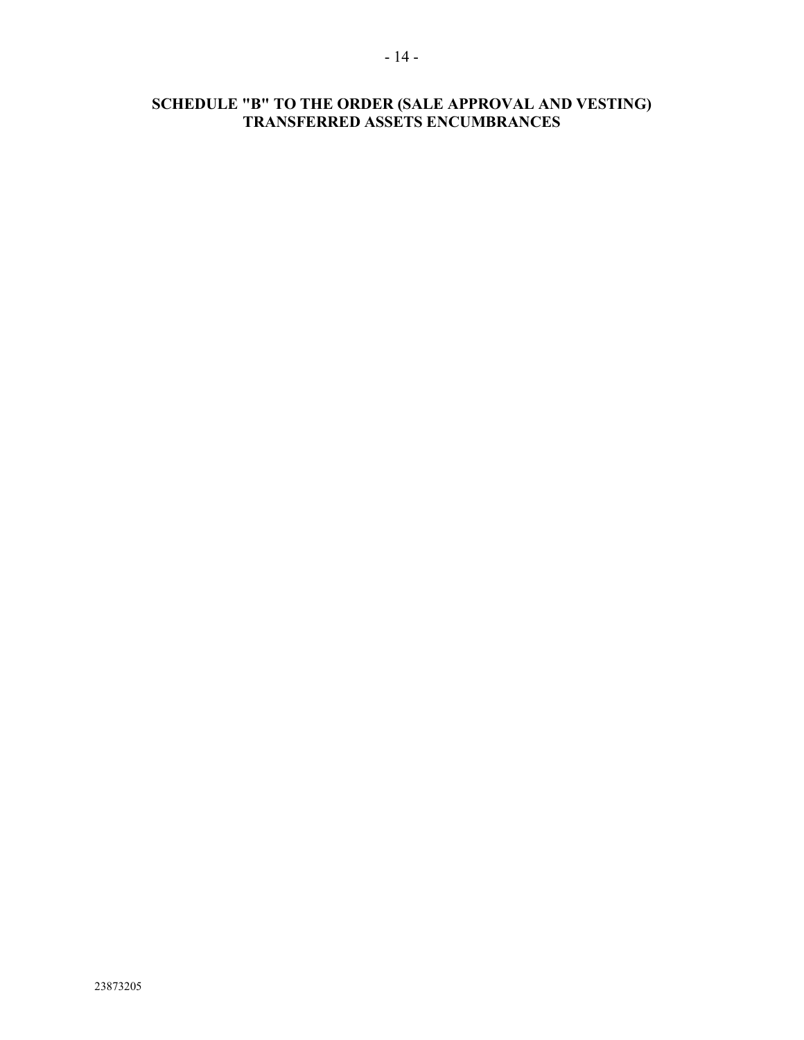# SCHEDULE "B" TO THE ORDER (SALE APPROVAL AND VESTING)
# TRANSFERRED ASSETS ENCUMBRANCES

23873205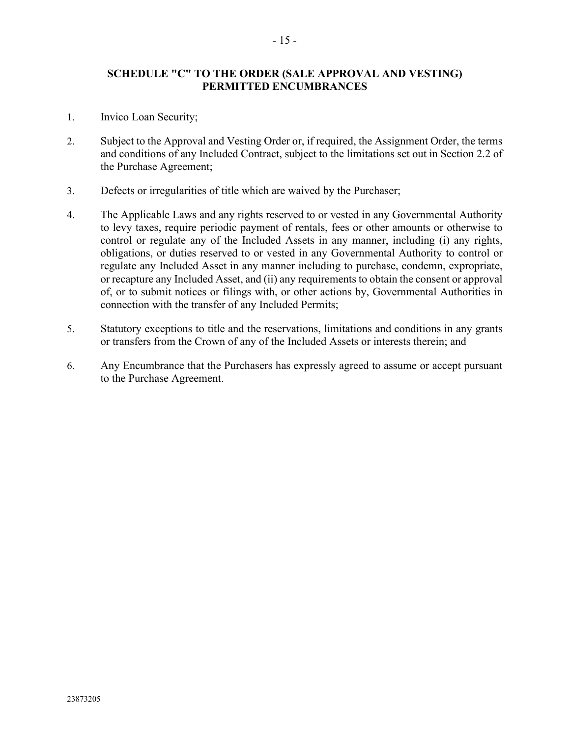## SCHEDULE "C" TO THE ORDER (SALE APPROVAL AND VESTING) PERMITTED ENCUMBRANCES

1. Invico Loan Security;

2. Subject to the Approval and Vesting Order or, if required, the Assignment Order, the terms and conditions of any Included Contract, subject to the limitations set out in Section 2.2 of the Purchase Agreement;

3. Defects or irregularities of title which are waived by the Purchaser;

4. The Applicable Laws and any rights reserved to or vested in any Governmental Authority to levy taxes, require periodic payment of rentals, fees or other amounts or otherwise to control or regulate any of the Included Assets in any manner, including (i) any rights, obligations, or duties reserved to or vested in any Governmental Authority to control or regulate any Included Asset in any manner including to purchase, condemn, expropriate, or recapture any Included Asset, and (ii) any requirements to obtain the consent or approval of, or to submit notices or filings with, or other actions by, Governmental Authorities in connection with the transfer of any Included Permits;

5. Statutory exceptions to title and the reservations, limitations and conditions in any grants or transfers from the Crown of any of the Included Assets or interests therein; and

6. Any Encumbrance that the Purchasers has expressly agreed to assume or accept pursuant to the Purchase Agreement.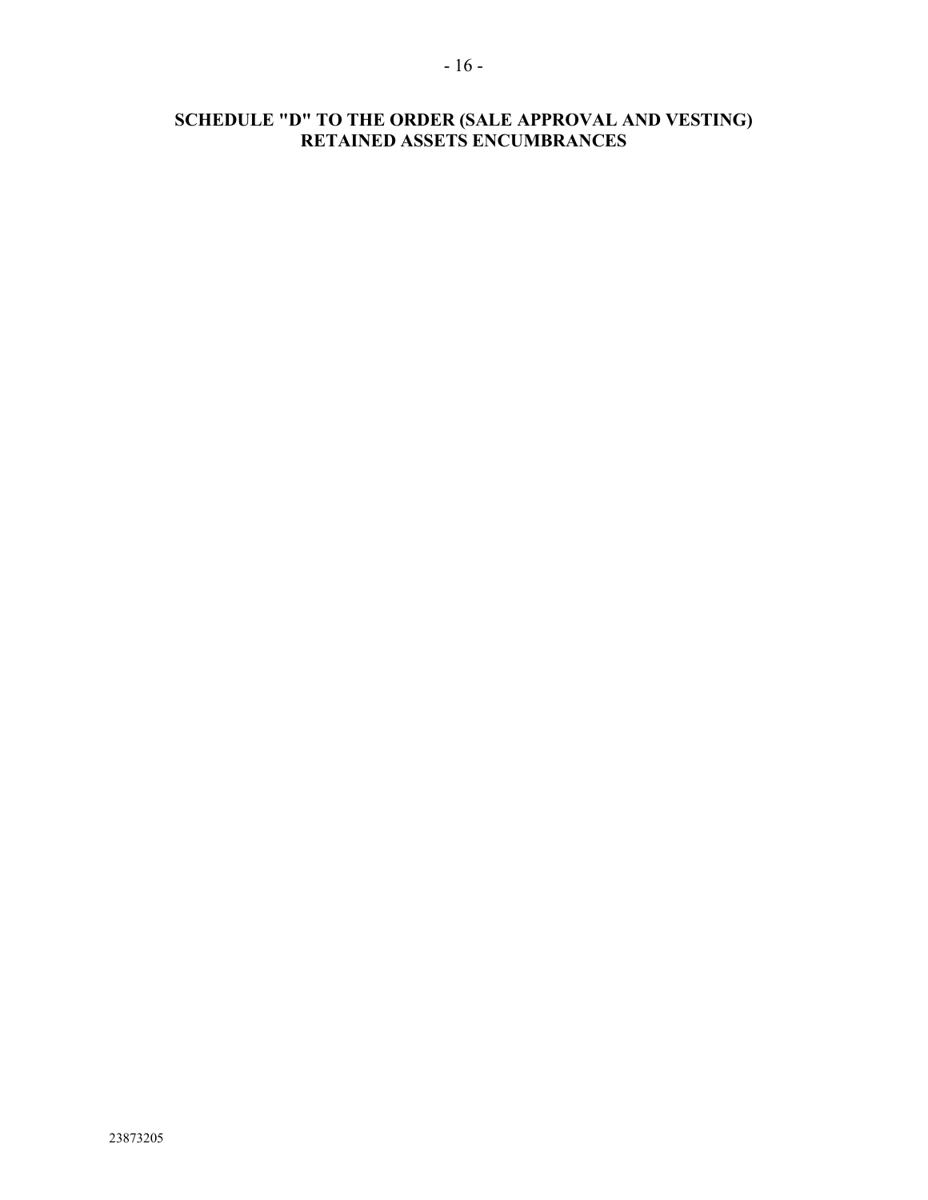**SCHEDULE "D" TO THE ORDER (SALE APPROVAL AND VESTING) RETAINED ASSETS ENCUMBRANCES**

23873205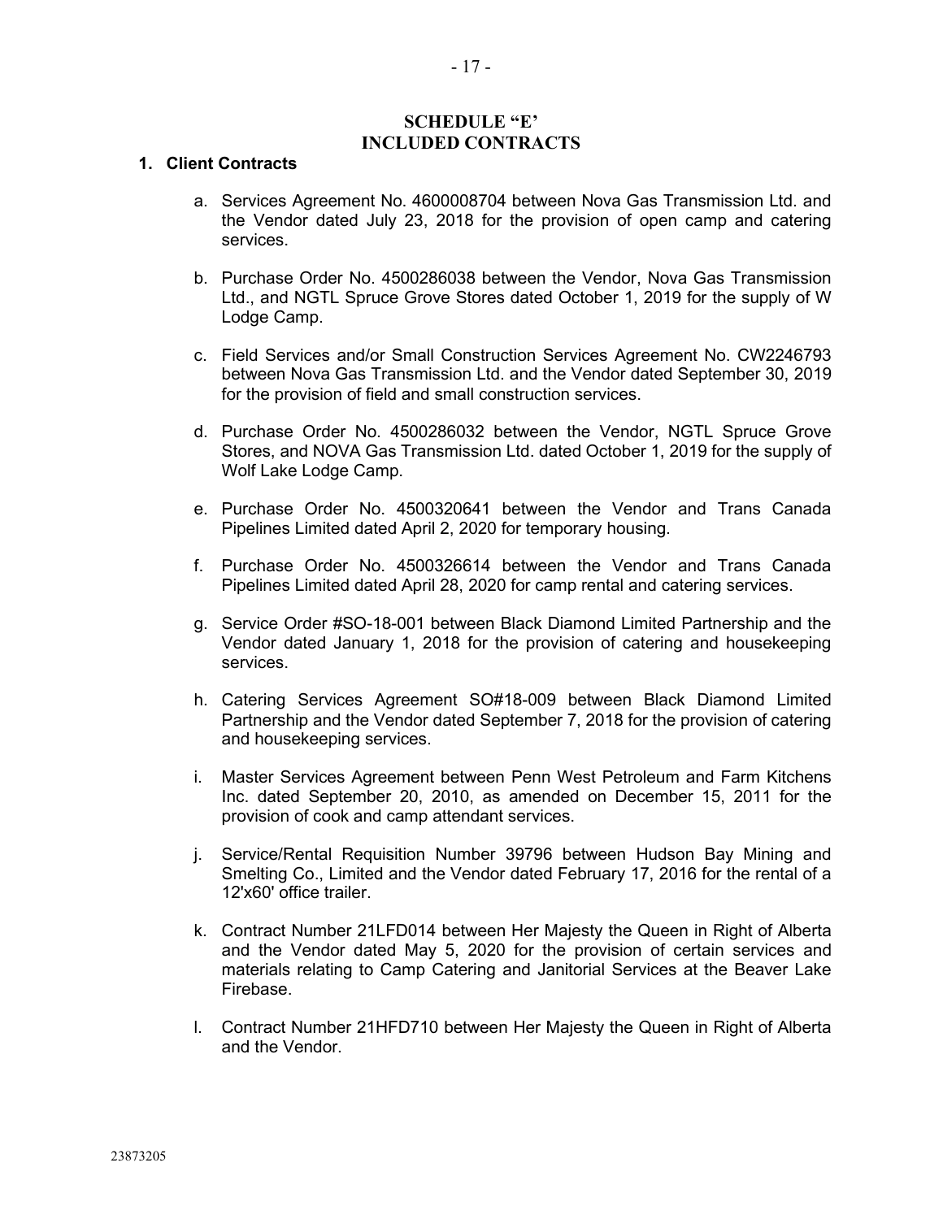# SCHEDULE "E'
# INCLUDED CONTRACTS

**1. Client Contracts**

a. Services Agreement No. 4600008704 between Nova Gas Transmission Ltd. and the Vendor dated July 23, 2018 for the provision of open camp and catering services.

b. Purchase Order No. 4500286038 between the Vendor, Nova Gas Transmission Ltd., and NGTL Spruce Grove Stores dated October 1, 2019 for the supply of W Lodge Camp.

c. Field Services and/or Small Construction Services Agreement No. CW2246793 between Nova Gas Transmission Ltd. and the Vendor dated September 30, 2019 for the provision of field and small construction services.

d. Purchase Order No. 4500286032 between the Vendor, NGTL Spruce Grove Stores, and NOVA Gas Transmission Ltd. dated October 1, 2019 for the supply of Wolf Lake Lodge Camp.

e. Purchase Order No. 4500320641 between the Vendor and Trans Canada Pipelines Limited dated April 2, 2020 for temporary housing.

f. Purchase Order No. 4500326614 between the Vendor and Trans Canada Pipelines Limited dated April 28, 2020 for camp rental and catering services.

g. Service Order #SO-18-001 between Black Diamond Limited Partnership and the Vendor dated January 1, 2018 for the provision of catering and housekeeping services.

h. Catering Services Agreement SO#18-009 between Black Diamond Limited Partnership and the Vendor dated September 7, 2018 for the provision of catering and housekeeping services.

i. Master Services Agreement between Penn West Petroleum and Farm Kitchens Inc. dated September 20, 2010, as amended on December 15, 2011 for the provision of cook and camp attendant services.

j. Service/Rental Requisition Number 39796 between Hudson Bay Mining and Smelting Co., Limited and the Vendor dated February 17, 2016 for the rental of a 12'x60' office trailer.

k. Contract Number 21LFD014 between Her Majesty the Queen in Right of Alberta and the Vendor dated May 5, 2020 for the provision of certain services and materials relating to Camp Catering and Janitorial Services at the Beaver Lake Firebase.

l. Contract Number 21HFD710 between Her Majesty the Queen in Right of Alberta and the Vendor.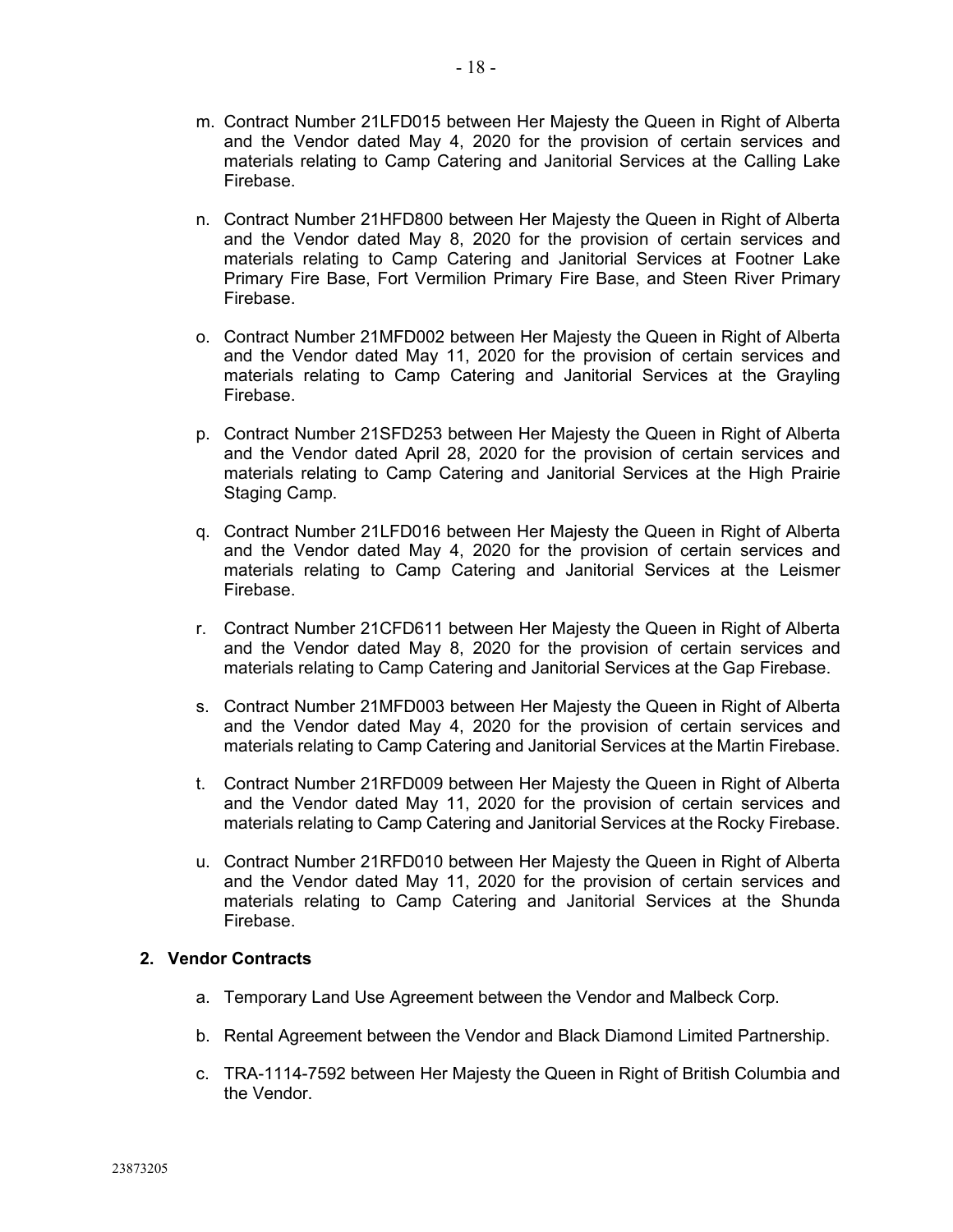m. Contract Number 21LFD015 between Her Majesty the Queen in Right of Alberta and the Vendor dated May 4, 2020 for the provision of certain services and materials relating to Camp Catering and Janitorial Services at the Calling Lake Firebase.

n. Contract Number 21HFD800 between Her Majesty the Queen in Right of Alberta and the Vendor dated May 8, 2020 for the provision of certain services and materials relating to Camp Catering and Janitorial Services at Footner Lake Primary Fire Base, Fort Vermilion Primary Fire Base, and Steen River Primary Firebase.

o. Contract Number 21MFD002 between Her Majesty the Queen in Right of Alberta and the Vendor dated May 11, 2020 for the provision of certain services and materials relating to Camp Catering and Janitorial Services at the Grayling Firebase.

p. Contract Number 21SFD253 between Her Majesty the Queen in Right of Alberta and the Vendor dated April 28, 2020 for the provision of certain services and materials relating to Camp Catering and Janitorial Services at the High Prairie Staging Camp.

q. Contract Number 21LFD016 between Her Majesty the Queen in Right of Alberta and the Vendor dated May 4, 2020 for the provision of certain services and materials relating to Camp Catering and Janitorial Services at the Leismer Firebase.

r. Contract Number 21CFD611 between Her Majesty the Queen in Right of Alberta and the Vendor dated May 8, 2020 for the provision of certain services and materials relating to Camp Catering and Janitorial Services at the Gap Firebase.

s. Contract Number 21MFD003 between Her Majesty the Queen in Right of Alberta and the Vendor dated May 4, 2020 for the provision of certain services and materials relating to Camp Catering and Janitorial Services at the Martin Firebase.

t. Contract Number 21RFD009 between Her Majesty the Queen in Right of Alberta and the Vendor dated May 11, 2020 for the provision of certain services and materials relating to Camp Catering and Janitorial Services at the Rocky Firebase.

u. Contract Number 21RFD010 between Her Majesty the Queen in Right of Alberta and the Vendor dated May 11, 2020 for the provision of certain services and materials relating to Camp Catering and Janitorial Services at the Shunda Firebase.

**2. Vendor Contracts**

a. Temporary Land Use Agreement between the Vendor and Malbeck Corp.

b. Rental Agreement between the Vendor and Black Diamond Limited Partnership.

c. TRA-1114-7592 between Her Majesty the Queen in Right of British Columbia and the Vendor.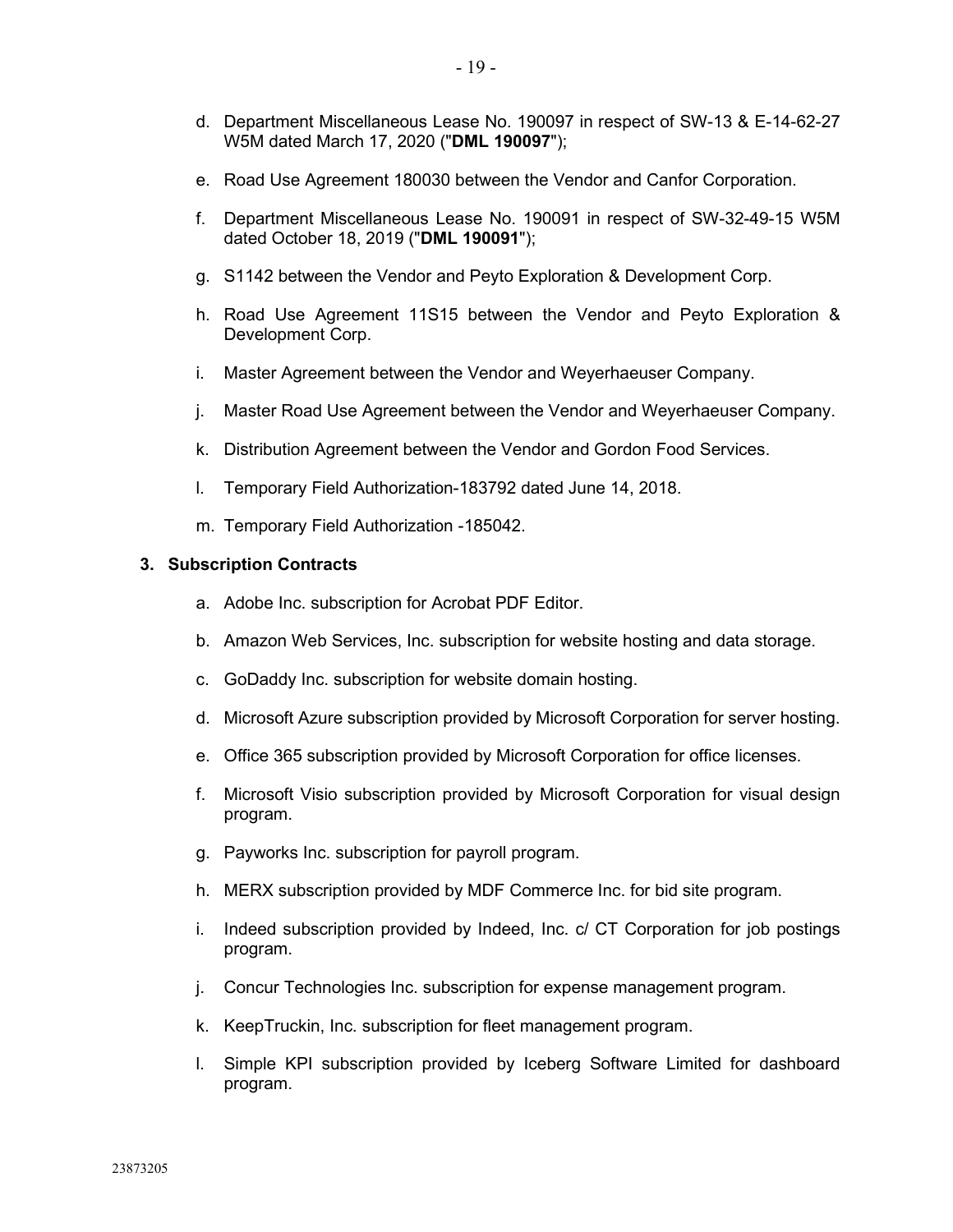d. Department Miscellaneous Lease No. 190097 in respect of SW-13 & E-14-62-27 W5M dated March 17, 2020 ("**DML 190097**");

e. Road Use Agreement 180030 between the Vendor and Canfor Corporation.

f. Department Miscellaneous Lease No. 190091 in respect of SW-32-49-15 W5M dated October 18, 2019 ("**DML 190091**");

g. S1142 between the Vendor and Peyto Exploration & Development Corp.

h. Road Use Agreement 11S15 between the Vendor and Peyto Exploration & Development Corp.

i. Master Agreement between the Vendor and Weyerhaeuser Company.

j. Master Road Use Agreement between the Vendor and Weyerhaeuser Company.

k. Distribution Agreement between the Vendor and Gordon Food Services.

l. Temporary Field Authorization-183792 dated June 14, 2018.

m. Temporary Field Authorization -185042.

### 3. Subscription Contracts

a. Adobe Inc. subscription for Acrobat PDF Editor.

b. Amazon Web Services, Inc. subscription for website hosting and data storage.

c. GoDaddy Inc. subscription for website domain hosting.

d. Microsoft Azure subscription provided by Microsoft Corporation for server hosting.

e. Office 365 subscription provided by Microsoft Corporation for office licenses.

f. Microsoft Visio subscription provided by Microsoft Corporation for visual design program.

g. Payworks Inc. subscription for payroll program.

h. MERX subscription provided by MDF Commerce Inc. for bid site program.

i. Indeed subscription provided by Indeed, Inc. c/ CT Corporation for job postings program.

j. Concur Technologies Inc. subscription for expense management program.

k. KeepTruckin, Inc. subscription for fleet management program.

l. Simple KPI subscription provided by Iceberg Software Limited for dashboard program.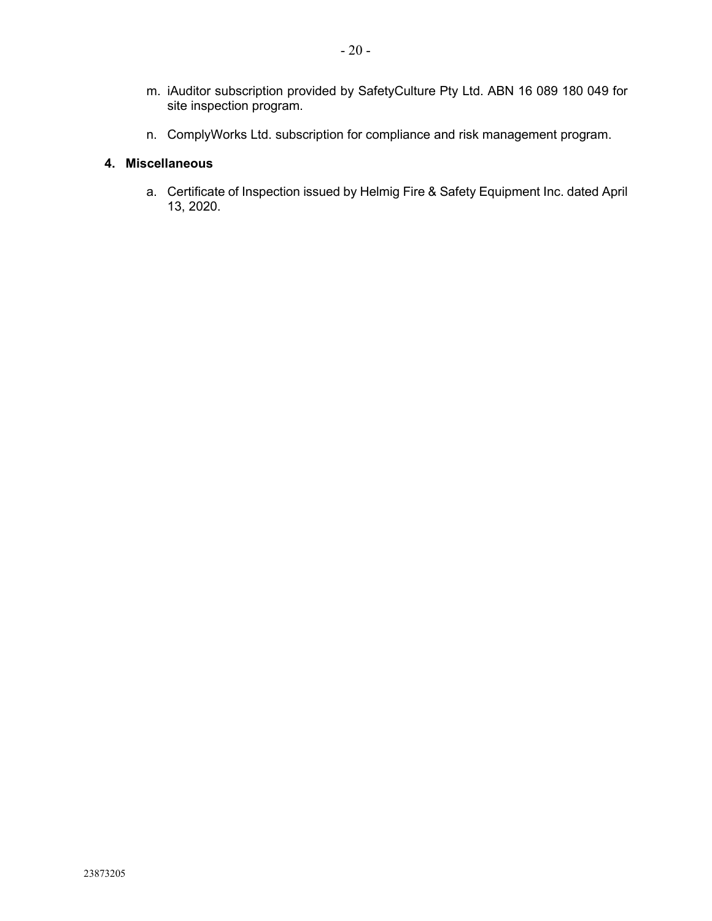m. iAuditor subscription provided by SafetyCulture Pty Ltd. ABN 16 089 180 049 for site inspection program.

n. ComplyWorks Ltd. subscription for compliance and risk management program.

**4. Miscellaneous**

a. Certificate of Inspection issued by Helmig Fire & Safety Equipment Inc. dated April 13, 2020.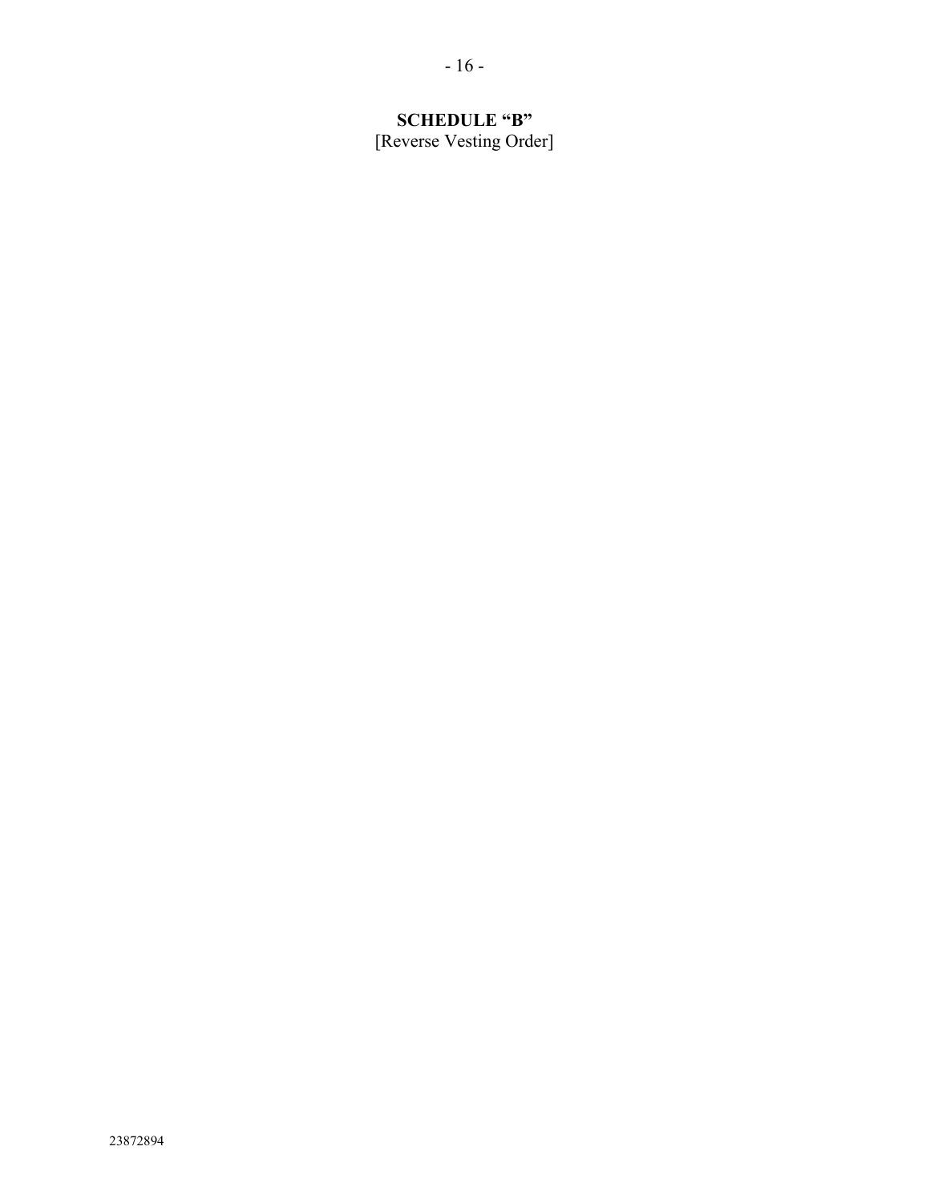**SCHEDULE "B"**

[Reverse Vesting Order]

23872894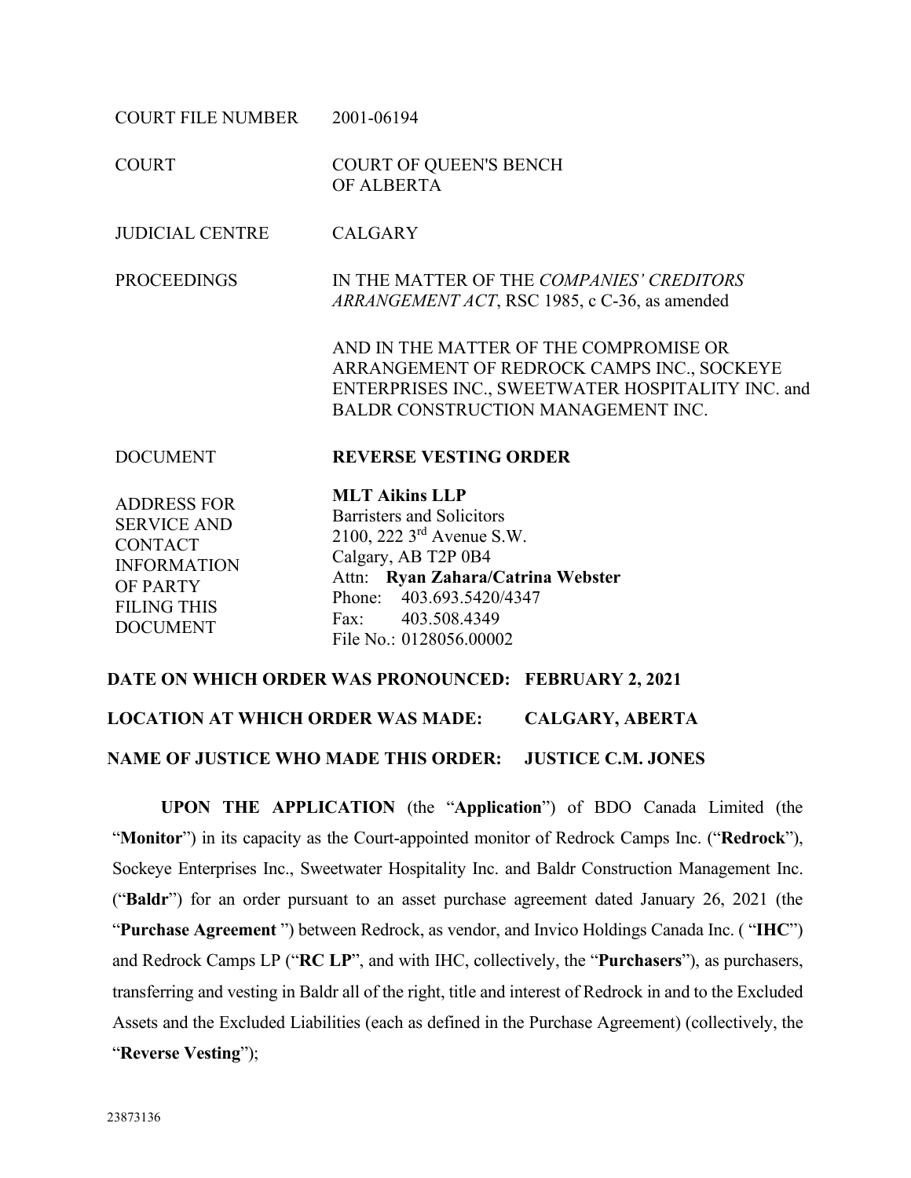| | |
|---|---|
| COURT FILE NUMBER | 2001-06194 |
| COURT | COURT OF QUEEN'S BENCH OF ALBERTA |
| JUDICIAL CENTRE | CALGARY |
| PROCEEDINGS | IN THE MATTER OF THE *COMPANIES' CREDITORS ARRANGEMENT ACT*, RSC 1985, c C-36, as amended<br><br>AND IN THE MATTER OF THE COMPROMISE OR ARRANGEMENT OF REDROCK CAMPS INC., SOCKEYE ENTERPRISES INC., SWEETWATER HOSPITALITY INC. and BALDR CONSTRUCTION MANAGEMENT INC. |
| DOCUMENT | **REVERSE VESTING ORDER** |
| ADDRESS FOR SERVICE AND CONTACT INFORMATION OF PARTY FILING THIS DOCUMENT | **MLT Aikins LLP**<br>Barristers and Solicitors<br>2100, 222 3rd Avenue S.W.<br>Calgary, AB T2P 0B4<br>Attn: **Ryan Zahara/Catrina Webster**<br>Phone: 403.693.5420/4347<br>Fax: 403.508.4349<br>File No.: 0128056.00002 |

**DATE ON WHICH ORDER WAS PRONOUNCED: FEBRUARY 2, 2021**

**LOCATION AT WHICH ORDER WAS MADE: CALGARY, ABERTA**

**NAME OF JUSTICE WHO MADE THIS ORDER: JUSTICE C.M. JONES**

**UPON THE APPLICATION** (the "**Application**") of BDO Canada Limited (the "**Monitor**") in its capacity as the Court-appointed monitor of Redrock Camps Inc. ("**Redrock**"), Sockeye Enterprises Inc., Sweetwater Hospitality Inc. and Baldr Construction Management Inc. ("**Baldr**") for an order pursuant to an asset purchase agreement dated January 26, 2021 (the "**Purchase Agreement** ") between Redrock, as vendor, and Invico Holdings Canada Inc. ( "**IHC**") and Redrock Camps LP ("**RC LP**", and with IHC, collectively, the "**Purchasers**"), as purchasers, transferring and vesting in Baldr all of the right, title and interest of Redrock in and to the Excluded Assets and the Excluded Liabilities (each as defined in the Purchase Agreement) (collectively, the "**Reverse Vesting**");

23873136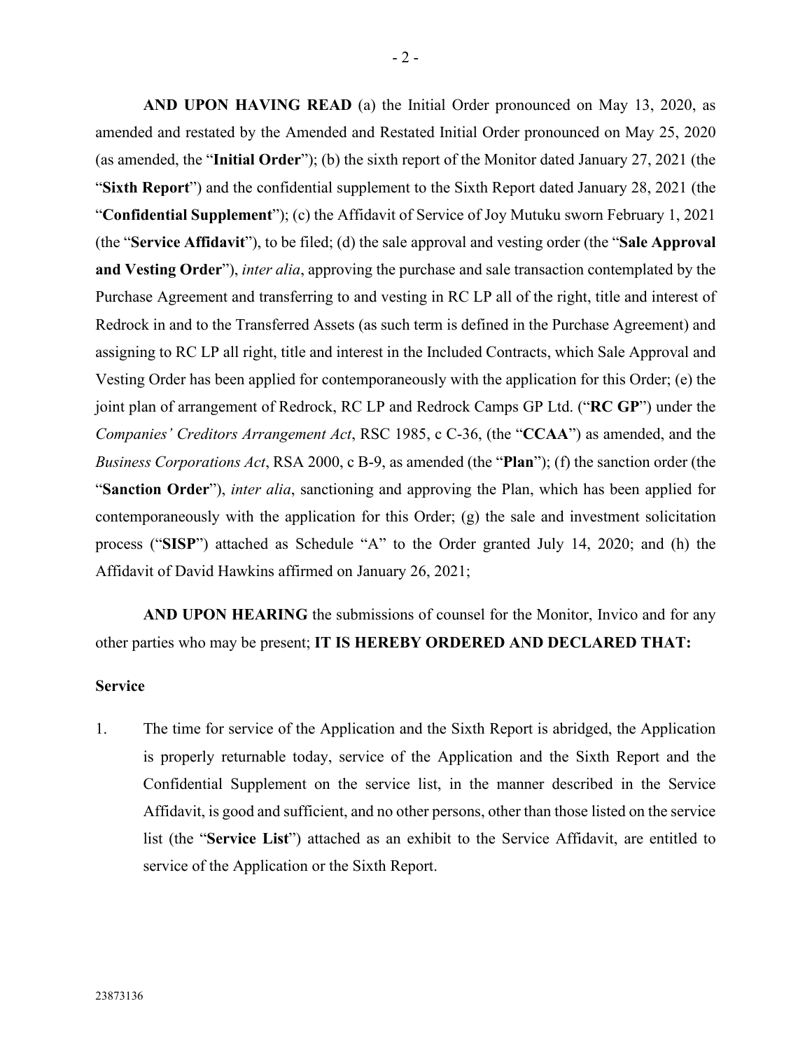**AND UPON HAVING READ** (a) the Initial Order pronounced on May 13, 2020, as amended and restated by the Amended and Restated Initial Order pronounced on May 25, 2020 (as amended, the "**Initial Order**"); (b) the sixth report of the Monitor dated January 27, 2021 (the "**Sixth Report**") and the confidential supplement to the Sixth Report dated January 28, 2021 (the "**Confidential Supplement**"); (c) the Affidavit of Service of Joy Mutuku sworn February 1, 2021 (the "**Service Affidavit**"), to be filed; (d) the sale approval and vesting order (the "**Sale Approval and Vesting Order**"), *inter alia*, approving the purchase and sale transaction contemplated by the Purchase Agreement and transferring to and vesting in RC LP all of the right, title and interest of Redrock in and to the Transferred Assets (as such term is defined in the Purchase Agreement) and assigning to RC LP all right, title and interest in the Included Contracts, which Sale Approval and Vesting Order has been applied for contemporaneously with the application for this Order; (e) the joint plan of arrangement of Redrock, RC LP and Redrock Camps GP Ltd. ("**RC GP**") under the *Companies' Creditors Arrangement Act*, RSC 1985, c C-36, (the "**CCAA**") as amended, and the *Business Corporations Act*, RSA 2000, c B-9, as amended (the "**Plan**"); (f) the sanction order (the "**Sanction Order**"), *inter alia*, sanctioning and approving the Plan, which has been applied for contemporaneously with the application for this Order; (g) the sale and investment solicitation process ("**SISP**") attached as Schedule "A" to the Order granted July 14, 2020; and (h) the Affidavit of David Hawkins affirmed on January 26, 2021;

**AND UPON HEARING** the submissions of counsel for the Monitor, Invico and for any other parties who may be present; **IT IS HEREBY ORDERED AND DECLARED THAT:**

**Service**

1. The time for service of the Application and the Sixth Report is abridged, the Application is properly returnable today, service of the Application and the Sixth Report and the Confidential Supplement on the service list, in the manner described in the Service Affidavit, is good and sufficient, and no other persons, other than those listed on the service list (the "**Service List**") attached as an exhibit to the Service Affidavit, are entitled to service of the Application or the Sixth Report.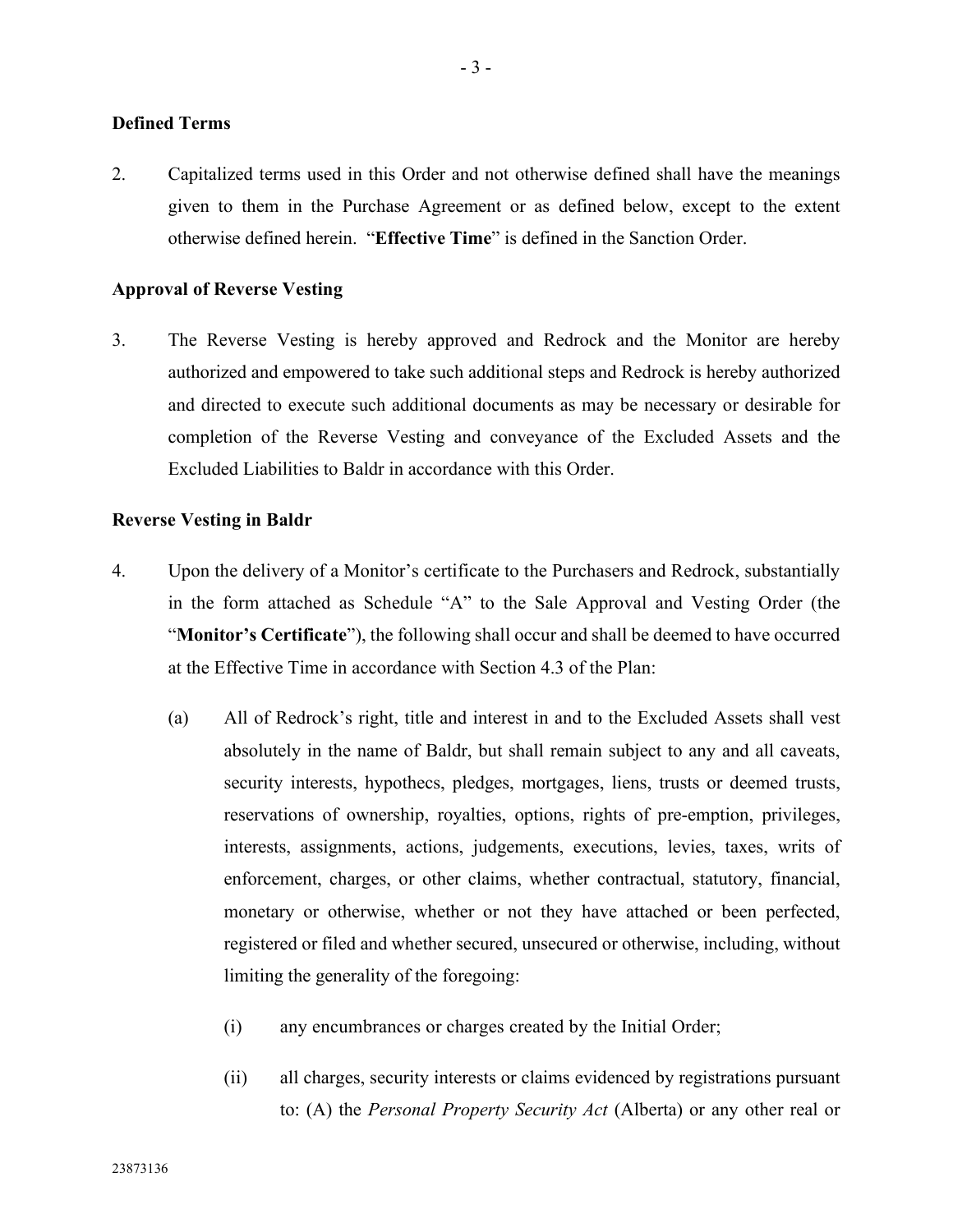**Defined Terms**

2. Capitalized terms used in this Order and not otherwise defined shall have the meanings given to them in the Purchase Agreement or as defined below, except to the extent otherwise defined herein. "**Effective Time**" is defined in the Sanction Order.

**Approval of Reverse Vesting**

3. The Reverse Vesting is hereby approved and Redrock and the Monitor are hereby authorized and empowered to take such additional steps and Redrock is hereby authorized and directed to execute such additional documents as may be necessary or desirable for completion of the Reverse Vesting and conveyance of the Excluded Assets and the Excluded Liabilities to Baldr in accordance with this Order.

**Reverse Vesting in Baldr**

4. Upon the delivery of a Monitor's certificate to the Purchasers and Redrock, substantially in the form attached as Schedule "A" to the Sale Approval and Vesting Order (the "**Monitor's Certificate**"), the following shall occur and shall be deemed to have occurred at the Effective Time in accordance with Section 4.3 of the Plan:

   (a) All of Redrock's right, title and interest in and to the Excluded Assets shall vest absolutely in the name of Baldr, but shall remain subject to any and all caveats, security interests, hypothecs, pledges, mortgages, liens, trusts or deemed trusts, reservations of ownership, royalties, options, rights of pre-emption, privileges, interests, assignments, actions, judgements, executions, levies, taxes, writs of enforcement, charges, or other claims, whether contractual, statutory, financial, monetary or otherwise, whether or not they have attached or been perfected, registered or filed and whether secured, unsecured or otherwise, including, without limiting the generality of the foregoing:

      (i) any encumbrances or charges created by the Initial Order;

      (ii) all charges, security interests or claims evidenced by registrations pursuant to: (A) the *Personal Property Security Act* (Alberta) or any other real or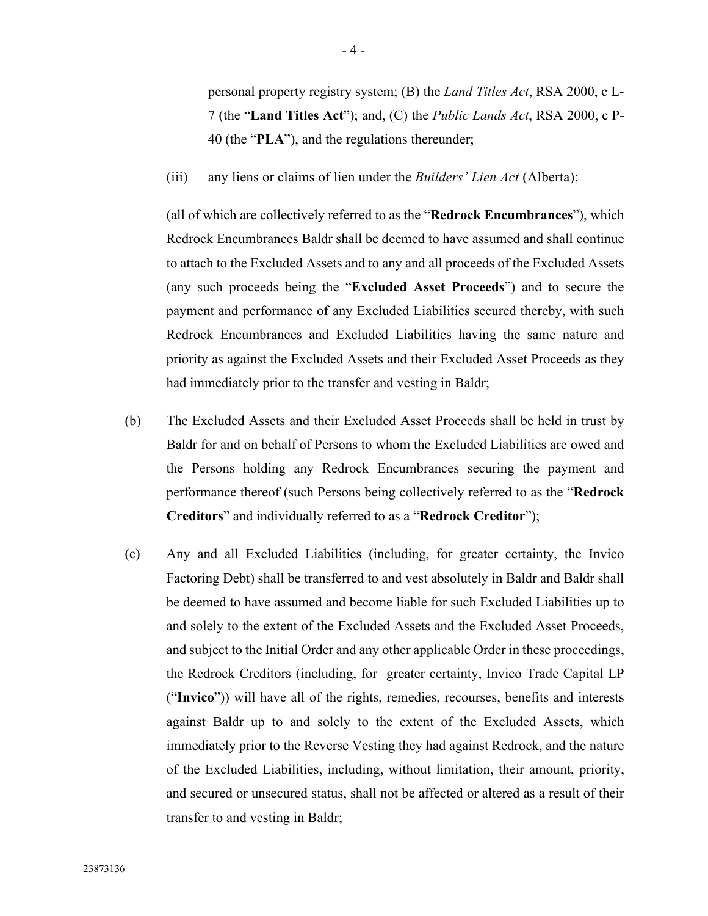personal property registry system; (B) the *Land Titles Act*, RSA 2000, c L-7 (the "**Land Titles Act**"); and, (C) the *Public Lands Act*, RSA 2000, c P-40 (the "**PLA**"), and the regulations thereunder;

(iii) any liens or claims of lien under the *Builders' Lien Act* (Alberta);

(all of which are collectively referred to as the "**Redrock Encumbrances**"), which Redrock Encumbrances Baldr shall be deemed to have assumed and shall continue to attach to the Excluded Assets and to any and all proceeds of the Excluded Assets (any such proceeds being the "**Excluded Asset Proceeds**") and to secure the payment and performance of any Excluded Liabilities secured thereby, with such Redrock Encumbrances and Excluded Liabilities having the same nature and priority as against the Excluded Assets and their Excluded Asset Proceeds as they had immediately prior to the transfer and vesting in Baldr;

(b) The Excluded Assets and their Excluded Asset Proceeds shall be held in trust by Baldr for and on behalf of Persons to whom the Excluded Liabilities are owed and the Persons holding any Redrock Encumbrances securing the payment and performance thereof (such Persons being collectively referred to as the "**Redrock Creditors**" and individually referred to as a "**Redrock Creditor**");

(c) Any and all Excluded Liabilities (including, for greater certainty, the Invico Factoring Debt) shall be transferred to and vest absolutely in Baldr and Baldr shall be deemed to have assumed and become liable for such Excluded Liabilities up to and solely to the extent of the Excluded Assets and the Excluded Asset Proceeds, and subject to the Initial Order and any other applicable Order in these proceedings, the Redrock Creditors (including, for greater certainty, Invico Trade Capital LP ("**Invico**")) will have all of the rights, remedies, recourses, benefits and interests against Baldr up to and solely to the extent of the Excluded Assets, which immediately prior to the Reverse Vesting they had against Redrock, and the nature of the Excluded Liabilities, including, without limitation, their amount, priority, and secured or unsecured status, shall not be affected or altered as a result of their transfer to and vesting in Baldr;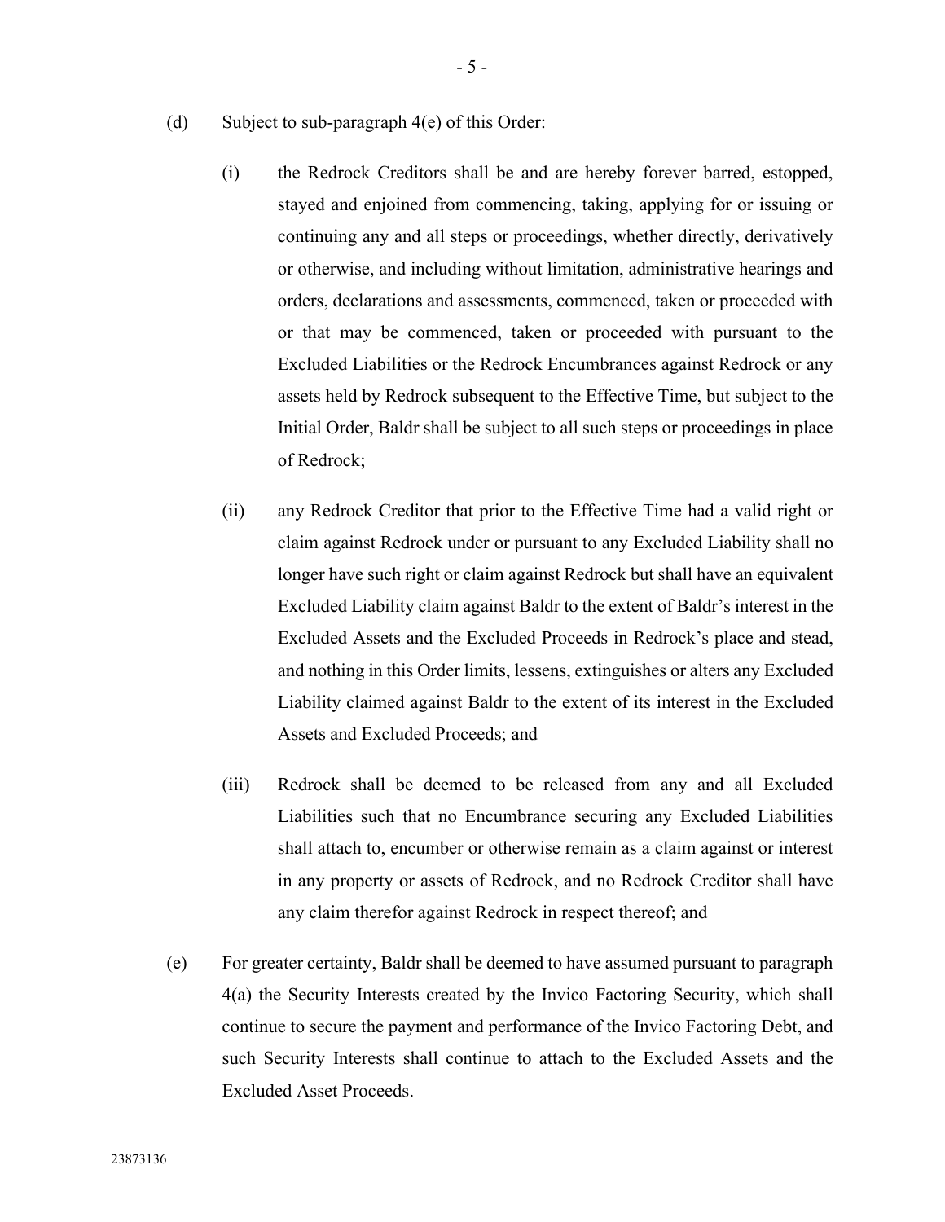(d) Subject to sub-paragraph 4(e) of this Order:

  (i) the Redrock Creditors shall be and are hereby forever barred, estopped, stayed and enjoined from commencing, taking, applying for or issuing or continuing any and all steps or proceedings, whether directly, derivatively or otherwise, and including without limitation, administrative hearings and orders, declarations and assessments, commenced, taken or proceeded with or that may be commenced, taken or proceeded with pursuant to the Excluded Liabilities or the Redrock Encumbrances against Redrock or any assets held by Redrock subsequent to the Effective Time, but subject to the Initial Order, Baldr shall be subject to all such steps or proceedings in place of Redrock;

  (ii) any Redrock Creditor that prior to the Effective Time had a valid right or claim against Redrock under or pursuant to any Excluded Liability shall no longer have such right or claim against Redrock but shall have an equivalent Excluded Liability claim against Baldr to the extent of Baldr's interest in the Excluded Assets and the Excluded Proceeds in Redrock's place and stead, and nothing in this Order limits, lessens, extinguishes or alters any Excluded Liability claimed against Baldr to the extent of its interest in the Excluded Assets and Excluded Proceeds; and

  (iii) Redrock shall be deemed to be released from any and all Excluded Liabilities such that no Encumbrance securing any Excluded Liabilities shall attach to, encumber or otherwise remain as a claim against or interest in any property or assets of Redrock, and no Redrock Creditor shall have any claim therefor against Redrock in respect thereof; and

(e) For greater certainty, Baldr shall be deemed to have assumed pursuant to paragraph 4(a) the Security Interests created by the Invico Factoring Security, which shall continue to secure the payment and performance of the Invico Factoring Debt, and such Security Interests shall continue to attach to the Excluded Assets and the Excluded Asset Proceeds.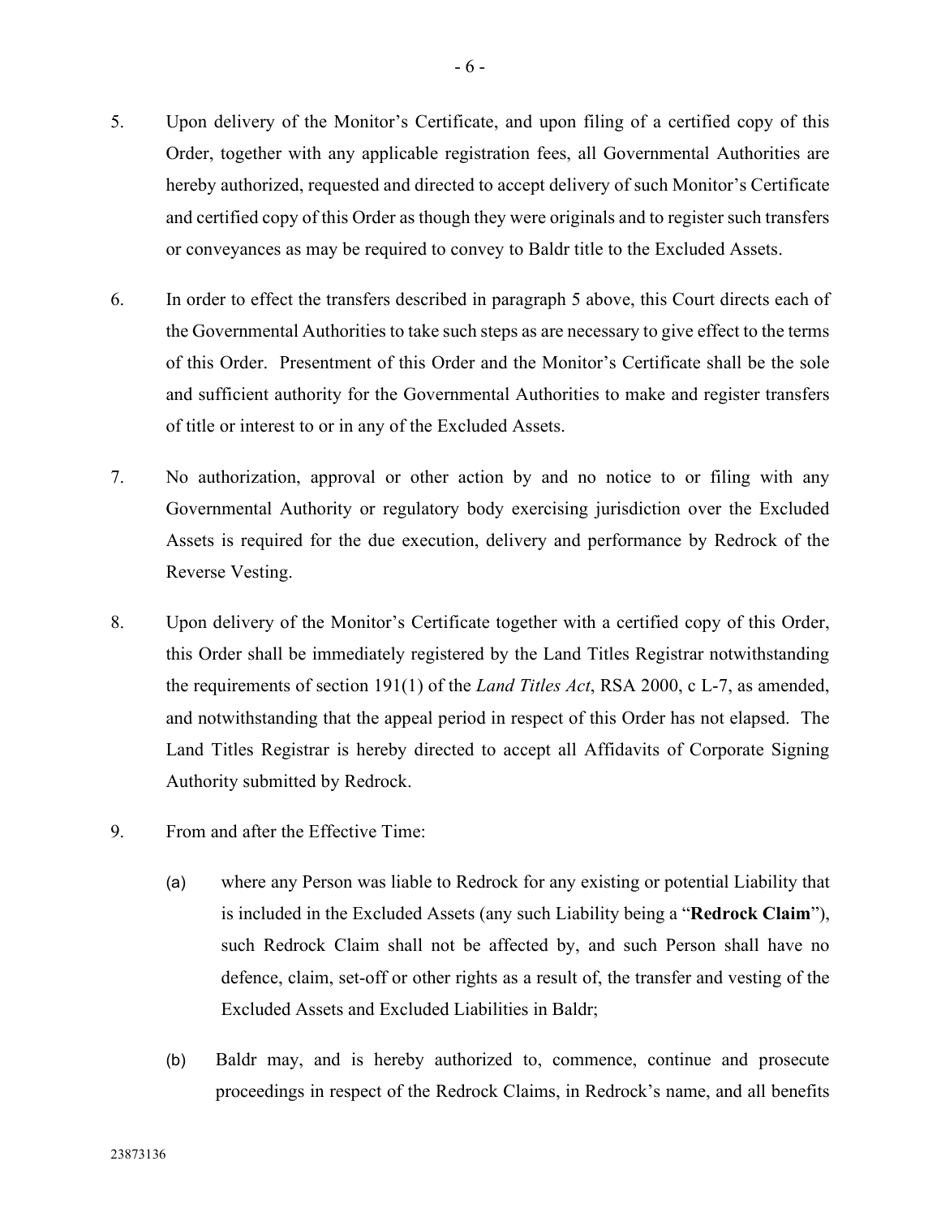5. Upon delivery of the Monitor's Certificate, and upon filing of a certified copy of this Order, together with any applicable registration fees, all Governmental Authorities are hereby authorized, requested and directed to accept delivery of such Monitor's Certificate and certified copy of this Order as though they were originals and to register such transfers or conveyances as may be required to convey to Baldr title to the Excluded Assets.

6. In order to effect the transfers described in paragraph 5 above, this Court directs each of the Governmental Authorities to take such steps as are necessary to give effect to the terms of this Order. Presentment of this Order and the Monitor's Certificate shall be the sole and sufficient authority for the Governmental Authorities to make and register transfers of title or interest to or in any of the Excluded Assets.

7. No authorization, approval or other action by and no notice to or filing with any Governmental Authority or regulatory body exercising jurisdiction over the Excluded Assets is required for the due execution, delivery and performance by Redrock of the Reverse Vesting.

8. Upon delivery of the Monitor's Certificate together with a certified copy of this Order, this Order shall be immediately registered by the Land Titles Registrar notwithstanding the requirements of section 191(1) of the *Land Titles Act*, RSA 2000, c L-7, as amended, and notwithstanding that the appeal period in respect of this Order has not elapsed. The Land Titles Registrar is hereby directed to accept all Affidavits of Corporate Signing Authority submitted by Redrock.

9. From and after the Effective Time:

   (a) where any Person was liable to Redrock for any existing or potential Liability that is included in the Excluded Assets (any such Liability being a "**Redrock Claim**"), such Redrock Claim shall not be affected by, and such Person shall have no defence, claim, set-off or other rights as a result of, the transfer and vesting of the Excluded Assets and Excluded Liabilities in Baldr;

   (b) Baldr may, and is hereby authorized to, commence, continue and prosecute proceedings in respect of the Redrock Claims, in Redrock's name, and all benefits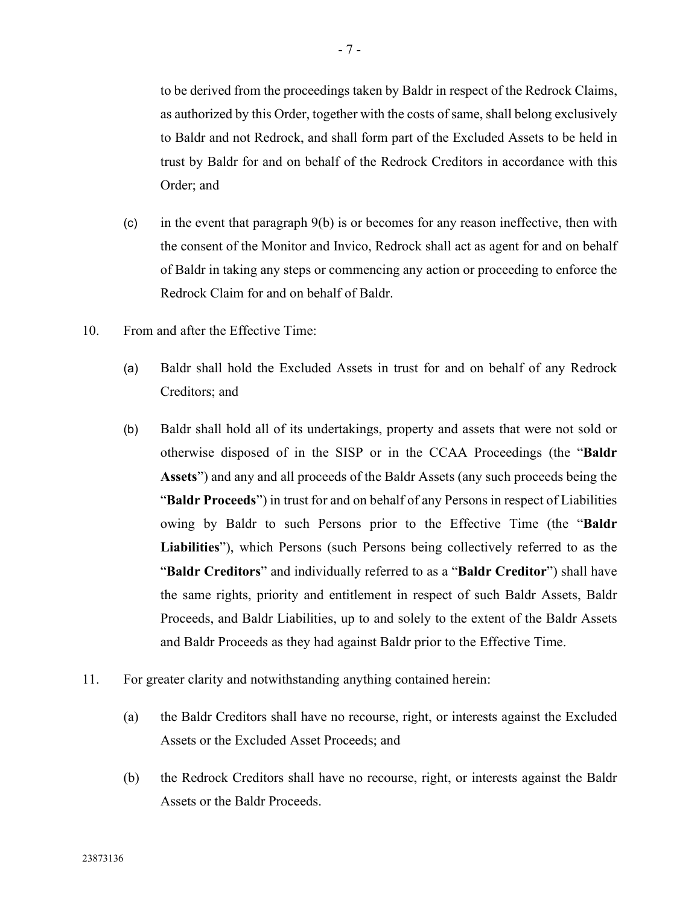to be derived from the proceedings taken by Baldr in respect of the Redrock Claims, as authorized by this Order, together with the costs of same, shall belong exclusively to Baldr and not Redrock, and shall form part of the Excluded Assets to be held in trust by Baldr for and on behalf of the Redrock Creditors in accordance with this Order; and

(c) in the event that paragraph 9(b) is or becomes for any reason ineffective, then with the consent of the Monitor and Invico, Redrock shall act as agent for and on behalf of Baldr in taking any steps or commencing any action or proceeding to enforce the Redrock Claim for and on behalf of Baldr.

10. From and after the Effective Time:

(a) Baldr shall hold the Excluded Assets in trust for and on behalf of any Redrock Creditors; and

(b) Baldr shall hold all of its undertakings, property and assets that were not sold or otherwise disposed of in the SISP or in the CCAA Proceedings (the "**Baldr Assets**") and any and all proceeds of the Baldr Assets (any such proceeds being the "**Baldr Proceeds**") in trust for and on behalf of any Persons in respect of Liabilities owing by Baldr to such Persons prior to the Effective Time (the "**Baldr Liabilities**"), which Persons (such Persons being collectively referred to as the "**Baldr Creditors**" and individually referred to as a "**Baldr Creditor**") shall have the same rights, priority and entitlement in respect of such Baldr Assets, Baldr Proceeds, and Baldr Liabilities, up to and solely to the extent of the Baldr Assets and Baldr Proceeds as they had against Baldr prior to the Effective Time.

11. For greater clarity and notwithstanding anything contained herein:

(a) the Baldr Creditors shall have no recourse, right, or interests against the Excluded Assets or the Excluded Asset Proceeds; and

(b) the Redrock Creditors shall have no recourse, right, or interests against the Baldr Assets or the Baldr Proceeds.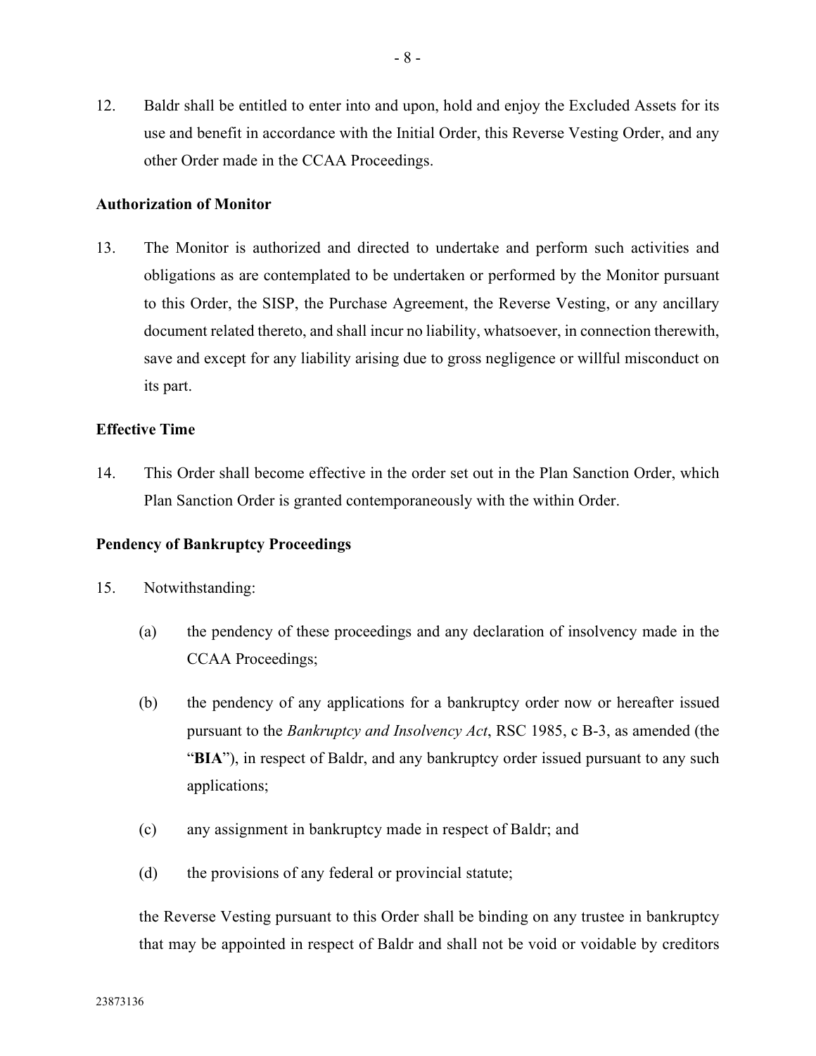12. Baldr shall be entitled to enter into and upon, hold and enjoy the Excluded Assets for its use and benefit in accordance with the Initial Order, this Reverse Vesting Order, and any other Order made in the CCAA Proceedings.

**Authorization of Monitor**

13. The Monitor is authorized and directed to undertake and perform such activities and obligations as are contemplated to be undertaken or performed by the Monitor pursuant to this Order, the SISP, the Purchase Agreement, the Reverse Vesting, or any ancillary document related thereto, and shall incur no liability, whatsoever, in connection therewith, save and except for any liability arising due to gross negligence or willful misconduct on its part.

**Effective Time**

14. This Order shall become effective in the order set out in the Plan Sanction Order, which Plan Sanction Order is granted contemporaneously with the within Order.

**Pendency of Bankruptcy Proceedings**

15. Notwithstanding:

    (a) the pendency of these proceedings and any declaration of insolvency made in the CCAA Proceedings;

    (b) the pendency of any applications for a bankruptcy order now or hereafter issued pursuant to the *Bankruptcy and Insolvency Act*, RSC 1985, c B-3, as amended (the "**BIA**"), in respect of Baldr, and any bankruptcy order issued pursuant to any such applications;

    (c) any assignment in bankruptcy made in respect of Baldr; and

    (d) the provisions of any federal or provincial statute;

    the Reverse Vesting pursuant to this Order shall be binding on any trustee in bankruptcy that may be appointed in respect of Baldr and shall not be void or voidable by creditors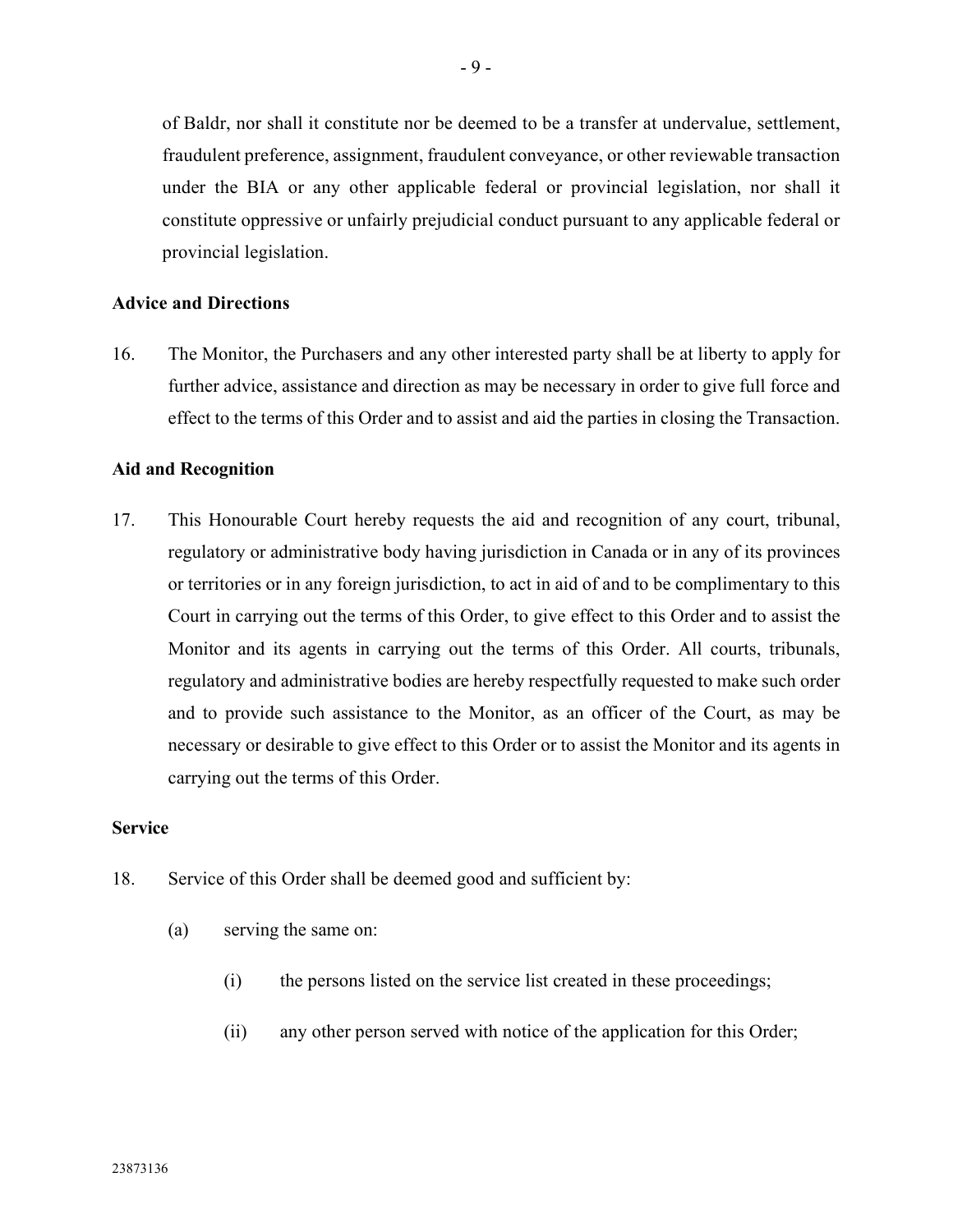of Baldr, nor shall it constitute nor be deemed to be a transfer at undervalue, settlement, fraudulent preference, assignment, fraudulent conveyance, or other reviewable transaction under the BIA or any other applicable federal or provincial legislation, nor shall it constitute oppressive or unfairly prejudicial conduct pursuant to any applicable federal or provincial legislation.

**Advice and Directions**

16. The Monitor, the Purchasers and any other interested party shall be at liberty to apply for further advice, assistance and direction as may be necessary in order to give full force and effect to the terms of this Order and to assist and aid the parties in closing the Transaction.

**Aid and Recognition**

17. This Honourable Court hereby requests the aid and recognition of any court, tribunal, regulatory or administrative body having jurisdiction in Canada or in any of its provinces or territories or in any foreign jurisdiction, to act in aid of and to be complimentary to this Court in carrying out the terms of this Order, to give effect to this Order and to assist the Monitor and its agents in carrying out the terms of this Order. All courts, tribunals, regulatory and administrative bodies are hereby respectfully requested to make such order and to provide such assistance to the Monitor, as an officer of the Court, as may be necessary or desirable to give effect to this Order or to assist the Monitor and its agents in carrying out the terms of this Order.

**Service**

18. Service of this Order shall be deemed good and sufficient by:

  (a) serving the same on:

    (i) the persons listed on the service list created in these proceedings;

    (ii) any other person served with notice of the application for this Order;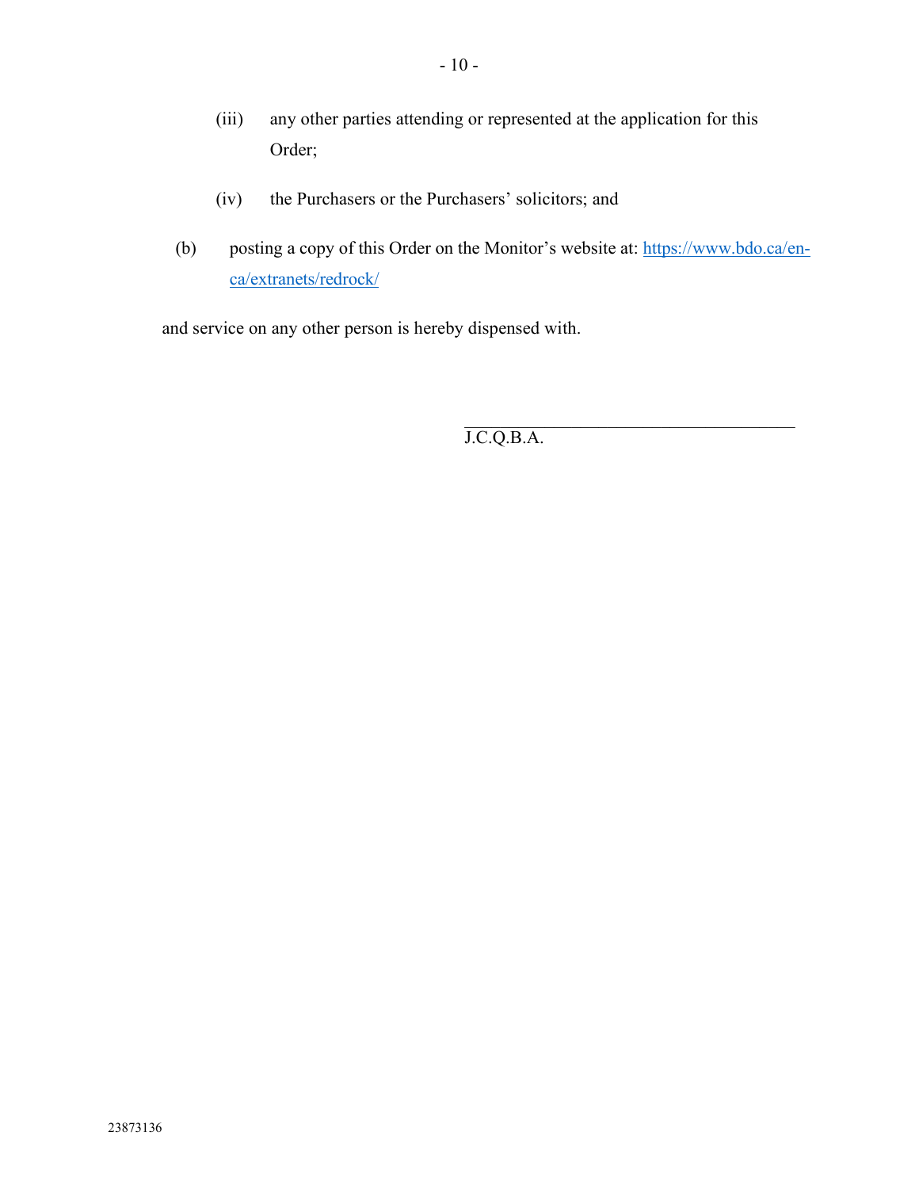(iii) any other parties attending or represented at the application for this Order;

(iv) the Purchasers or the Purchasers' solicitors; and

(b) posting a copy of this Order on the Monitor's website at: https://www.bdo.ca/en-ca/extranets/redrock/

and service on any other person is hereby dispensed with.

\_\_\_\_\_\_\_\_\_\_\_\_\_\_\_\_\_\_\_\_\_\_\_\_\_\_\_\_\_\_\_\_\_\_\_\_\_\_

J.C.Q.B.A.

23873136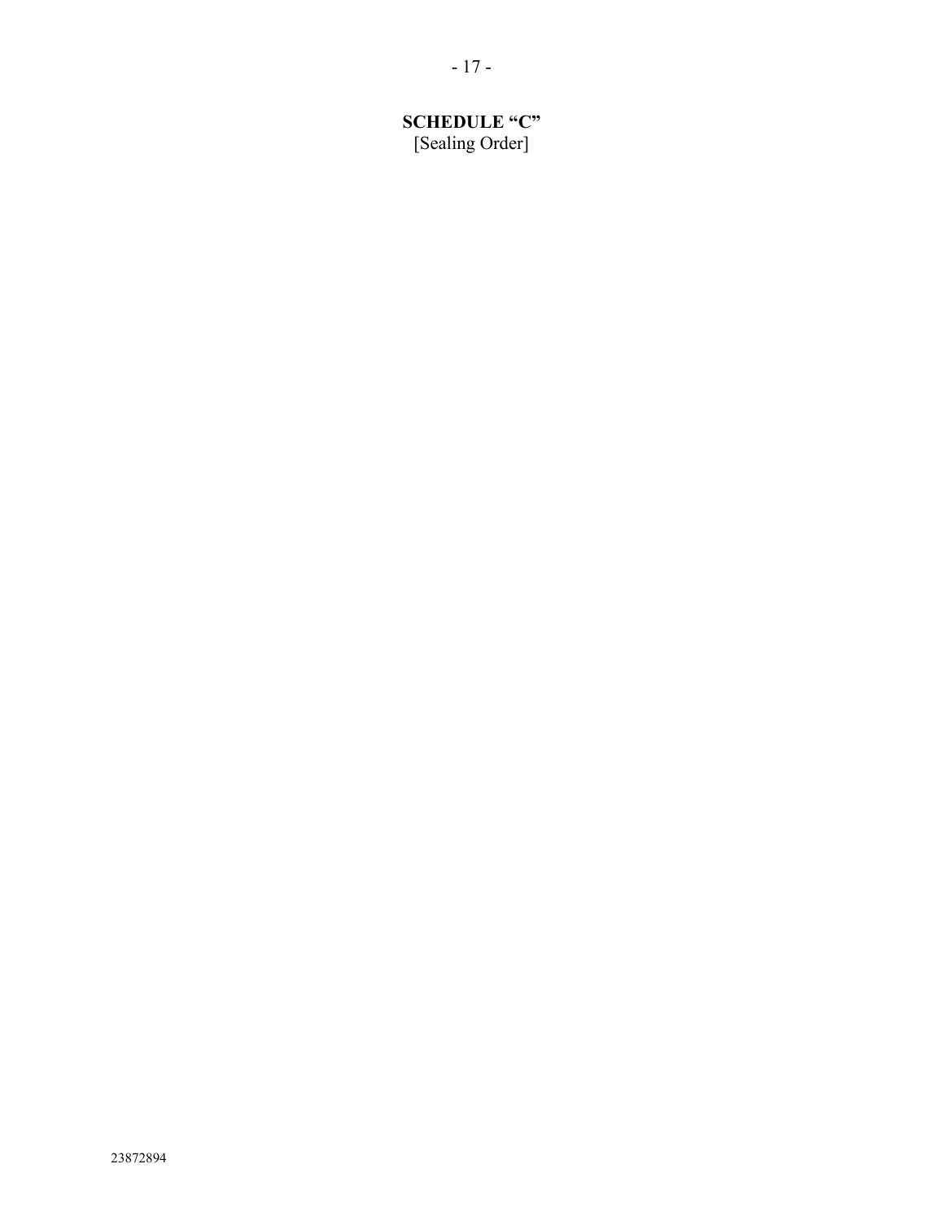**SCHEDULE "C"**

[Sealing Order]

23872894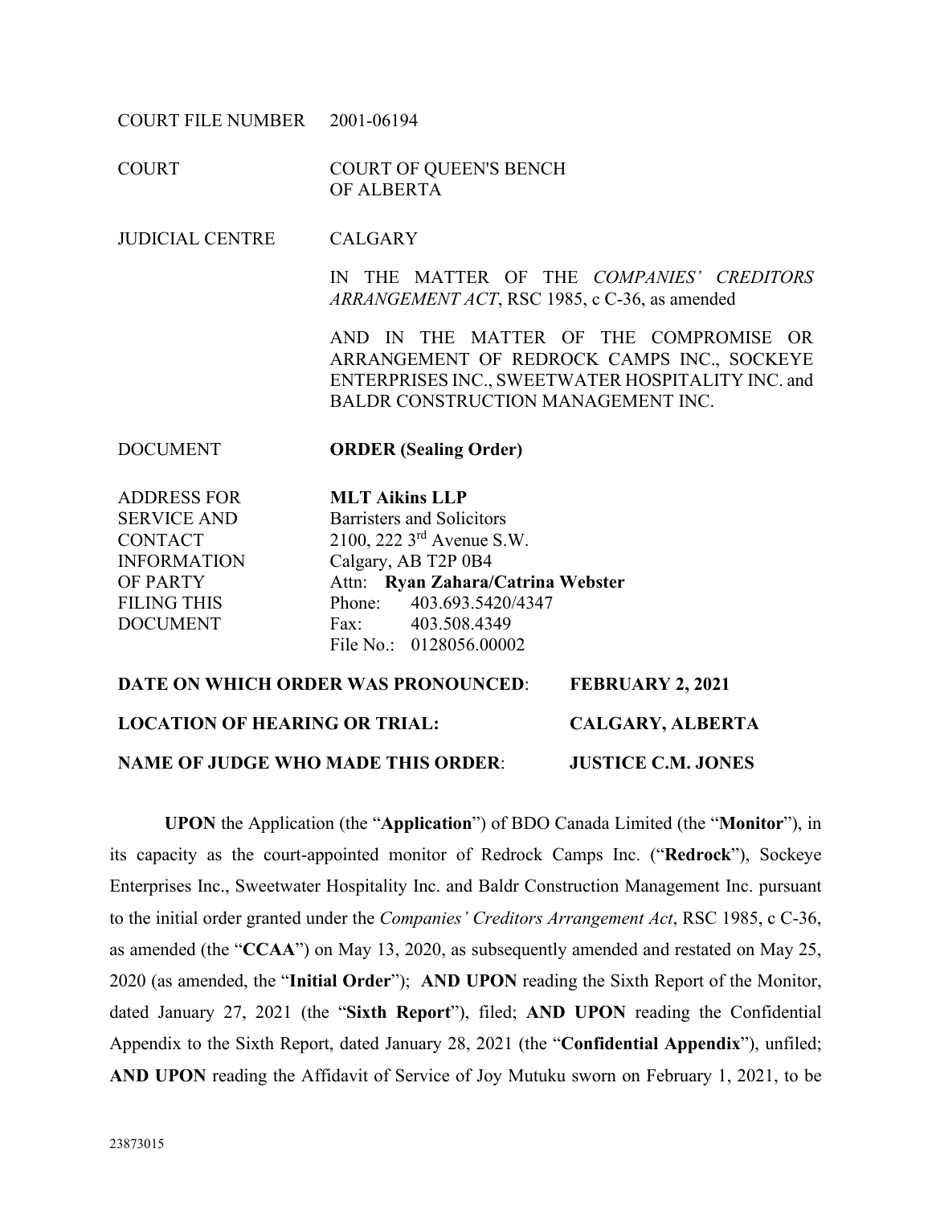| | |
|---|---|
| COURT FILE NUMBER | 2001-06194 |
| COURT | COURT OF QUEEN'S BENCH OF ALBERTA |
| JUDICIAL CENTRE | CALGARY |
| | IN THE MATTER OF THE *COMPANIES' CREDITORS ARRANGEMENT ACT*, RSC 1985, c C-36, as amended |
| | AND IN THE MATTER OF THE COMPROMISE OR ARRANGEMENT OF REDROCK CAMPS INC., SOCKEYE ENTERPRISES INC., SWEETWATER HOSPITALITY INC. and BALDR CONSTRUCTION MANAGEMENT INC. |
| DOCUMENT | **ORDER (Sealing Order)** |
| ADDRESS FOR SERVICE AND CONTACT INFORMATION OF PARTY FILING THIS DOCUMENT | **MLT Aikins LLP**<br>Barristers and Solicitors<br>2100, 222 3rd Avenue S.W.<br>Calgary, AB T2P 0B4<br>Attn: **Ryan Zahara/Catrina Webster**<br>Phone: 403.693.5420/4347<br>Fax: 403.508.4349<br>File No.: 0128056.00002 |

**DATE ON WHICH ORDER WAS PRONOUNCED**: **FEBRUARY 2, 2021**

**LOCATION OF HEARING OR TRIAL:** **CALGARY, ALBERTA**

**NAME OF JUDGE WHO MADE THIS ORDER**: **JUSTICE C.M. JONES**

**UPON** the Application (the "**Application**") of BDO Canada Limited (the "**Monitor**"), in its capacity as the court-appointed monitor of Redrock Camps Inc. ("**Redrock**"), Sockeye Enterprises Inc., Sweetwater Hospitality Inc. and Baldr Construction Management Inc. pursuant to the initial order granted under the *Companies' Creditors Arrangement Act*, RSC 1985, c C-36, as amended (the "**CCAA**") on May 13, 2020, as subsequently amended and restated on May 25, 2020 (as amended, the "**Initial Order**"); **AND UPON** reading the Sixth Report of the Monitor, dated January 27, 2021 (the "**Sixth Report**"), filed; **AND UPON** reading the Confidential Appendix to the Sixth Report, dated January 28, 2021 (the "**Confidential Appendix**"), unfiled; **AND UPON** reading the Affidavit of Service of Joy Mutuku sworn on February 1, 2021, to be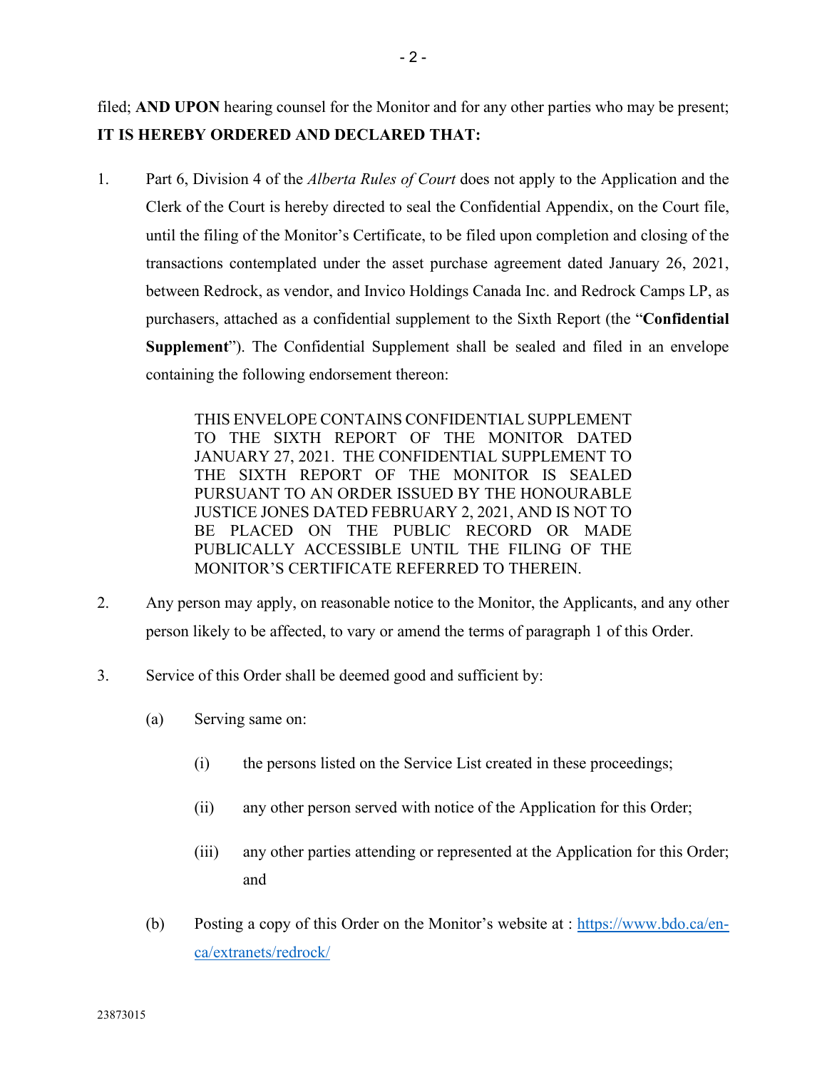filed; **AND UPON** hearing counsel for the Monitor and for any other parties who may be present; **IT IS HEREBY ORDERED AND DECLARED THAT:**

1. Part 6, Division 4 of the *Alberta Rules of Court* does not apply to the Application and the Clerk of the Court is hereby directed to seal the Confidential Appendix, on the Court file, until the filing of the Monitor's Certificate, to be filed upon completion and closing of the transactions contemplated under the asset purchase agreement dated January 26, 2021, between Redrock, as vendor, and Invico Holdings Canada Inc. and Redrock Camps LP, as purchasers, attached as a confidential supplement to the Sixth Report (the "**Confidential Supplement**"). The Confidential Supplement shall be sealed and filed in an envelope containing the following endorsement thereon:

   > THIS ENVELOPE CONTAINS CONFIDENTIAL SUPPLEMENT TO THE SIXTH REPORT OF THE MONITOR DATED JANUARY 27, 2021. THE CONFIDENTIAL SUPPLEMENT TO THE SIXTH REPORT OF THE MONITOR IS SEALED PURSUANT TO AN ORDER ISSUED BY THE HONOURABLE JUSTICE JONES DATED FEBRUARY 2, 2021, AND IS NOT TO BE PLACED ON THE PUBLIC RECORD OR MADE PUBLICALLY ACCESSIBLE UNTIL THE FILING OF THE MONITOR'S CERTIFICATE REFERRED TO THEREIN.

2. Any person may apply, on reasonable notice to the Monitor, the Applicants, and any other person likely to be affected, to vary or amend the terms of paragraph 1 of this Order.

3. Service of this Order shall be deemed good and sufficient by:

   (a) Serving same on:

      (i) the persons listed on the Service List created in these proceedings;

      (ii) any other person served with notice of the Application for this Order;

      (iii) any other parties attending or represented at the Application for this Order; and

   (b) Posting a copy of this Order on the Monitor's website at : https://www.bdo.ca/en-ca/extranets/redrock/

23873015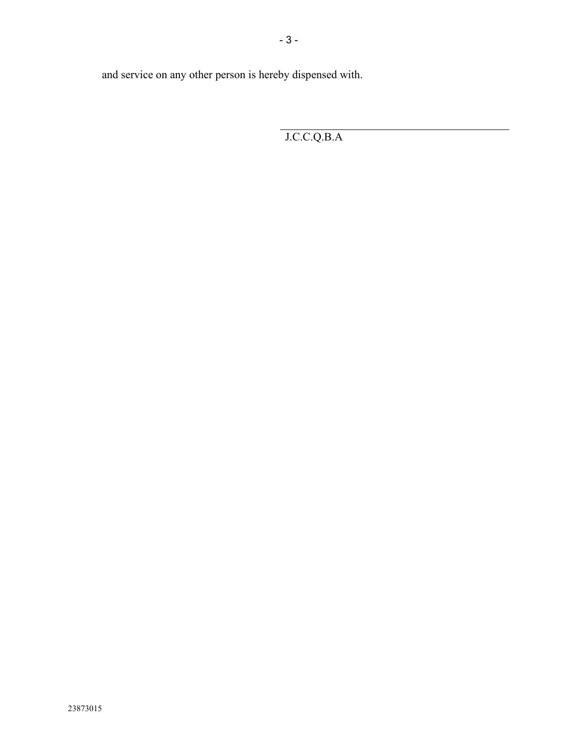and service on any other person is hereby dispensed with.

\_\_\_\_\_\_\_\_\_\_\_\_\_\_\_\_\_\_\_\_\_\_\_\_\_\_\_\_\_\_\_\_\_\_\_\_\_\_\_\_

J.C.C.Q.B.A

23873015